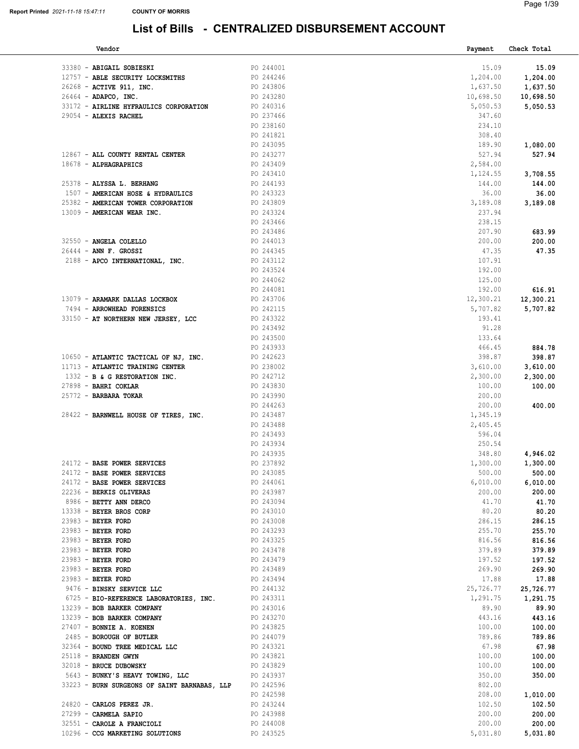Report Printed 2021-11-18 15:47:11 COUNTY OF MORRIS

# List of Bills - CENTRALIZED DISBURSEMENT ACCOUNT

| Vendor | | Payment | Check Total |
|---|---|---|---|
| 33380 - **ABIGAIL SOBIESKI** | PO 244001 | 15.09 | **15.09** |
| 12757 - **ABLE SECURITY LOCKSMITHS** | PO 244246 | 1,204.00 | **1,204.00** |
| 26268 - **ACTIVE 911, INC.** | PO 243806 | 1,637.50 | **1,637.50** |
| 26464 - **ADAPCO, INC.** | PO 243280 | 10,698.50 | **10,698.50** |
| 33172 - **AIRLINE HYFRAULICS CORPORATION** | PO 240316 | 5,050.53 | **5,050.53** |
| 29054 - **ALEXIS RACHEL** | PO 237466 | 347.60 | |
| | PO 238160 | 234.10 | |
| | PO 241821 | 308.40 | |
| | PO 243095 | 189.90 | **1,080.00** |
| 12867 - **ALL COUNTY RENTAL CENTER** | PO 243277 | 527.94 | **527.94** |
| 18678 - **ALPHAGRAPHICS** | PO 243409 | 2,584.00 | |
| | PO 243410 | 1,124.55 | **3,708.55** |
| 25378 - **ALYSSA L. BERHANG** | PO 244193 | 144.00 | **144.00** |
| 1507 - **AMERICAN HOSE & HYDRAULICS** | PO 243323 | 36.00 | **36.00** |
| 25382 - **AMERICAN TOWER CORPORATION** | PO 243809 | 3,189.08 | **3,189.08** |
| 13009 - **AMERICAN WEAR INC.** | PO 243324 | 237.94 | |
| | PO 243466 | 238.15 | |
| | PO 243486 | 207.90 | **683.99** |
| 32550 - **ANGELA COLELLO** | PO 244013 | 200.00 | **200.00** |
| 26444 - **ANN F. GROSSI** | PO 244345 | 47.35 | **47.35** |
| 2188 - **APCO INTERNATIONAL, INC.** | PO 243112 | 107.91 | |
| | PO 243524 | 192.00 | |
| | PO 244062 | 125.00 | |
| | PO 244081 | 192.00 | **616.91** |
| 13079 - **ARAMARK DALLAS LOCKBOX** | PO 243706 | 12,300.21 | **12,300.21** |
| 7494 - **ARROWHEAD FORENSICS** | PO 242115 | 5,707.82 | **5,707.82** |
| 33150 - **AT NORTHERN NEW JERSEY, LCC** | PO 243322 | 193.41 | |
| | PO 243492 | 91.28 | |
| | PO 243500 | 133.64 | |
| | PO 243933 | 466.45 | **884.78** |
| 10650 - **ATLANTIC TACTICAL OF NJ, INC.** | PO 242623 | 398.87 | **398.87** |
| 11713 - **ATLANTIC TRAINING CENTER** | PO 238002 | 3,610.00 | **3,610.00** |
| 1332 - **B & G RESTORATION INC.** | PO 242712 | 2,300.00 | **2,300.00** |
| 27898 - **BAHRI COKLAR** | PO 243830 | 100.00 | **100.00** |
| 25772 - **BARBARA TOKAR** | PO 243990 | 200.00 | |
| | PO 244263 | 200.00 | **400.00** |
| 28422 - **BARNWELL HOUSE OF TIRES, INC.** | PO 243487 | 1,345.19 | |
| | PO 243488 | 2,405.45 | |
| | PO 243493 | 596.04 | |
| | PO 243934 | 250.54 | |
| | PO 243935 | 348.80 | **4,946.02** |
| 24172 - **BASE POWER SERVICES** | PO 237892 | 1,300.00 | **1,300.00** |
| 24172 - **BASE POWER SERVICES** | PO 243085 | 500.00 | **500.00** |
| 24172 - **BASE POWER SERVICES** | PO 244061 | 6,010.00 | **6,010.00** |
| 22236 - **BERKIS OLIVERAS** | PO 243987 | 200.00 | **200.00** |
| 8986 - **BETTY ANN DERCO** | PO 243094 | 41.70 | **41.70** |
| 13338 - **BEYER BROS CORP** | PO 243010 | 80.20 | **80.20** |
| 23983 - **BEYER FORD** | PO 243008 | 286.15 | **286.15** |
| 23983 - **BEYER FORD** | PO 243293 | 255.70 | **255.70** |
| 23983 - **BEYER FORD** | PO 243325 | 816.56 | **816.56** |
| 23983 - **BEYER FORD** | PO 243478 | 379.89 | **379.89** |
| 23983 - **BEYER FORD** | PO 243479 | 197.52 | **197.52** |
| 23983 - **BEYER FORD** | PO 243489 | 269.90 | **269.90** |
| 23983 - **BEYER FORD** | PO 243494 | 17.88 | **17.88** |
| 9476 - **BINSKY SERVICE LLC** | PO 244132 | 25,726.77 | **25,726.77** |
| 6725 - **BIO-REFERENCE LABORATORIES, INC.** | PO 243311 | 1,291.75 | **1,291.75** |
| 13239 - **BOB BARKER COMPANY** | PO 243016 | 89.90 | **89.90** |
| 13239 - **BOB BARKER COMPANY** | PO 243270 | 443.16 | **443.16** |
| 27407 - **BONNIE A. KOENEN** | PO 243825 | 100.00 | **100.00** |
| 2485 - **BOROUGH OF BUTLER** | PO 244079 | 789.86 | **789.86** |
| 32364 - **BOUND TREE MEDICAL LLC** | PO 243321 | 67.98 | **67.98** |
| 25118 - **BRANDEN GWYN** | PO 243821 | 100.00 | **100.00** |
| 32018 - **BRUCE DUBOWSKY** | PO 243829 | 100.00 | **100.00** |
| 5643 - **BUNKY'S HEAVY TOWING, LLC** | PO 243937 | 350.00 | **350.00** |
| 33223 - **BURN SURGEONS OF SAINT BARNABAS, LLP** | PO 242596 | 802.00 | |
| | PO 242598 | 208.00 | **1,010.00** |
| 24820 - **CARLOS PEREZ JR.** | PO 243244 | 102.50 | **102.50** |
| 27299 - **CARMELA SAPIO** | PO 243988 | 200.00 | **200.00** |
| 32551 - **CAROLE A FRANCIOLI** | PO 244008 | 200.00 | **200.00** |
| 10296 - **CCG MARKETING SOLUTIONS** | PO 243525 | 5,031.80 | **5,031.80** |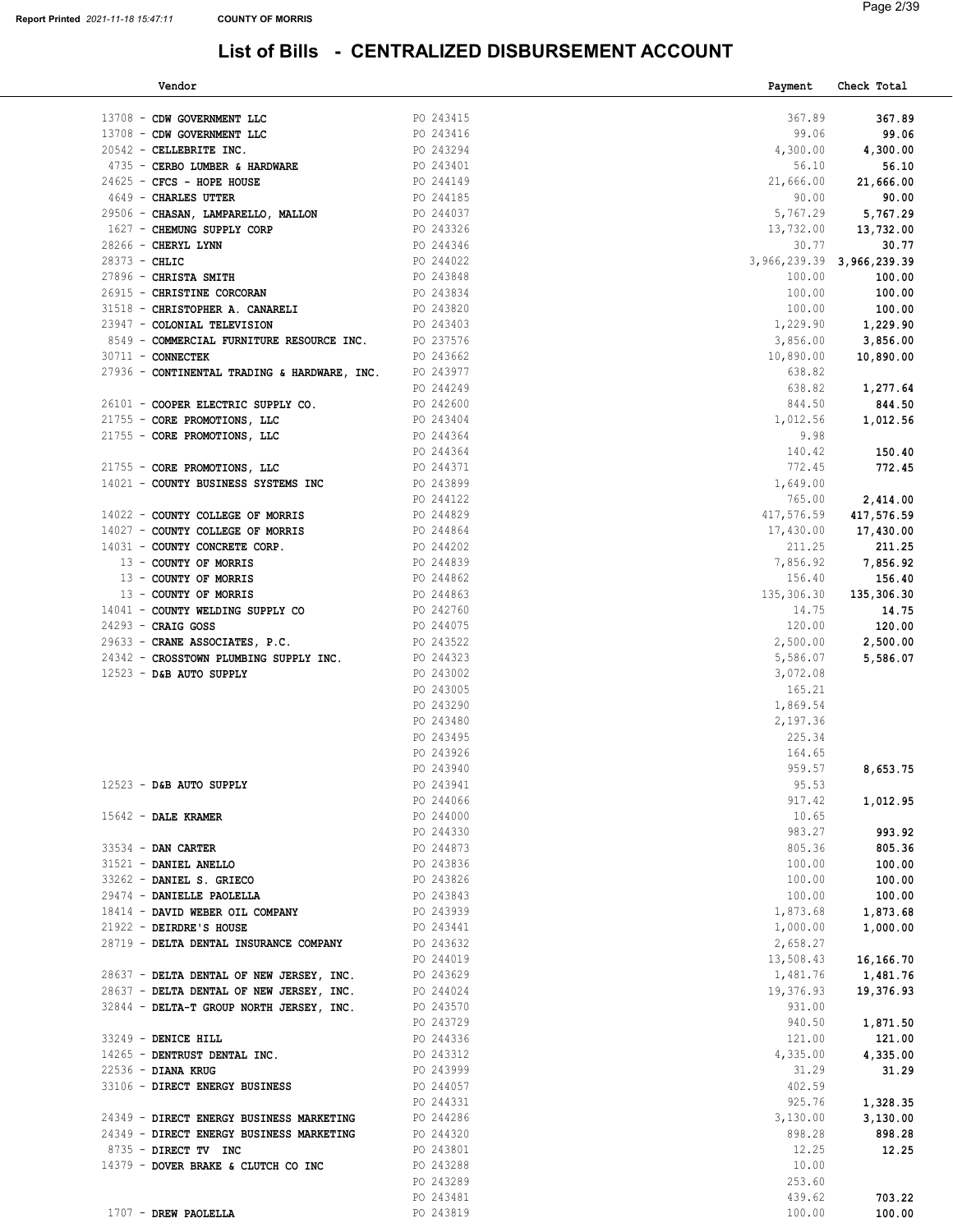# List of Bills - CENTRALIZED DISBURSEMENT ACCOUNT

| Vendor | | Payment | Check Total |
|---|---|---|---|
| 13708 - CDW GOVERNMENT LLC | PO 243415 | 367.89 | 367.89 |
| 13708 - CDW GOVERNMENT LLC | PO 243416 | 99.06 | 99.06 |
| 20542 - CELLEBRITE INC. | PO 243294 | 4,300.00 | 4,300.00 |
| 4735 - CERBO LUMBER & HARDWARE | PO 243401 | 56.10 | 56.10 |
| 24625 - CFCS - HOPE HOUSE | PO 244149 | 21,666.00 | 21,666.00 |
| 4649 - CHARLES UTTER | PO 244185 | 90.00 | 90.00 |
| 29506 - CHASAN, LAMPARELLO, MALLON | PO 244037 | 5,767.29 | 5,767.29 |
| 1627 - CHEMUNG SUPPLY CORP | PO 243326 | 13,732.00 | 13,732.00 |
| 28266 - CHERYL LYNN | PO 244346 | 30.77 | 30.77 |
| 28373 - CHLIC | PO 244022 | 3,966,239.39 | 3,966,239.39 |
| 27896 - CHRISTA SMITH | PO 243848 | 100.00 | 100.00 |
| 26915 - CHRISTINE CORCORAN | PO 243834 | 100.00 | 100.00 |
| 31518 - CHRISTOPHER A. CANARELI | PO 243820 | 100.00 | 100.00 |
| 23947 - COLONIAL TELEVISION | PO 243403 | 1,229.90 | 1,229.90 |
| 8549 - COMMERCIAL FURNITURE RESOURCE INC. | PO 237576 | 3,856.00 | 3,856.00 |
| 30711 - CONNECTEK | PO 243662 | 10,890.00 | 10,890.00 |
| 27936 - CONTINENTAL TRADING & HARDWARE, INC. | PO 243977 | 638.82 | |
| | PO 244249 | 638.82 | 1,277.64 |
| 26101 - COOPER ELECTRIC SUPPLY CO. | PO 242600 | 844.50 | 844.50 |
| 21755 - CORE PROMOTIONS, LLC | PO 243404 | 1,012.56 | 1,012.56 |
| 21755 - CORE PROMOTIONS, LLC | PO 244364 | 9.98 | |
| | PO 244364 | 140.42 | 150.40 |
| 21755 - CORE PROMOTIONS, LLC | PO 244371 | 772.45 | 772.45 |
| 14021 - COUNTY BUSINESS SYSTEMS INC | PO 243899 | 1,649.00 | |
| | PO 244122 | 765.00 | 2,414.00 |
| 14022 - COUNTY COLLEGE OF MORRIS | PO 244829 | 417,576.59 | 417,576.59 |
| 14027 - COUNTY COLLEGE OF MORRIS | PO 244864 | 17,430.00 | 17,430.00 |
| 14031 - COUNTY CONCRETE CORP. | PO 244202 | 211.25 | 211.25 |
| 13 - COUNTY OF MORRIS | PO 244839 | 7,856.92 | 7,856.92 |
| 13 - COUNTY OF MORRIS | PO 244862 | 156.40 | 156.40 |
| 13 - COUNTY OF MORRIS | PO 244863 | 135,306.30 | 135,306.30 |
| 14041 - COUNTY WELDING SUPPLY CO | PO 242760 | 14.75 | 14.75 |
| 24293 - CRAIG GOSS | PO 244075 | 120.00 | 120.00 |
| 29633 - CRANE ASSOCIATES, P.C. | PO 243522 | 2,500.00 | 2,500.00 |
| 24342 - CROSSTOWN PLUMBING SUPPLY INC. | PO 244323 | 5,586.07 | 5,586.07 |
| 12523 - D&B AUTO SUPPLY | PO 243002 | 3,072.08 | |
| | PO 243005 | 165.21 | |
| | PO 243290 | 1,869.54 | |
| | PO 243480 | 2,197.36 | |
| | PO 243495 | 225.34 | |
| | PO 243926 | 164.65 | |
| | PO 243940 | 959.57 | 8,653.75 |
| 12523 - D&B AUTO SUPPLY | PO 243941 | 95.53 | |
| | PO 244066 | 917.42 | 1,012.95 |
| 15642 - DALE KRAMER | PO 244000 | 10.65 | |
| | PO 244330 | 983.27 | 993.92 |
| 33534 - DAN CARTER | PO 244873 | 805.36 | 805.36 |
| 31521 - DANIEL ANELLO | PO 243836 | 100.00 | 100.00 |
| 33262 - DANIEL S. GRIECO | PO 243826 | 100.00 | 100.00 |
| 29474 - DANIELLE PAOLELLA | PO 243843 | 100.00 | 100.00 |
| 18414 - DAVID WEBER OIL COMPANY | PO 243939 | 1,873.68 | 1,873.68 |
| 21922 - DEIRDRE'S HOUSE | PO 243441 | 1,000.00 | 1,000.00 |
| 28719 - DELTA DENTAL INSURANCE COMPANY | PO 243632 | 2,658.27 | |
| | PO 244019 | 13,508.43 | 16,166.70 |
| 28637 - DELTA DENTAL OF NEW JERSEY, INC. | PO 243629 | 1,481.76 | 1,481.76 |
| 28637 - DELTA DENTAL OF NEW JERSEY, INC. | PO 244024 | 19,376.93 | 19,376.93 |
| 32844 - DELTA-T GROUP NORTH JERSEY, INC. | PO 243570 | 931.00 | |
| | PO 243729 | 940.50 | 1,871.50 |
| 33249 - DENICE HILL | PO 244336 | 121.00 | 121.00 |
| 14265 - DENTRUST DENTAL INC. | PO 243312 | 4,335.00 | 4,335.00 |
| 22536 - DIANA KRUG | PO 243999 | 31.29 | 31.29 |
| 33106 - DIRECT ENERGY BUSINESS | PO 244057 | 402.59 | |
| | PO 244331 | 925.76 | 1,328.35 |
| 24349 - DIRECT ENERGY BUSINESS MARKETING | PO 244286 | 3,130.00 | 3,130.00 |
| 24349 - DIRECT ENERGY BUSINESS MARKETING | PO 244320 | 898.28 | 898.28 |
| 8735 - DIRECT TV INC | PO 243801 | 12.25 | 12.25 |
| 14379 - DOVER BRAKE & CLUTCH CO INC | PO 243288 | 10.00 | |
| | PO 243289 | 253.60 | |
| | PO 243481 | 439.62 | 703.22 |
| 1707 - DREW PAOLELLA | PO 243819 | 100.00 | 100.00 |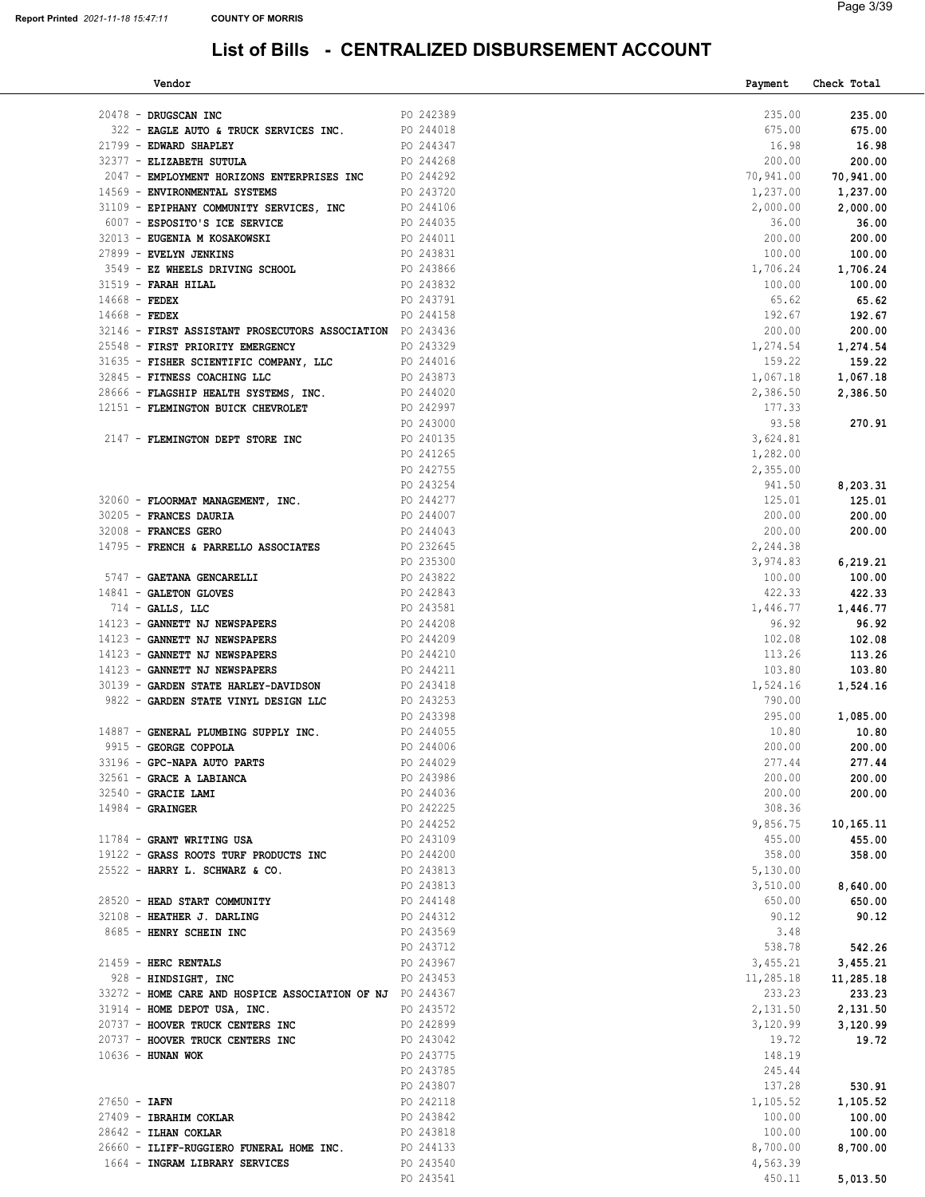# List of Bills - CENTRALIZED DISBURSEMENT ACCOUNT

| Vendor | PO | Payment | Check Total |
|---|---|---|---|
| 20478 - **DRUGSCAN INC** | PO 242389 | 235.00 | **235.00** |
| 322 - **EAGLE AUTO & TRUCK SERVICES INC.** | PO 244018 | 675.00 | **675.00** |
| 21799 - **EDWARD SHAPLEY** | PO 244347 | 16.98 | **16.98** |
| 32377 - **ELIZABETH SUTULA** | PO 244268 | 200.00 | **200.00** |
| 2047 - **EMPLOYMENT HORIZONS ENTERPRISES INC** | PO 244292 | 70,941.00 | **70,941.00** |
| 14569 - **ENVIRONMENTAL SYSTEMS** | PO 243720 | 1,237.00 | **1,237.00** |
| 31109 - **EPIPHANY COMMUNITY SERVICES, INC** | PO 244106 | 2,000.00 | **2,000.00** |
| 6007 - **ESPOSITO'S ICE SERVICE** | PO 244035 | 36.00 | **36.00** |
| 32013 - **EUGENIA M KOSAKOWSKI** | PO 244011 | 200.00 | **200.00** |
| 27899 - **EVELYN JENKINS** | PO 243831 | 100.00 | **100.00** |
| 3549 - **EZ WHEELS DRIVING SCHOOL** | PO 243866 | 1,706.24 | **1,706.24** |
| 31519 - **FARAH HILAL** | PO 243832 | 100.00 | **100.00** |
| 14668 - **FEDEX** | PO 243791 | 65.62 | **65.62** |
| 14668 - **FEDEX** | PO 244158 | 192.67 | **192.67** |
| 32146 - **FIRST ASSISTANT PROSECUTORS ASSOCIATION** | PO 243436 | 200.00 | **200.00** |
| 25548 - **FIRST PRIORITY EMERGENCY** | PO 243329 | 1,274.54 | **1,274.54** |
| 31635 - **FISHER SCIENTIFIC COMPANY, LLC** | PO 244016 | 159.22 | **159.22** |
| 32845 - **FITNESS COACHING LLC** | PO 243873 | 1,067.18 | **1,067.18** |
| 28666 - **FLAGSHIP HEALTH SYSTEMS, INC.** | PO 244020 | 2,386.50 | **2,386.50** |
| 12151 - **FLEMINGTON BUICK CHEVROLET** | PO 242997 | 177.33 | |
| | PO 243000 | 93.58 | **270.91** |
| 2147 - **FLEMINGTON DEPT STORE INC** | PO 240135 | 3,624.81 | |
| | PO 241265 | 1,282.00 | |
| | PO 242755 | 2,355.00 | |
| | PO 243254 | 941.50 | **8,203.31** |
| 32060 - **FLOORMAT MANAGEMENT, INC.** | PO 244277 | 125.01 | **125.01** |
| 30205 - **FRANCES DAURIA** | PO 244007 | 200.00 | **200.00** |
| 32008 - **FRANCES GERO** | PO 244043 | 200.00 | **200.00** |
| 14795 - **FRENCH & PARRELLO ASSOCIATES** | PO 232645 | 2,244.38 | |
| | PO 235300 | 3,974.83 | **6,219.21** |
| 5747 - **GAETANA GENCARELLI** | PO 243822 | 100.00 | **100.00** |
| 14841 - **GALETON GLOVES** | PO 242843 | 422.33 | **422.33** |
| 714 - **GALLS, LLC** | PO 243581 | 1,446.77 | **1,446.77** |
| 14123 - **GANNETT NJ NEWSPAPERS** | PO 244208 | 96.92 | **96.92** |
| 14123 - **GANNETT NJ NEWSPAPERS** | PO 244209 | 102.08 | **102.08** |
| 14123 - **GANNETT NJ NEWSPAPERS** | PO 244210 | 113.26 | **113.26** |
| 14123 - **GANNETT NJ NEWSPAPERS** | PO 244211 | 103.80 | **103.80** |
| 30139 - **GARDEN STATE HARLEY-DAVIDSON** | PO 243418 | 1,524.16 | **1,524.16** |
| 9822 - **GARDEN STATE VINYL DESIGN LLC** | PO 243253 | 790.00 | |
| | PO 243398 | 295.00 | **1,085.00** |
| 14887 - **GENERAL PLUMBING SUPPLY INC.** | PO 244055 | 10.80 | **10.80** |
| 9915 - **GEORGE COPPOLA** | PO 244006 | 200.00 | **200.00** |
| 33196 - **GPC-NAPA AUTO PARTS** | PO 244029 | 277.44 | **277.44** |
| 32561 - **GRACE A LABIANCA** | PO 243986 | 200.00 | **200.00** |
| 32540 - **GRACIE LAMI** | PO 244036 | 200.00 | **200.00** |
| 14984 - **GRAINGER** | PO 242225 | 308.36 | |
| | PO 244252 | 9,856.75 | **10,165.11** |
| 11784 - **GRANT WRITING USA** | PO 243109 | 455.00 | **455.00** |
| 19122 - **GRASS ROOTS TURF PRODUCTS INC** | PO 244200 | 358.00 | **358.00** |
| 25522 - **HARRY L. SCHWARZ & CO.** | PO 243813 | 5,130.00 | |
| | PO 243813 | 3,510.00 | **8,640.00** |
| 28520 - **HEAD START COMMUNITY** | PO 244148 | 650.00 | **650.00** |
| 32108 - **HEATHER J. DARLING** | PO 244312 | 90.12 | **90.12** |
| 8685 - **HENRY SCHEIN INC** | PO 243569 | 3.48 | |
| | PO 243712 | 538.78 | **542.26** |
| 21459 - **HERC RENTALS** | PO 243967 | 3,455.21 | **3,455.21** |
| 928 - **HINDSIGHT, INC** | PO 243453 | 11,285.18 | **11,285.18** |
| 33272 - **HOME CARE AND HOSPICE ASSOCIATION OF NJ** | PO 244367 | 233.23 | **233.23** |
| 31914 - **HOME DEPOT USA, INC.** | PO 243572 | 2,131.50 | **2,131.50** |
| 20737 - **HOOVER TRUCK CENTERS INC** | PO 242899 | 3,120.99 | **3,120.99** |
| 20737 - **HOOVER TRUCK CENTERS INC** | PO 243042 | 19.72 | **19.72** |
| 10636 - **HUNAN WOK** | PO 243775 | 148.19 | |
| | PO 243785 | 245.44 | |
| | PO 243807 | 137.28 | **530.91** |
| 27650 - **IAFN** | PO 242118 | 1,105.52 | **1,105.52** |
| 27409 - **IBRAHIM COKLAR** | PO 243842 | 100.00 | **100.00** |
| 28642 - **ILHAN COKLAR** | PO 243818 | 100.00 | **100.00** |
| 26660 - **ILIFF-RUGGIERO FUNERAL HOME INC.** | PO 244133 | 8,700.00 | **8,700.00** |
| 1664 - **INGRAM LIBRARY SERVICES** | PO 243540 | 4,563.39 | |
| | PO 243541 | 450.11 | **5,013.50** |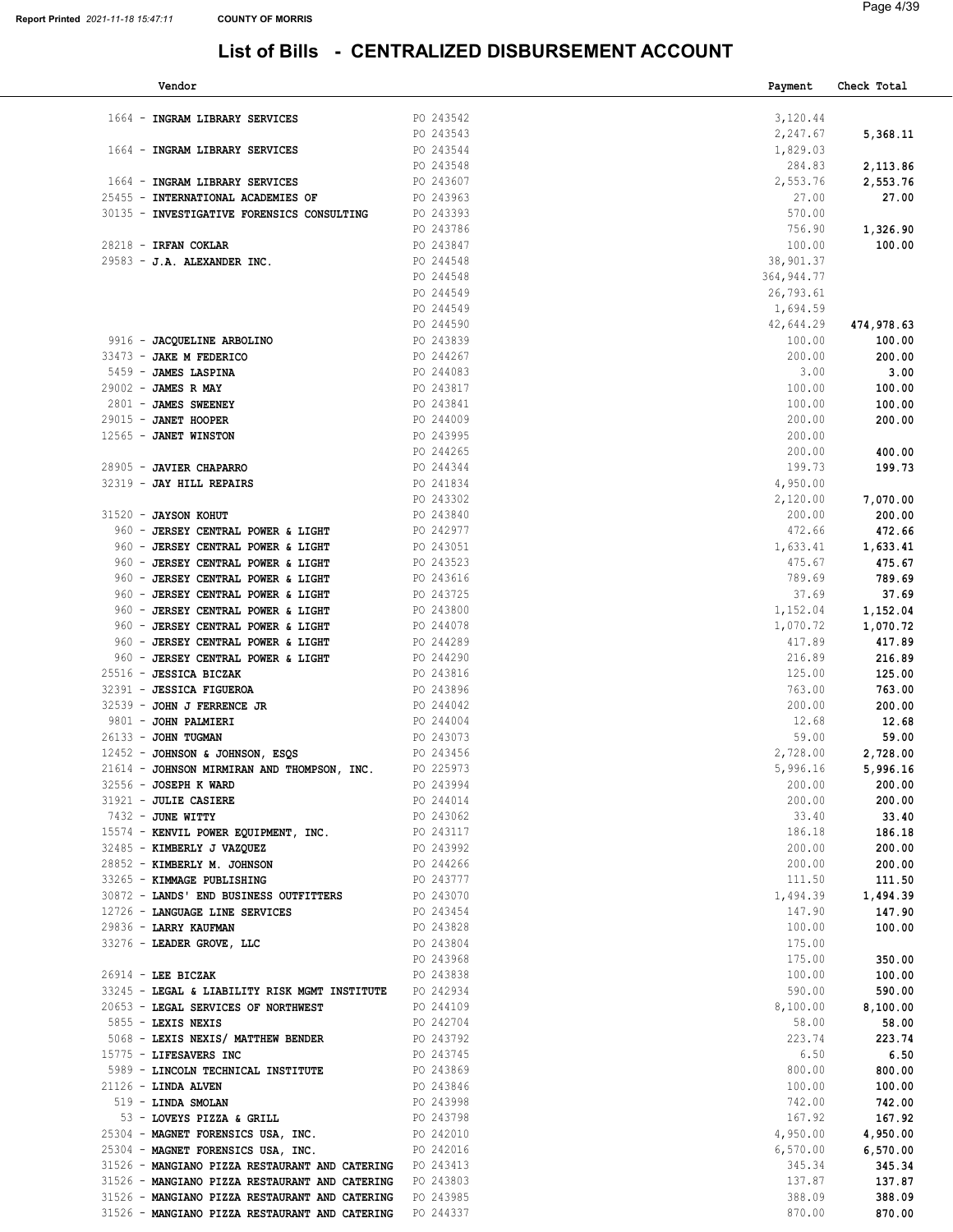# List of Bills - CENTRALIZED DISBURSEMENT ACCOUNT

| Vendor | | Payment | Check Total |
|---|---|---|---|
| 1664 - **INGRAM LIBRARY SERVICES** | PO 243542 | 3,120.44 | |
| | PO 243543 | 2,247.67 | **5,368.11** |
| 1664 - **INGRAM LIBRARY SERVICES** | PO 243544 | 1,829.03 | |
| | PO 243548 | 284.83 | **2,113.86** |
| 1664 - **INGRAM LIBRARY SERVICES** | PO 243607 | 2,553.76 | **2,553.76** |
| 25455 - **INTERNATIONAL ACADEMIES OF** | PO 243963 | 27.00 | **27.00** |
| 30135 - **INVESTIGATIVE FORENSICS CONSULTING** | PO 243393 | 570.00 | |
| | PO 243786 | 756.90 | **1,326.90** |
| 28218 - **IRFAN COKLAR** | PO 243847 | 100.00 | **100.00** |
| 29583 - **J.A. ALEXANDER INC.** | PO 244548 | 38,901.37 | |
| | PO 244548 | 364,944.77 | |
| | PO 244549 | 26,793.61 | |
| | PO 244549 | 1,694.59 | |
| | PO 244590 | 42,644.29 | **474,978.63** |
| 9916 - **JACQUELINE ARBOLINO** | PO 243839 | 100.00 | **100.00** |
| 33473 - **JAKE M FEDERICO** | PO 244267 | 200.00 | **200.00** |
| 5459 - **JAMES LASPINA** | PO 244083 | 3.00 | **3.00** |
| 29002 - **JAMES R MAY** | PO 243817 | 100.00 | **100.00** |
| 2801 - **JAMES SWEENEY** | PO 243841 | 100.00 | **100.00** |
| 29015 - **JANET HOOPER** | PO 244009 | 200.00 | **200.00** |
| 12565 - **JANET WINSTON** | PO 243995 | 200.00 | |
| | PO 244265 | 200.00 | **400.00** |
| 28905 - **JAVIER CHAPARRO** | PO 244344 | 199.73 | **199.73** |
| 32319 - **JAY HILL REPAIRS** | PO 241834 | 4,950.00 | |
| | PO 243302 | 2,120.00 | **7,070.00** |
| 31520 - **JAYSON KOHUT** | PO 243840 | 200.00 | **200.00** |
| 960 - **JERSEY CENTRAL POWER & LIGHT** | PO 242977 | 472.66 | **472.66** |
| 960 - **JERSEY CENTRAL POWER & LIGHT** | PO 243051 | 1,633.41 | **1,633.41** |
| 960 - **JERSEY CENTRAL POWER & LIGHT** | PO 243523 | 475.67 | **475.67** |
| 960 - **JERSEY CENTRAL POWER & LIGHT** | PO 243616 | 789.69 | **789.69** |
| 960 - **JERSEY CENTRAL POWER & LIGHT** | PO 243725 | 37.69 | **37.69** |
| 960 - **JERSEY CENTRAL POWER & LIGHT** | PO 243800 | 1,152.04 | **1,152.04** |
| 960 - **JERSEY CENTRAL POWER & LIGHT** | PO 244078 | 1,070.72 | **1,070.72** |
| 960 - **JERSEY CENTRAL POWER & LIGHT** | PO 244289 | 417.89 | **417.89** |
| 960 - **JERSEY CENTRAL POWER & LIGHT** | PO 244290 | 216.89 | **216.89** |
| 25516 - **JESSICA BICZAK** | PO 243816 | 125.00 | **125.00** |
| 32391 - **JESSICA FIGUEROA** | PO 243896 | 763.00 | **763.00** |
| 32539 - **JOHN J FERRENCE JR** | PO 244042 | 200.00 | **200.00** |
| 9801 - **JOHN PALMIERI** | PO 244004 | 12.68 | **12.68** |
| 26133 - **JOHN TUGMAN** | PO 243073 | 59.00 | **59.00** |
| 12452 - **JOHNSON & JOHNSON, ESQS** | PO 243456 | 2,728.00 | **2,728.00** |
| 21614 - **JOHNSON MIRMIRAN AND THOMPSON, INC.** | PO 225973 | 5,996.16 | **5,996.16** |
| 32556 - **JOSEPH K WARD** | PO 243994 | 200.00 | **200.00** |
| 31921 - **JULIE CASIERE** | PO 244014 | 200.00 | **200.00** |
| 7432 - **JUNE WITTY** | PO 243062 | 33.40 | **33.40** |
| 15574 - **KENVIL POWER EQUIPMENT, INC.** | PO 243117 | 186.18 | **186.18** |
| 32485 - **KIMBERLY J VAZQUEZ** | PO 243992 | 200.00 | **200.00** |
| 28852 - **KIMBERLY M. JOHNSON** | PO 244266 | 200.00 | **200.00** |
| 33265 - **KIMMAGE PUBLISHING** | PO 243777 | 111.50 | **111.50** |
| 30872 - **LANDS' END BUSINESS OUTFITTERS** | PO 243070 | 1,494.39 | **1,494.39** |
| 12726 - **LANGUAGE LINE SERVICES** | PO 243454 | 147.90 | **147.90** |
| 29836 - **LARRY KAUFMAN** | PO 243828 | 100.00 | **100.00** |
| 33276 - **LEADER GROVE, LLC** | PO 243804 | 175.00 | |
| | PO 243968 | 175.00 | **350.00** |
| 26914 - **LEE BICZAK** | PO 243838 | 100.00 | **100.00** |
| 33245 - **LEGAL & LIABILITY RISK MGMT INSTITUTE** | PO 242934 | 590.00 | **590.00** |
| 20653 - **LEGAL SERVICES OF NORTHWEST** | PO 244109 | 8,100.00 | **8,100.00** |
| 5855 - **LEXIS NEXIS** | PO 242704 | 58.00 | **58.00** |
| 5068 - **LEXIS NEXIS/ MATTHEW BENDER** | PO 243792 | 223.74 | **223.74** |
| 15775 - **LIFESAVERS INC** | PO 243745 | 6.50 | **6.50** |
| 5989 - **LINCOLN TECHNICAL INSTITUTE** | PO 243869 | 800.00 | **800.00** |
| 21126 - **LINDA ALVEN** | PO 243846 | 100.00 | **100.00** |
| 519 - **LINDA SMOLAN** | PO 243998 | 742.00 | **742.00** |
| 53 - **LOVEYS PIZZA & GRILL** | PO 243798 | 167.92 | **167.92** |
| 25304 - **MAGNET FORENSICS USA, INC.** | PO 242010 | 4,950.00 | **4,950.00** |
| 25304 - **MAGNET FORENSICS USA, INC.** | PO 242016 | 6,570.00 | **6,570.00** |
| 31526 - **MANGIANO PIZZA RESTAURANT AND CATERING** | PO 243413 | 345.34 | **345.34** |
| 31526 - **MANGIANO PIZZA RESTAURANT AND CATERING** | PO 243803 | 137.87 | **137.87** |
| 31526 - **MANGIANO PIZZA RESTAURANT AND CATERING** | PO 243985 | 388.09 | **388.09** |
| 31526 - **MANGIANO PIZZA RESTAURANT AND CATERING** | PO 244337 | 870.00 | **870.00** |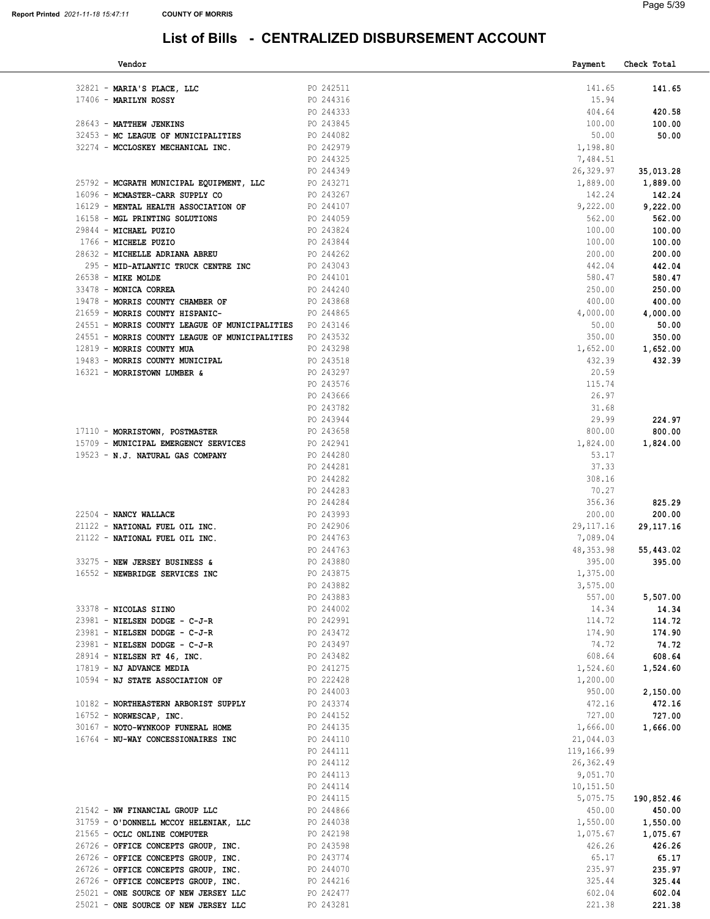# List of Bills - CENTRALIZED DISBURSEMENT ACCOUNT

| Vendor | | Payment | Check Total |
|---|---|---|---|
| 32821 - **MARIA'S PLACE, LLC** | PO 242511 | 141.65 | **141.65** |
| 17406 - **MARILYN ROSSY** | PO 244316 | 15.94 | |
| | PO 244333 | 404.64 | **420.58** |
| 28643 - **MATTHEW JENKINS** | PO 243845 | 100.00 | **100.00** |
| 32453 - **MC LEAGUE OF MUNICIPALITIES** | PO 244082 | 50.00 | **50.00** |
| 32274 - **MCCLOSKEY MECHANICAL INC.** | PO 242979 | 1,198.80 | |
| | PO 244325 | 7,484.51 | |
| | PO 244349 | 26,329.97 | **35,013.28** |
| 25792 - **MCGRATH MUNICIPAL EQUIPMENT, LLC** | PO 243271 | 1,889.00 | **1,889.00** |
| 16096 - **MCMASTER-CARR SUPPLY CO** | PO 243267 | 142.24 | **142.24** |
| 16129 - **MENTAL HEALTH ASSOCIATION OF** | PO 244107 | 9,222.00 | **9,222.00** |
| 16158 - **MGL PRINTING SOLUTIONS** | PO 244059 | 562.00 | **562.00** |
| 29844 - **MICHAEL PUZIO** | PO 243824 | 100.00 | **100.00** |
| 1766 - **MICHELE PUZIO** | PO 243844 | 100.00 | **100.00** |
| 28632 - **MICHELLE ADRIANA ABREU** | PO 244262 | 200.00 | **200.00** |
| 295 - **MID-ATLANTIC TRUCK CENTRE INC** | PO 243043 | 442.04 | **442.04** |
| 26538 - **MIKE MOLDE** | PO 244101 | 580.47 | **580.47** |
| 33478 - **MONICA CORREA** | PO 244240 | 250.00 | **250.00** |
| 19478 - **MORRIS COUNTY CHAMBER OF** | PO 243868 | 400.00 | **400.00** |
| 21659 - **MORRIS COUNTY HISPANIC-** | PO 244865 | 4,000.00 | **4,000.00** |
| 24551 - **MORRIS COUNTY LEAGUE OF MUNICIPALITIES** | PO 243146 | 50.00 | **50.00** |
| 24551 - **MORRIS COUNTY LEAGUE OF MUNICIPALITIES** | PO 243532 | 350.00 | **350.00** |
| 12819 - **MORRIS COUNTY MUA** | PO 243298 | 1,652.00 | **1,652.00** |
| 19483 - **MORRIS COUNTY MUNICIPAL** | PO 243518 | 432.39 | **432.39** |
| 16321 - **MORRISTOWN LUMBER &** | PO 243297 | 20.59 | |
| | PO 243576 | 115.74 | |
| | PO 243666 | 26.97 | |
| | PO 243782 | 31.68 | |
| | PO 243944 | 29.99 | **224.97** |
| 17110 - **MORRISTOWN, POSTMASTER** | PO 243658 | 800.00 | **800.00** |
| 15709 - **MUNICIPAL EMERGENCY SERVICES** | PO 242941 | 1,824.00 | **1,824.00** |
| 19523 - **N.J. NATURAL GAS COMPANY** | PO 244280 | 53.17 | |
| | PO 244281 | 37.33 | |
| | PO 244282 | 308.16 | |
| | PO 244283 | 70.27 | |
| | PO 244284 | 356.36 | **825.29** |
| 22504 - **NANCY WALLACE** | PO 243993 | 200.00 | **200.00** |
| 21122 - **NATIONAL FUEL OIL INC.** | PO 242906 | 29,117.16 | **29,117.16** |
| 21122 - **NATIONAL FUEL OIL INC.** | PO 244763 | 7,089.04 | |
| | PO 244763 | 48,353.98 | **55,443.02** |
| 33275 - **NEW JERSEY BUSINESS &** | PO 243880 | 395.00 | **395.00** |
| 16552 - **NEWBRIDGE SERVICES INC** | PO 243875 | 1,375.00 | |
| | PO 243882 | 3,575.00 | |
| | PO 243883 | 557.00 | **5,507.00** |
| 33378 - **NICOLAS SIINO** | PO 244002 | 14.34 | **14.34** |
| 23981 - **NIELSEN DODGE - C-J-R** | PO 242991 | 114.72 | **114.72** |
| 23981 - **NIELSEN DODGE - C-J-R** | PO 243472 | 174.90 | **174.90** |
| 23981 - **NIELSEN DODGE - C-J-R** | PO 243497 | 74.72 | **74.72** |
| 28914 - **NIELSEN RT 46, INC.** | PO 243482 | 608.64 | **608.64** |
| 17819 - **NJ ADVANCE MEDIA** | PO 241275 | 1,524.60 | **1,524.60** |
| 10594 - **NJ STATE ASSOCIATION OF** | PO 222428 | 1,200.00 | |
| | PO 244003 | 950.00 | **2,150.00** |
| 10182 - **NORTHEASTERN ARBORIST SUPPLY** | PO 243374 | 472.16 | **472.16** |
| 16752 - **NORWESCAP, INC.** | PO 244152 | 727.00 | **727.00** |
| 30167 - **NOTO-WYNKOOP FUNERAL HOME** | PO 244135 | 1,666.00 | **1,666.00** |
| 16764 - **NU-WAY CONCESSIONAIRES INC** | PO 244110 | 21,044.03 | |
| | PO 244111 | 119,166.99 | |
| | PO 244112 | 26,362.49 | |
| | PO 244113 | 9,051.70 | |
| | PO 244114 | 10,151.50 | |
| | PO 244115 | 5,075.75 | **190,852.46** |
| 21542 - **NW FINANCIAL GROUP LLC** | PO 244866 | 450.00 | **450.00** |
| 31759 - **O'DONNELL MCCOY HELENIAK, LLC** | PO 244038 | 1,550.00 | **1,550.00** |
| 21565 - **OCLC ONLINE COMPUTER** | PO 242198 | 1,075.67 | **1,075.67** |
| 26726 - **OFFICE CONCEPTS GROUP, INC.** | PO 243598 | 426.26 | **426.26** |
| 26726 - **OFFICE CONCEPTS GROUP, INC.** | PO 243774 | 65.17 | **65.17** |
| 26726 - **OFFICE CONCEPTS GROUP, INC.** | PO 244070 | 235.97 | **235.97** |
| 26726 - **OFFICE CONCEPTS GROUP, INC.** | PO 244216 | 325.44 | **325.44** |
| 25021 - **ONE SOURCE OF NEW JERSEY LLC** | PO 242477 | 602.04 | **602.04** |
| 25021 - **ONE SOURCE OF NEW JERSEY LLC** | PO 243281 | 221.38 | **221.38** |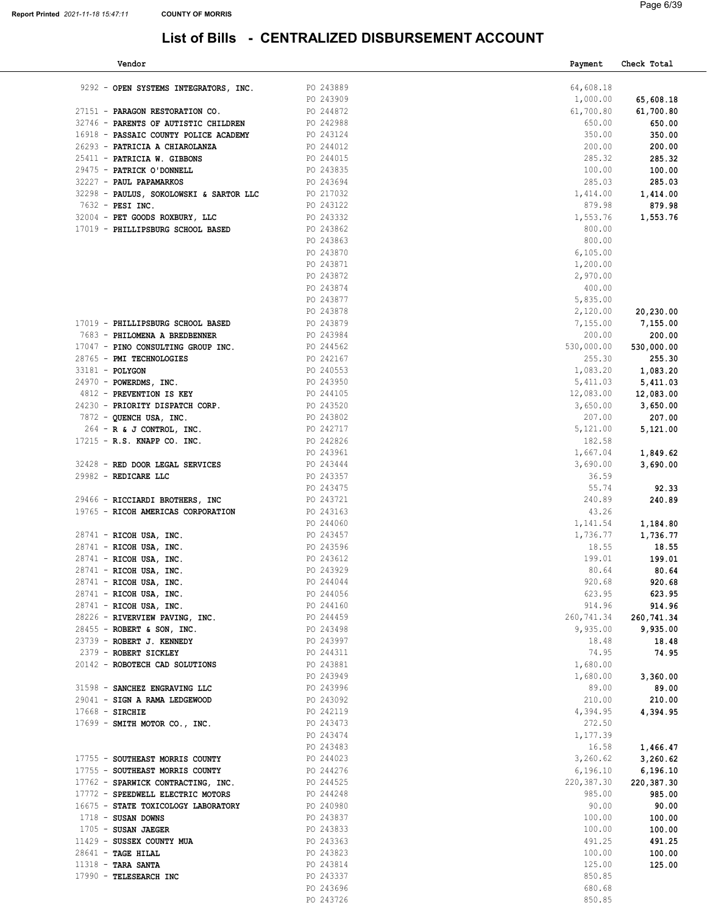# List of Bills - CENTRALIZED DISBURSEMENT ACCOUNT

Report Printed 2021-11-18 15:47:11 COUNTY OF MORRIS

| Vendor | | Payment | Check Total |
|---|---|---|---|
| 9292 - **OPEN SYSTEMS INTEGRATORS, INC.** | PO 243889 | 64,608.18 | |
| | PO 243909 | 1,000.00 | **65,608.18** |
| 27151 - **PARAGON RESTORATION CO.** | PO 244872 | 61,700.80 | **61,700.80** |
| 32746 - **PARENTS OF AUTISTIC CHILDREN** | PO 242988 | 650.00 | **650.00** |
| 16918 - **PASSAIC COUNTY POLICE ACADEMY** | PO 243124 | 350.00 | **350.00** |
| 26293 - **PATRICIA A CHIAROLANZA** | PO 244012 | 200.00 | **200.00** |
| 25411 - **PATRICIA W. GIBBONS** | PO 244015 | 285.32 | **285.32** |
| 29475 - **PATRICK O'DONNELL** | PO 243835 | 100.00 | **100.00** |
| 32227 - **PAUL PAPAMARKOS** | PO 243694 | 285.03 | **285.03** |
| 32298 - **PAULUS, SOKOLOWSKI & SARTOR LLC** | PO 217032 | 1,414.00 | **1,414.00** |
| 7632 - **PESI INC.** | PO 243122 | 879.98 | **879.98** |
| 32004 - **PET GOODS ROXBURY, LLC** | PO 243332 | 1,553.76 | **1,553.76** |
| 17019 - **PHILLIPSBURG SCHOOL BASED** | PO 243862 | 800.00 | |
| | PO 243863 | 800.00 | |
| | PO 243870 | 6,105.00 | |
| | PO 243871 | 1,200.00 | |
| | PO 243872 | 2,970.00 | |
| | PO 243874 | 400.00 | |
| | PO 243877 | 5,835.00 | |
| | PO 243878 | 2,120.00 | **20,230.00** |
| 17019 - **PHILLIPSBURG SCHOOL BASED** | PO 243879 | 7,155.00 | **7,155.00** |
| 7683 - **PHILOMENA A BREDBENNER** | PO 243984 | 200.00 | **200.00** |
| 17047 - **PINO CONSULTING GROUP INC.** | PO 244562 | 530,000.00 | **530,000.00** |
| 28765 - **PMI TECHNOLOGIES** | PO 242167 | 255.30 | **255.30** |
| 33181 - **POLYGON** | PO 240553 | 1,083.20 | **1,083.20** |
| 24970 - **POWERDMS, INC.** | PO 243950 | 5,411.03 | **5,411.03** |
| 4812 - **PREVENTION IS KEY** | PO 244105 | 12,083.00 | **12,083.00** |
| 24230 - **PRIORITY DISPATCH CORP.** | PO 243520 | 3,650.00 | **3,650.00** |
| 7872 - **QUENCH USA, INC.** | PO 243802 | 207.00 | **207.00** |
| 264 - **R & J CONTROL, INC.** | PO 242717 | 5,121.00 | **5,121.00** |
| 17215 - **R.S. KNAPP CO. INC.** | PO 242826 | 182.58 | |
| | PO 243961 | 1,667.04 | **1,849.62** |
| 32428 - **RED DOOR LEGAL SERVICES** | PO 243444 | 3,690.00 | **3,690.00** |
| 29982 - **REDICARE LLC** | PO 243357 | 36.59 | |
| | PO 243475 | 55.74 | **92.33** |
| 29466 - **RICCIARDI BROTHERS, INC** | PO 243721 | 240.89 | **240.89** |
| 19765 - **RICOH AMERICAS CORPORATION** | PO 243163 | 43.26 | |
| | PO 244060 | 1,141.54 | **1,184.80** |
| 28741 - **RICOH USA, INC.** | PO 243457 | 1,736.77 | **1,736.77** |
| 28741 - **RICOH USA, INC.** | PO 243596 | 18.55 | **18.55** |
| 28741 - **RICOH USA, INC.** | PO 243612 | 199.01 | **199.01** |
| 28741 - **RICOH USA, INC.** | PO 243929 | 80.64 | **80.64** |
| 28741 - **RICOH USA, INC.** | PO 244044 | 920.68 | **920.68** |
| 28741 - **RICOH USA, INC.** | PO 244056 | 623.95 | **623.95** |
| 28741 - **RICOH USA, INC.** | PO 244160 | 914.96 | **914.96** |
| 28226 - **RIVERVIEW PAVING, INC.** | PO 244459 | 260,741.34 | **260,741.34** |
| 28455 - **ROBERT & SON, INC.** | PO 243498 | 9,935.00 | **9,935.00** |
| 23739 - **ROBERT J. KENNEDY** | PO 243997 | 18.48 | **18.48** |
| 2379 - **ROBERT SICKLEY** | PO 244311 | 74.95 | **74.95** |
| 20142 - **ROBOTECH CAD SOLUTIONS** | PO 243881 | 1,680.00 | |
| | PO 243949 | 1,680.00 | **3,360.00** |
| 31598 - **SANCHEZ ENGRAVING LLC** | PO 243996 | 89.00 | **89.00** |
| 29041 - **SIGN A RAMA LEDGEWOOD** | PO 243092 | 210.00 | **210.00** |
| 17668 - **SIRCHIE** | PO 242119 | 4,394.95 | **4,394.95** |
| 17699 - **SMITH MOTOR CO., INC.** | PO 243473 | 272.50 | |
| | PO 243474 | 1,177.39 | |
| | PO 243483 | 16.58 | **1,466.47** |
| 17755 - **SOUTHEAST MORRIS COUNTY** | PO 244023 | 3,260.62 | **3,260.62** |
| 17755 - **SOUTHEAST MORRIS COUNTY** | PO 244276 | 6,196.10 | **6,196.10** |
| 17762 - **SPARWICK CONTRACTING, INC.** | PO 244525 | 220,387.30 | **220,387.30** |
| 17772 - **SPEEDWELL ELECTRIC MOTORS** | PO 244248 | 985.00 | **985.00** |
| 16675 - **STATE TOXICOLOGY LABORATORY** | PO 240980 | 90.00 | **90.00** |
| 1718 - **SUSAN DOWNS** | PO 243837 | 100.00 | **100.00** |
| 1705 - **SUSAN JAEGER** | PO 243833 | 100.00 | **100.00** |
| 11429 - **SUSSEX COUNTY MUA** | PO 243363 | 491.25 | **491.25** |
| 28641 - **TAGE HILAL** | PO 243823 | 100.00 | **100.00** |
| 11318 - **TARA SANTA** | PO 243814 | 125.00 | **125.00** |
| 17990 - **TELESEARCH INC** | PO 243337 | 850.85 | |
| | PO 243696 | 680.68 | |
| | PO 243726 | 850.85 | |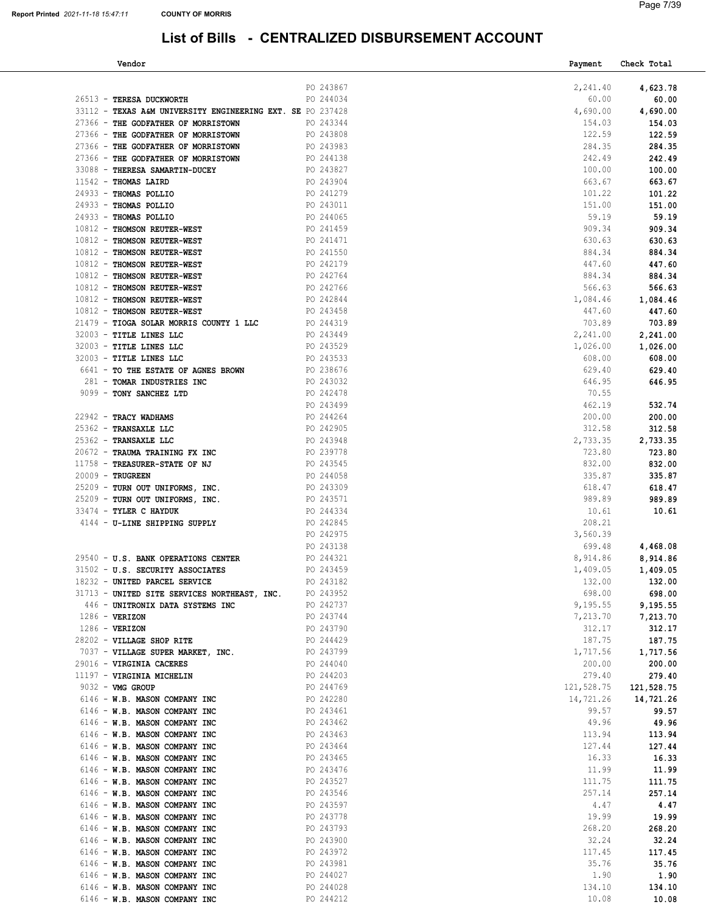# List of Bills - CENTRALIZED DISBURSEMENT ACCOUNT

| Vendor | | Payment | Check Total |
|---|---|---|---|
| | PO 243867 | 2,241.40 | **4,623.78** |
| 26513 - **TERESA DUCKWORTH** | PO 244034 | 60.00 | **60.00** |
| 33112 - **TEXAS A&M UNIVERSITY ENGINEERING EXT. SE** | PO 237428 | 4,690.00 | **4,690.00** |
| 27366 - **THE GODFATHER OF MORRISTOWN** | PO 243344 | 154.03 | **154.03** |
| 27366 - **THE GODFATHER OF MORRISTOWN** | PO 243808 | 122.59 | **122.59** |
| 27366 - **THE GODFATHER OF MORRISTOWN** | PO 243983 | 284.35 | **284.35** |
| 27366 - **THE GODFATHER OF MORRISTOWN** | PO 244138 | 242.49 | **242.49** |
| 33088 - **THERESA SAMARTIN-DUCEY** | PO 243827 | 100.00 | **100.00** |
| 11542 - **THOMAS LAIRD** | PO 243904 | 663.67 | **663.67** |
| 24933 - **THOMAS POLLIO** | PO 241279 | 101.22 | **101.22** |
| 24933 - **THOMAS POLLIO** | PO 243011 | 151.00 | **151.00** |
| 24933 - **THOMAS POLLIO** | PO 244065 | 59.19 | **59.19** |
| 10812 - **THOMSON REUTER-WEST** | PO 241459 | 909.34 | **909.34** |
| 10812 - **THOMSON REUTER-WEST** | PO 241471 | 630.63 | **630.63** |
| 10812 - **THOMSON REUTER-WEST** | PO 241550 | 884.34 | **884.34** |
| 10812 - **THOMSON REUTER-WEST** | PO 242179 | 447.60 | **447.60** |
| 10812 - **THOMSON REUTER-WEST** | PO 242764 | 884.34 | **884.34** |
| 10812 - **THOMSON REUTER-WEST** | PO 242766 | 566.63 | **566.63** |
| 10812 - **THOMSON REUTER-WEST** | PO 242844 | 1,084.46 | **1,084.46** |
| 10812 - **THOMSON REUTER-WEST** | PO 243458 | 447.60 | **447.60** |
| 21479 - **TIOGA SOLAR MORRIS COUNTY 1 LLC** | PO 244319 | 703.89 | **703.89** |
| 32003 - **TITLE LINES LLC** | PO 243449 | 2,241.00 | **2,241.00** |
| 32003 - **TITLE LINES LLC** | PO 243529 | 1,026.00 | **1,026.00** |
| 32003 - **TITLE LINES LLC** | PO 243533 | 608.00 | **608.00** |
| 6641 - **TO THE ESTATE OF AGNES BROWN** | PO 238676 | 629.40 | **629.40** |
| 281 - **TOMAR INDUSTRIES INC** | PO 243032 | 646.95 | **646.95** |
| 9099 - **TONY SANCHEZ LTD** | PO 242478 | 70.55 | |
| | PO 243499 | 462.19 | **532.74** |
| 22942 - **TRACY WADHAMS** | PO 244264 | 200.00 | **200.00** |
| 25362 - **TRANSAXLE LLC** | PO 242905 | 312.58 | **312.58** |
| 25362 - **TRANSAXLE LLC** | PO 243948 | 2,733.35 | **2,733.35** |
| 20672 - **TRAUMA TRAINING FX INC** | PO 239778 | 723.80 | **723.80** |
| 11758 - **TREASURER-STATE OF NJ** | PO 243545 | 832.00 | **832.00** |
| 20009 - **TRUGREEN** | PO 244058 | 335.87 | **335.87** |
| 25209 - **TURN OUT UNIFORMS, INC.** | PO 243309 | 618.47 | **618.47** |
| 25209 - **TURN OUT UNIFORMS, INC.** | PO 243571 | 989.89 | **989.89** |
| 33474 - **TYLER C HAYDUK** | PO 244334 | 10.61 | **10.61** |
| 4144 - **U-LINE SHIPPING SUPPLY** | PO 242845 | 208.21 | |
| | PO 242975 | 3,560.39 | |
| | PO 243138 | 699.48 | **4,468.08** |
| 29540 - **U.S. BANK OPERATIONS CENTER** | PO 244321 | 8,914.86 | **8,914.86** |
| 31502 - **U.S. SECURITY ASSOCIATES** | PO 243459 | 1,409.05 | **1,409.05** |
| 18232 - **UNITED PARCEL SERVICE** | PO 243182 | 132.00 | **132.00** |
| 31713 - **UNITED SITE SERVICES NORTHEAST, INC.** | PO 243952 | 698.00 | **698.00** |
| 446 - **UNITRONIX DATA SYSTEMS INC** | PO 242737 | 9,195.55 | **9,195.55** |
| 1286 - **VERIZON** | PO 243744 | 7,213.70 | **7,213.70** |
| 1286 - **VERIZON** | PO 243790 | 312.17 | **312.17** |
| 28202 - **VILLAGE SHOP RITE** | PO 244429 | 187.75 | **187.75** |
| 7037 - **VILLAGE SUPER MARKET, INC.** | PO 243799 | 1,717.56 | **1,717.56** |
| 29016 - **VIRGINIA CACERES** | PO 244040 | 200.00 | **200.00** |
| 11197 - **VIRGINIA MICHELIN** | PO 244203 | 279.40 | **279.40** |
| 9032 - **VMG GROUP** | PO 244769 | 121,528.75 | **121,528.75** |
| 6146 - **W.B. MASON COMPANY INC** | PO 242280 | 14,721.26 | **14,721.26** |
| 6146 - **W.B. MASON COMPANY INC** | PO 243461 | 99.57 | **99.57** |
| 6146 - **W.B. MASON COMPANY INC** | PO 243462 | 49.96 | **49.96** |
| 6146 - **W.B. MASON COMPANY INC** | PO 243463 | 113.94 | **113.94** |
| 6146 - **W.B. MASON COMPANY INC** | PO 243464 | 127.44 | **127.44** |
| 6146 - **W.B. MASON COMPANY INC** | PO 243465 | 16.33 | **16.33** |
| 6146 - **W.B. MASON COMPANY INC** | PO 243476 | 11.99 | **11.99** |
| 6146 - **W.B. MASON COMPANY INC** | PO 243527 | 111.75 | **111.75** |
| 6146 - **W.B. MASON COMPANY INC** | PO 243546 | 257.14 | **257.14** |
| 6146 - **W.B. MASON COMPANY INC** | PO 243597 | 4.47 | **4.47** |
| 6146 - **W.B. MASON COMPANY INC** | PO 243778 | 19.99 | **19.99** |
| 6146 - **W.B. MASON COMPANY INC** | PO 243793 | 268.20 | **268.20** |
| 6146 - **W.B. MASON COMPANY INC** | PO 243900 | 32.24 | **32.24** |
| 6146 - **W.B. MASON COMPANY INC** | PO 243972 | 117.45 | **117.45** |
| 6146 - **W.B. MASON COMPANY INC** | PO 243981 | 35.76 | **35.76** |
| 6146 - **W.B. MASON COMPANY INC** | PO 244027 | 1.90 | **1.90** |
| 6146 - **W.B. MASON COMPANY INC** | PO 244028 | 134.10 | **134.10** |
| 6146 - **W.B. MASON COMPANY INC** | PO 244212 | 10.08 | **10.08** |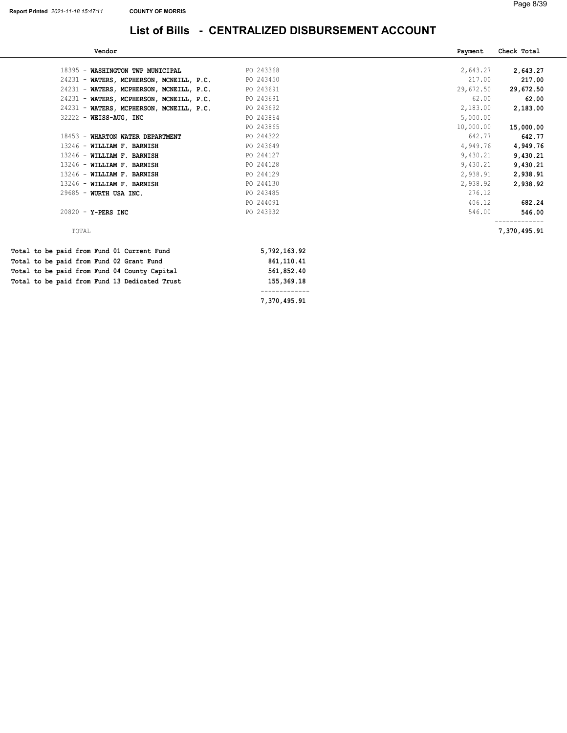# List of Bills - CENTRALIZED DISBURSEMENT ACCOUNT

| Vendor | | Payment | Check Total |
|---|---|---|---|
| 18395 - **WASHINGTON TWP MUNICIPAL** | PO 243368 | 2,643.27 | **2,643.27** |
| 24231 - **WATERS, MCPHERSON, MCNEILL, P.C.** | PO 243450 | 217.00 | **217.00** |
| 24231 - **WATERS, MCPHERSON, MCNEILL, P.C.** | PO 243691 | 29,672.50 | **29,672.50** |
| 24231 - **WATERS, MCPHERSON, MCNEILL, P.C.** | PO 243691 | 62.00 | **62.00** |
| 24231 - **WATERS, MCPHERSON, MCNEILL, P.C.** | PO 243692 | 2,183.00 | **2,183.00** |
| 32222 - **WEISS-AUG, INC** | PO 243864 | 5,000.00 | |
| | PO 243865 | 10,000.00 | **15,000.00** |
| 18453 - **WHARTON WATER DEPARTMENT** | PO 244322 | 642.77 | **642.77** |
| 13246 - **WILLIAM F. BARNISH** | PO 243649 | 4,949.76 | **4,949.76** |
| 13246 - **WILLIAM F. BARNISH** | PO 244127 | 9,430.21 | **9,430.21** |
| 13246 - **WILLIAM F. BARNISH** | PO 244128 | 9,430.21 | **9,430.21** |
| 13246 - **WILLIAM F. BARNISH** | PO 244129 | 2,938.91 | **2,938.91** |
| 13246 - **WILLIAM F. BARNISH** | PO 244130 | 2,938.92 | **2,938.92** |
| 29685 - **WURTH USA INC.** | PO 243485 | 276.12 | |
| | PO 244091 | 406.12 | **682.24** |
| 20820 - **Y-PERS INC** | PO 243932 | 546.00 | **546.00** |
| TOTAL | | | **7,370,495.91** |

| | |
|---|---|
| **Total to be paid from Fund 01 Current Fund** | **5,792,163.92** |
| **Total to be paid from Fund 02 Grant Fund** | **861,110.41** |
| **Total to be paid from Fund 04 County Capital** | **561,852.40** |
| **Total to be paid from Fund 13 Dedicated Trust** | **155,369.18** |
| | **7,370,495.91** |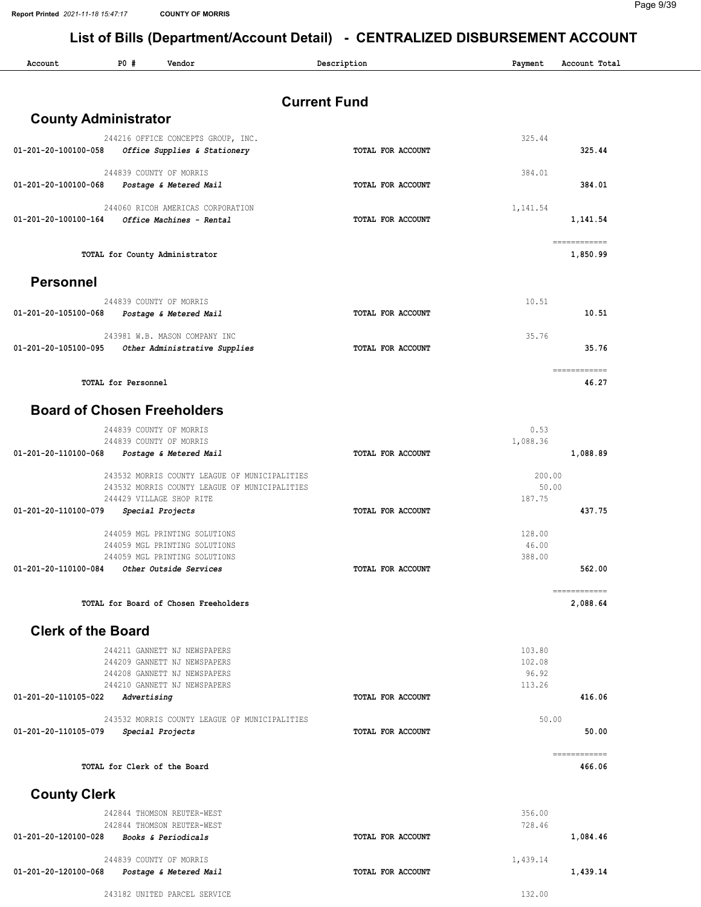# List of Bills (Department/Account Detail) - CENTRALIZED DISBURSEMENT ACCOUNT

| Account | PO # | Vendor | Description | Payment | Account Total |
|---|---|---|---|---|---|

## Current Fund

### County Administrator

| Account | PO # | Vendor / Description | | Payment | Account Total |
|---|---|---|---|---|---|
| | 244216 | OFFICE CONCEPTS GROUP, INC. | | 325.44 | |
| 01-201-20-100100-058 | | *Office Supplies & Stationery* | TOTAL FOR ACCOUNT | | 325.44 |
| | 244839 | COUNTY OF MORRIS | | 384.01 | |
| 01-201-20-100100-068 | | *Postage & Metered Mail* | TOTAL FOR ACCOUNT | | 384.01 |
| | 244060 | RICOH AMERICAS CORPORATION | | 1,141.54 | |
| 01-201-20-100100-164 | | *Office Machines - Rental* | TOTAL FOR ACCOUNT | | 1,141.54 |
| | | TOTAL for County Administrator | | | 1,850.99 |

### Personnel

| Account | PO # | Vendor / Description | | Payment | Account Total |
|---|---|---|---|---|---|
| | 244839 | COUNTY OF MORRIS | | 10.51 | |
| 01-201-20-105100-068 | | *Postage & Metered Mail* | TOTAL FOR ACCOUNT | | 10.51 |
| | 243981 | W.B. MASON COMPANY INC | | 35.76 | |
| 01-201-20-105100-095 | | *Other Administrative Supplies* | TOTAL FOR ACCOUNT | | 35.76 |
| | | TOTAL for Personnel | | | 46.27 |

### Board of Chosen Freeholders

| Account | PO # | Vendor / Description | | Payment | Account Total |
|---|---|---|---|---|---|
| | 244839 | COUNTY OF MORRIS | | 0.53 | |
| | 244839 | COUNTY OF MORRIS | | 1,088.36 | |
| 01-201-20-110100-068 | | *Postage & Metered Mail* | TOTAL FOR ACCOUNT | | 1,088.89 |
| | 243532 | MORRIS COUNTY LEAGUE OF MUNICIPALITIES | | 200.00 | |
| | 243532 | MORRIS COUNTY LEAGUE OF MUNICIPALITIES | | 50.00 | |
| | 244429 | VILLAGE SHOP RITE | | 187.75 | |
| 01-201-20-110100-079 | | *Special Projects* | TOTAL FOR ACCOUNT | | 437.75 |
| | 244059 | MGL PRINTING SOLUTIONS | | 128.00 | |
| | 244059 | MGL PRINTING SOLUTIONS | | 46.00 | |
| | 244059 | MGL PRINTING SOLUTIONS | | 388.00 | |
| 01-201-20-110100-084 | | *Other Outside Services* | TOTAL FOR ACCOUNT | | 562.00 |
| | | TOTAL for Board of Chosen Freeholders | | | 2,088.64 |

### Clerk of the Board

| Account | PO # | Vendor / Description | | Payment | Account Total |
|---|---|---|---|---|---|
| | 244211 | GANNETT NJ NEWSPAPERS | | 103.80 | |
| | 244209 | GANNETT NJ NEWSPAPERS | | 102.08 | |
| | 244208 | GANNETT NJ NEWSPAPERS | | 96.92 | |
| | 244210 | GANNETT NJ NEWSPAPERS | | 113.26 | |
| 01-201-20-110105-022 | | *Advertising* | TOTAL FOR ACCOUNT | | 416.06 |
| | 243532 | MORRIS COUNTY LEAGUE OF MUNICIPALITIES | | 50.00 | |
| 01-201-20-110105-079 | | *Special Projects* | TOTAL FOR ACCOUNT | | 50.00 |
| | | TOTAL for Clerk of the Board | | | 466.06 |

### County Clerk

| Account | PO # | Vendor / Description | | Payment | Account Total |
|---|---|---|---|---|---|
| | 242844 | THOMSON REUTER-WEST | | 356.00 | |
| | 242844 | THOMSON REUTER-WEST | | 728.46 | |
| 01-201-20-120100-028 | | *Books & Periodicals* | TOTAL FOR ACCOUNT | | 1,084.46 |
| | 244839 | COUNTY OF MORRIS | | 1,439.14 | |
| 01-201-20-120100-068 | | *Postage & Metered Mail* | TOTAL FOR ACCOUNT | | 1,439.14 |
| | 243182 | UNITED PARCEL SERVICE | | 132.00 | |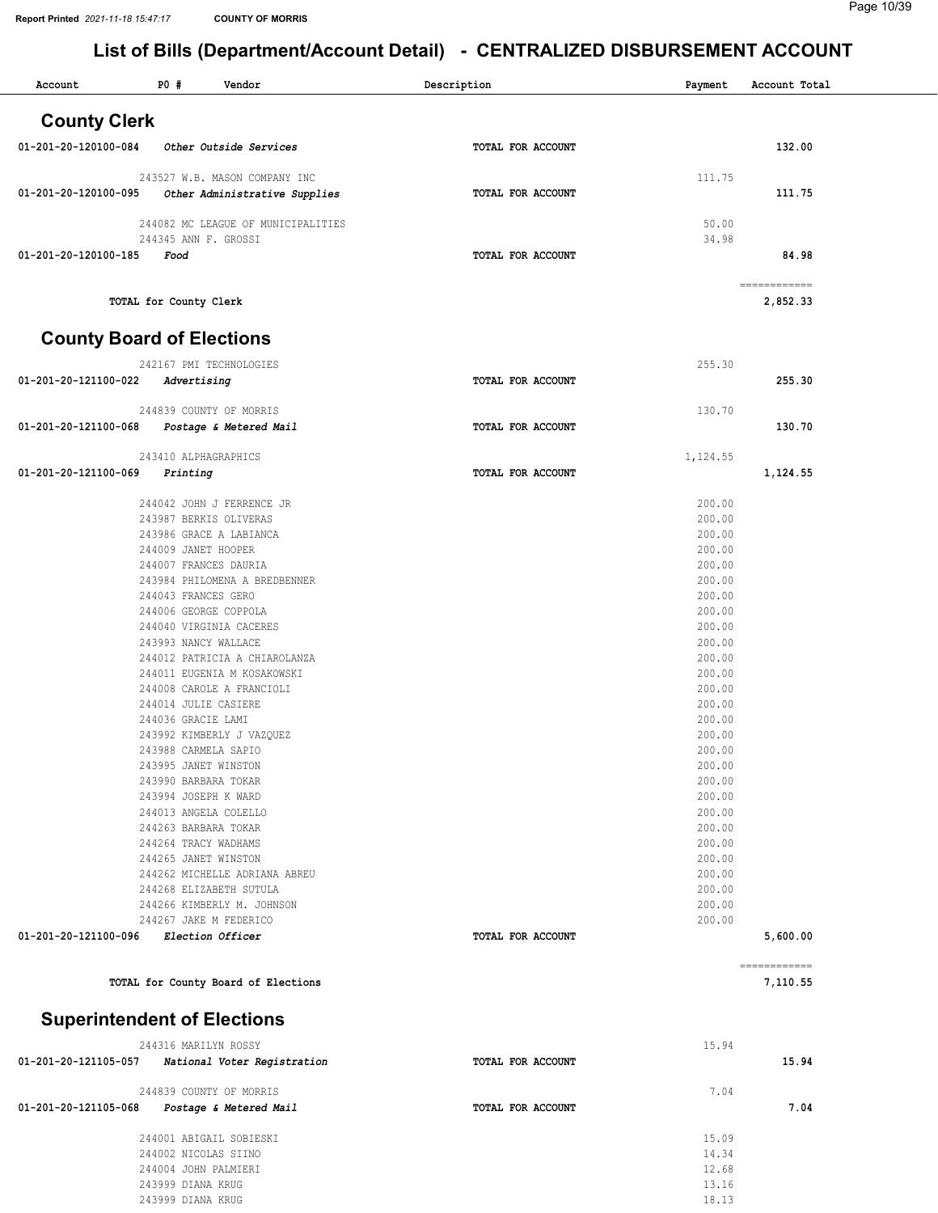# List of Bills (Department/Account Detail) - CENTRALIZED DISBURSEMENT ACCOUNT

| Account | PO # Vendor | Description | Payment | Account Total |
|---|---|---|---|---|

## County Clerk

| Account | PO # Vendor | Description | Payment | Account Total |
|---|---|---|---|---|
| 01-201-20-120100-084 | *Other Outside Services* | TOTAL FOR ACCOUNT | | 132.00 |
| | 243527 W.B. MASON COMPANY INC | | 111.75 | |
| 01-201-20-120100-095 | *Other Administrative Supplies* | TOTAL FOR ACCOUNT | | 111.75 |
| | 244082 MC LEAGUE OF MUNICIPALITIES | | 50.00 | |
| | 244345 ANN F. GROSSI | | 34.98 | |
| 01-201-20-120100-185 | *Food* | TOTAL FOR ACCOUNT | | 84.98 |
| | TOTAL for County Clerk | | | 2,852.33 |

## County Board of Elections

| Account | PO # Vendor | Description | Payment | Account Total |
|---|---|---|---|---|
| | 242167 PMI TECHNOLOGIES | | 255.30 | |
| 01-201-20-121100-022 | *Advertising* | TOTAL FOR ACCOUNT | | 255.30 |
| | 244839 COUNTY OF MORRIS | | 130.70 | |
| 01-201-20-121100-068 | *Postage & Metered Mail* | TOTAL FOR ACCOUNT | | 130.70 |
| | 243410 ALPHAGRAPHICS | | 1,124.55 | |
| 01-201-20-121100-069 | *Printing* | TOTAL FOR ACCOUNT | | 1,124.55 |
| | 244042 JOHN J FERRENCE JR | | 200.00 | |
| | 243987 BERKIS OLIVERAS | | 200.00 | |
| | 243986 GRACE A LABIANCA | | 200.00 | |
| | 244009 JANET HOOPER | | 200.00 | |
| | 244007 FRANCES DAURIA | | 200.00 | |
| | 243984 PHILOMENA A BREDBENNER | | 200.00 | |
| | 244043 FRANCES GERO | | 200.00 | |
| | 244006 GEORGE COPPOLA | | 200.00 | |
| | 244040 VIRGINIA CACERES | | 200.00 | |
| | 243993 NANCY WALLACE | | 200.00 | |
| | 244012 PATRICIA A CHIAROLANZA | | 200.00 | |
| | 244011 EUGENIA M KOSAKOWSKI | | 200.00 | |
| | 244008 CAROLE A FRANCIOLI | | 200.00 | |
| | 244014 JULIE CASIERE | | 200.00 | |
| | 244036 GRACIE LAMI | | 200.00 | |
| | 243992 KIMBERLY J VAZQUEZ | | 200.00 | |
| | 243988 CARMELA SAPIO | | 200.00 | |
| | 243995 JANET WINSTON | | 200.00 | |
| | 243990 BARBARA TOKAR | | 200.00 | |
| | 243994 JOSEPH K WARD | | 200.00 | |
| | 244013 ANGELA COLELLO | | 200.00 | |
| | 244263 BARBARA TOKAR | | 200.00 | |
| | 244264 TRACY WADHAMS | | 200.00 | |
| | 244265 JANET WINSTON | | 200.00 | |
| | 244262 MICHELLE ADRIANA ABREU | | 200.00 | |
| | 244268 ELIZABETH SUTULA | | 200.00 | |
| | 244266 KIMBERLY M. JOHNSON | | 200.00 | |
| | 244267 JAKE M FEDERICO | | 200.00 | |
| 01-201-20-121100-096 | *Election Officer* | TOTAL FOR ACCOUNT | | 5,600.00 |
| | TOTAL for County Board of Elections | | | 7,110.55 |

## Superintendent of Elections

| Account | PO # Vendor | Description | Payment | Account Total |
|---|---|---|---|---|
| | 244316 MARILYN ROSSY | | 15.94 | |
| 01-201-20-121105-057 | *National Voter Registration* | TOTAL FOR ACCOUNT | | 15.94 |
| | 244839 COUNTY OF MORRIS | | 7.04 | |
| 01-201-20-121105-068 | *Postage & Metered Mail* | TOTAL FOR ACCOUNT | | 7.04 |
| | 244001 ABIGAIL SOBIESKI | | 15.09 | |
| | 244002 NICOLAS SIINO | | 14.34 | |
| | 244004 JOHN PALMIERI | | 12.68 | |
| | 243999 DIANA KRUG | | 13.16 | |
| | 243999 DIANA KRUG | | 18.13 | |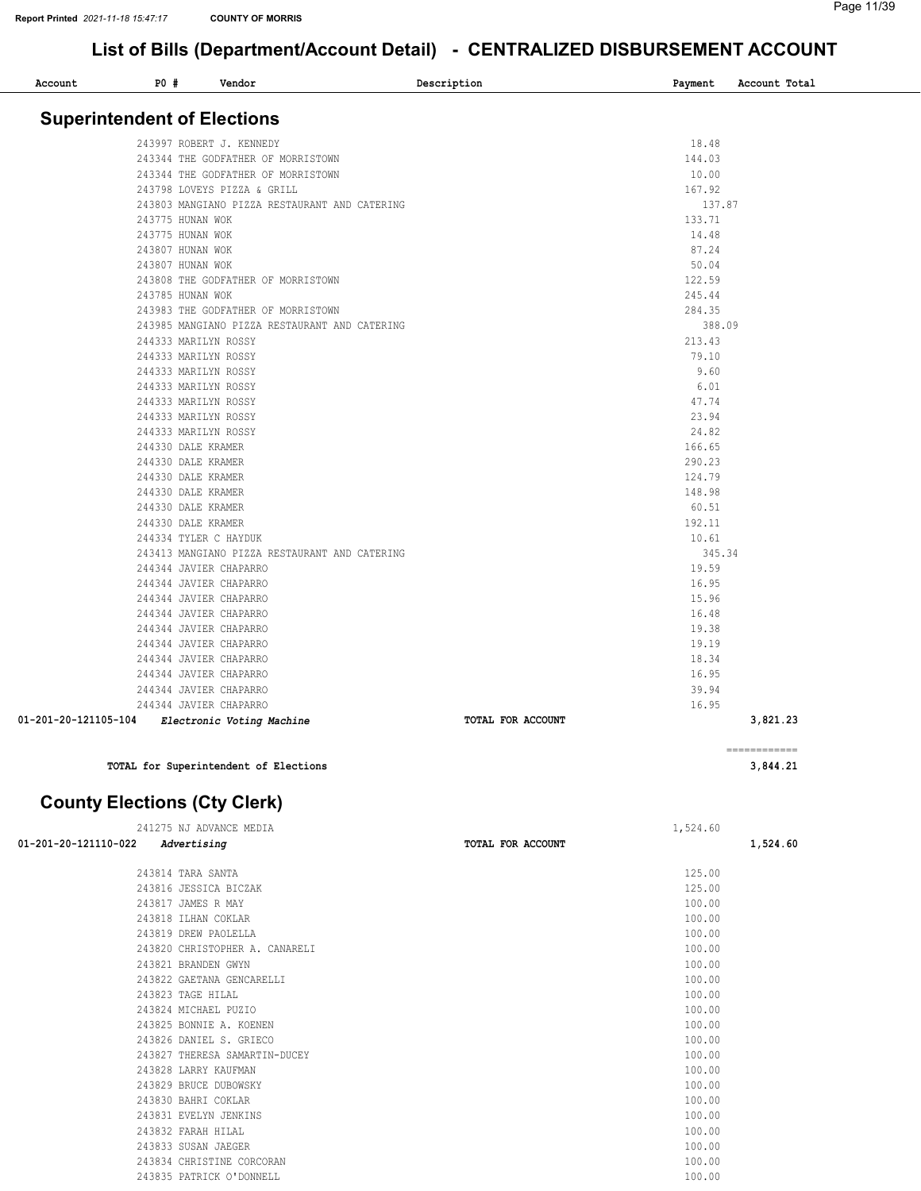## List of Bills (Department/Account Detail) - CENTRALIZED DISBURSEMENT ACCOUNT

| Account | PO # | Vendor | Description | Payment | Account Total |
|---|---|---|---|---|---|

### Superintendent of Elections

| Account | PO # | Vendor | Description | Payment | Account Total |
|---|---|---|---|---|---|
| | 243997 | ROBERT J. KENNEDY | | 18.48 | |
| | 243344 | THE GODFATHER OF MORRISTOWN | | 144.03 | |
| | 243344 | THE GODFATHER OF MORRISTOWN | | 10.00 | |
| | 243798 | LOVEYS PIZZA & GRILL | | 167.92 | |
| | 243803 | MANGIANO PIZZA RESTAURANT AND CATERING | | 137.87 | |
| | 243775 | HUNAN WOK | | 133.71 | |
| | 243775 | HUNAN WOK | | 14.48 | |
| | 243807 | HUNAN WOK | | 87.24 | |
| | 243807 | HUNAN WOK | | 50.04 | |
| | 243808 | THE GODFATHER OF MORRISTOWN | | 122.59 | |
| | 243785 | HUNAN WOK | | 245.44 | |
| | 243983 | THE GODFATHER OF MORRISTOWN | | 284.35 | |
| | 243985 | MANGIANO PIZZA RESTAURANT AND CATERING | | 388.09 | |
| | 244333 | MARILYN ROSSY | | 213.43 | |
| | 244333 | MARILYN ROSSY | | 79.10 | |
| | 244333 | MARILYN ROSSY | | 9.60 | |
| | 244333 | MARILYN ROSSY | | 6.01 | |
| | 244333 | MARILYN ROSSY | | 47.74 | |
| | 244333 | MARILYN ROSSY | | 23.94 | |
| | 244333 | MARILYN ROSSY | | 24.82 | |
| | 244330 | DALE KRAMER | | 166.65 | |
| | 244330 | DALE KRAMER | | 290.23 | |
| | 244330 | DALE KRAMER | | 124.79 | |
| | 244330 | DALE KRAMER | | 148.98 | |
| | 244330 | DALE KRAMER | | 60.51 | |
| | 244330 | DALE KRAMER | | 192.11 | |
| | 244334 | TYLER C HAYDUK | | 10.61 | |
| | 243413 | MANGIANO PIZZA RESTAURANT AND CATERING | | 345.34 | |
| | 244344 | JAVIER CHAPARRO | | 19.59 | |
| | 244344 | JAVIER CHAPARRO | | 16.95 | |
| | 244344 | JAVIER CHAPARRO | | 15.96 | |
| | 244344 | JAVIER CHAPARRO | | 16.48 | |
| | 244344 | JAVIER CHAPARRO | | 19.38 | |
| | 244344 | JAVIER CHAPARRO | | 19.19 | |
| | 244344 | JAVIER CHAPARRO | | 18.34 | |
| | 244344 | JAVIER CHAPARRO | | 16.95 | |
| | 244344 | JAVIER CHAPARRO | | 39.94 | |
| | 244344 | JAVIER CHAPARRO | | 16.95 | |
| 01-201-20-121105-104 | | *Electronic Voting Machine* | TOTAL FOR ACCOUNT | | 3,821.23 |

**TOTAL for Superintendent of Elections** ============ **3,844.21**

### County Elections (Cty Clerk)

| Account | PO # | Vendor | Description | Payment | Account Total |
|---|---|---|---|---|---|
| | 241275 | NJ ADVANCE MEDIA | | 1,524.60 | |
| 01-201-20-121110-022 | | *Advertising* | TOTAL FOR ACCOUNT | | 1,524.60 |
| | 243814 | TARA SANTA | | 125.00 | |
| | 243816 | JESSICA BICZAK | | 125.00 | |
| | 243817 | JAMES R MAY | | 100.00 | |
| | 243818 | ILHAN COKLAR | | 100.00 | |
| | 243819 | DREW PAOLELLA | | 100.00 | |
| | 243820 | CHRISTOPHER A. CANARELI | | 100.00 | |
| | 243821 | BRANDEN GWYN | | 100.00 | |
| | 243822 | GAETANA GENCARELLI | | 100.00 | |
| | 243823 | TAGE HILAL | | 100.00 | |
| | 243824 | MICHAEL PUZIO | | 100.00 | |
| | 243825 | BONNIE A. KOENEN | | 100.00 | |
| | 243826 | DANIEL S. GRIECO | | 100.00 | |
| | 243827 | THERESA SAMARTIN-DUCEY | | 100.00 | |
| | 243828 | LARRY KAUFMAN | | 100.00 | |
| | 243829 | BRUCE DUBOWSKY | | 100.00 | |
| | 243830 | BAHRI COKLAR | | 100.00 | |
| | 243831 | EVELYN JENKINS | | 100.00 | |
| | 243832 | FARAH HILAL | | 100.00 | |
| | 243833 | SUSAN JAEGER | | 100.00 | |
| | 243834 | CHRISTINE CORCORAN | | 100.00 | |
| | 243835 | PATRICK O'DONNELL | | 100.00 | |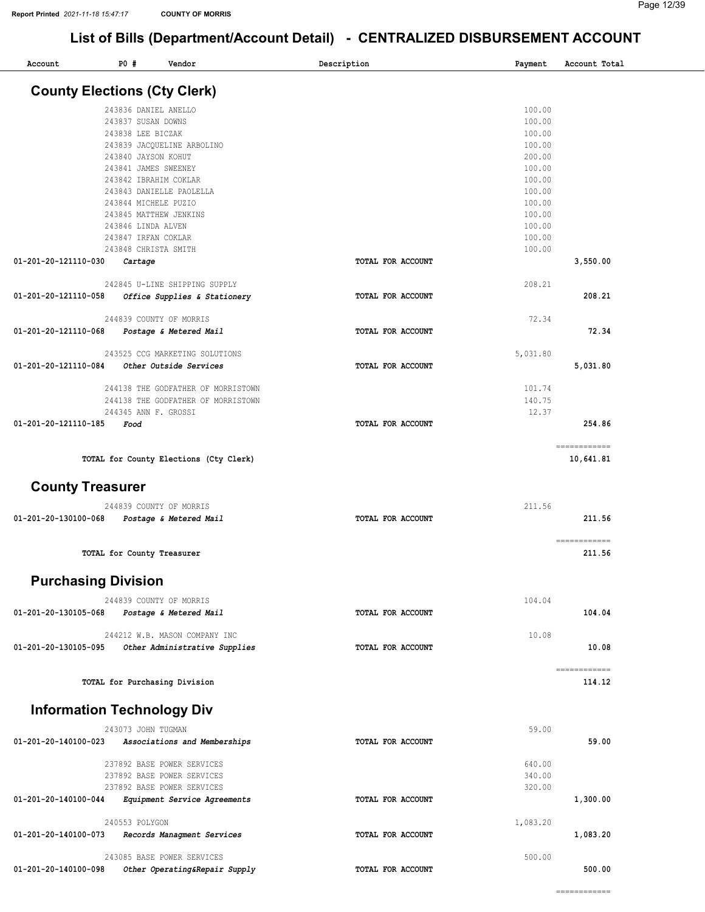## List of Bills (Department/Account Detail) - CENTRALIZED DISBURSEMENT ACCOUNT

| Account | PO # | Vendor | Description | Payment | Account Total |
|---|---|---|---|---|---|

### County Elections (Cty Clerk)

| Account | PO # | Vendor | Description | Payment | Account Total |
|---|---|---|---|---|---|
| | 243836 | DANIEL ANELLO | | 100.00 | |
| | 243837 | SUSAN DOWNS | | 100.00 | |
| | 243838 | LEE BICZAK | | 100.00 | |
| | 243839 | JACQUELINE ARBOLINO | | 100.00 | |
| | 243840 | JAYSON KOHUT | | 200.00 | |
| | 243841 | JAMES SWEENEY | | 100.00 | |
| | 243842 | IBRAHIM COKLAR | | 100.00 | |
| | 243843 | DANIELLE PAOLELLA | | 100.00 | |
| | 243844 | MICHELE PUZIO | | 100.00 | |
| | 243845 | MATTHEW JENKINS | | 100.00 | |
| | 243846 | LINDA ALVEN | | 100.00 | |
| | 243847 | IRFAN COKLAR | | 100.00 | |
| | 243848 | CHRISTA SMITH | | 100.00 | |
| 01-201-20-121110-030 | | *Cartage* | TOTAL FOR ACCOUNT | | 3,550.00 |
| | 242845 | U-LINE SHIPPING SUPPLY | | 208.21 | |
| 01-201-20-121110-058 | | *Office Supplies & Stationery* | TOTAL FOR ACCOUNT | | 208.21 |
| | 244839 | COUNTY OF MORRIS | | 72.34 | |
| 01-201-20-121110-068 | | *Postage & Metered Mail* | TOTAL FOR ACCOUNT | | 72.34 |
| | 243525 | CCG MARKETING SOLUTIONS | | 5,031.80 | |
| 01-201-20-121110-084 | | *Other Outside Services* | TOTAL FOR ACCOUNT | | 5,031.80 |
| | 244138 | THE GODFATHER OF MORRISTOWN | | 101.74 | |
| | 244138 | THE GODFATHER OF MORRISTOWN | | 140.75 | |
| | 244345 | ANN F. GROSSI | | 12.37 | |
| 01-201-20-121110-185 | | *Food* | TOTAL FOR ACCOUNT | | 254.86 |
| | | TOTAL for County Elections (Cty Clerk) | | | 10,641.81 |

### County Treasurer

| Account | PO # | Vendor | Description | Payment | Account Total |
|---|---|---|---|---|---|
| | 244839 | COUNTY OF MORRIS | | 211.56 | |
| 01-201-20-130100-068 | | *Postage & Metered Mail* | TOTAL FOR ACCOUNT | | 211.56 |
| | | TOTAL for County Treasurer | | | 211.56 |

### Purchasing Division

| Account | PO # | Vendor | Description | Payment | Account Total |
|---|---|---|---|---|---|
| | 244839 | COUNTY OF MORRIS | | 104.04 | |
| 01-201-20-130105-068 | | *Postage & Metered Mail* | TOTAL FOR ACCOUNT | | 104.04 |
| | 244212 | W.B. MASON COMPANY INC | | 10.08 | |
| 01-201-20-130105-095 | | *Other Administrative Supplies* | TOTAL FOR ACCOUNT | | 10.08 |
| | | TOTAL for Purchasing Division | | | 114.12 |

### Information Technology Div

| Account | PO # | Vendor | Description | Payment | Account Total |
|---|---|---|---|---|---|
| | 243073 | JOHN TUGMAN | | 59.00 | |
| 01-201-20-140100-023 | | *Associations and Memberships* | TOTAL FOR ACCOUNT | | 59.00 |
| | 237892 | BASE POWER SERVICES | | 640.00 | |
| | 237892 | BASE POWER SERVICES | | 340.00 | |
| | 237892 | BASE POWER SERVICES | | 320.00 | |
| 01-201-20-140100-044 | | *Equipment Service Agreements* | TOTAL FOR ACCOUNT | | 1,300.00 |
| | 240553 | POLYGON | | 1,083.20 | |
| 01-201-20-140100-073 | | *Records Managment Services* | TOTAL FOR ACCOUNT | | 1,083.20 |
| | 243085 | BASE POWER SERVICES | | 500.00 | |
| 01-201-20-140100-098 | | *Other Operating&Repair Supply* | TOTAL FOR ACCOUNT | | 500.00 |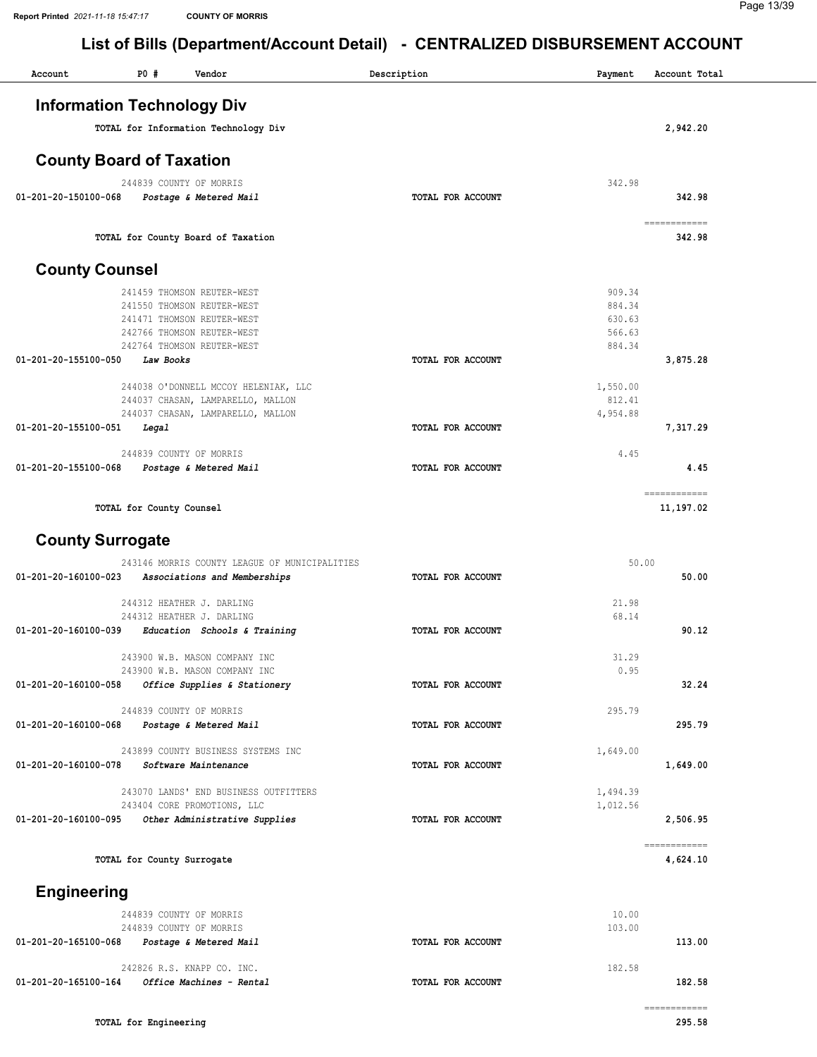# List of Bills (Department/Account Detail) - CENTRALIZED DISBURSEMENT ACCOUNT

| Account | PO # | Vendor | Description | Payment | Account Total |
|---|---|---|---|---|---|

## Information Technology Div

| | | | | | |
|---|---|---|---|---|---|
| | TOTAL for Information Technology Div | | | | 2,942.20 |

## County Board of Taxation

| Account | PO # | Vendor | Description | Payment | Account Total |
|---|---|---|---|---|---|
| | 244839 | COUNTY OF MORRIS | | 342.98 | |
| 01-201-20-150100-068 | | *Postage & Metered Mail* | TOTAL FOR ACCOUNT | | 342.98 |
| | TOTAL for County Board of Taxation | | | | 342.98 |

## County Counsel

| Account | PO # | Vendor | Description | Payment | Account Total |
|---|---|---|---|---|---|
| | 241459 | THOMSON REUTER-WEST | | 909.34 | |
| | 241550 | THOMSON REUTER-WEST | | 884.34 | |
| | 241471 | THOMSON REUTER-WEST | | 630.63 | |
| | 242766 | THOMSON REUTER-WEST | | 566.63 | |
| | 242764 | THOMSON REUTER-WEST | | 884.34 | |
| 01-201-20-155100-050 | | *Law Books* | TOTAL FOR ACCOUNT | | 3,875.28 |
| | 244038 | O'DONNELL MCCOY HELENIAK, LLC | | 1,550.00 | |
| | 244037 | CHASAN, LAMPARELLO, MALLON | | 812.41 | |
| | 244037 | CHASAN, LAMPARELLO, MALLON | | 4,954.88 | |
| 01-201-20-155100-051 | | *Legal* | TOTAL FOR ACCOUNT | | 7,317.29 |
| | 244839 | COUNTY OF MORRIS | | 4.45 | |
| 01-201-20-155100-068 | | *Postage & Metered Mail* | TOTAL FOR ACCOUNT | | 4.45 |
| | TOTAL for County Counsel | | | | 11,197.02 |

## County Surrogate

| Account | PO # | Vendor | Description | Payment | Account Total |
|---|---|---|---|---|---|
| | 243146 | MORRIS COUNTY LEAGUE OF MUNICIPALITIES | | 50.00 | |
| 01-201-20-160100-023 | | *Associations and Memberships* | TOTAL FOR ACCOUNT | | 50.00 |
| | 244312 | HEATHER J. DARLING | | 21.98 | |
| | 244312 | HEATHER J. DARLING | | 68.14 | |
| 01-201-20-160100-039 | | *Education Schools & Training* | TOTAL FOR ACCOUNT | | 90.12 |
| | 243900 | W.B. MASON COMPANY INC | | 31.29 | |
| | 243900 | W.B. MASON COMPANY INC | | 0.95 | |
| 01-201-20-160100-058 | | *Office Supplies & Stationery* | TOTAL FOR ACCOUNT | | 32.24 |
| | 244839 | COUNTY OF MORRIS | | 295.79 | |
| 01-201-20-160100-068 | | *Postage & Metered Mail* | TOTAL FOR ACCOUNT | | 295.79 |
| | 243899 | COUNTY BUSINESS SYSTEMS INC | | 1,649.00 | |
| 01-201-20-160100-078 | | *Software Maintenance* | TOTAL FOR ACCOUNT | | 1,649.00 |
| | 243070 | LANDS' END BUSINESS OUTFITTERS | | 1,494.39 | |
| | 243404 | CORE PROMOTIONS, LLC | | 1,012.56 | |
| 01-201-20-160100-095 | | *Other Administrative Supplies* | TOTAL FOR ACCOUNT | | 2,506.95 |
| | TOTAL for County Surrogate | | | | 4,624.10 |

## Engineering

| Account | PO # | Vendor | Description | Payment | Account Total |
|---|---|---|---|---|---|
| | 244839 | COUNTY OF MORRIS | | 10.00 | |
| | 244839 | COUNTY OF MORRIS | | 103.00 | |
| 01-201-20-165100-068 | | *Postage & Metered Mail* | TOTAL FOR ACCOUNT | | 113.00 |
| | 242826 | R.S. KNAPP CO. INC. | | 182.58 | |
| 01-201-20-165100-164 | | *Office Machines - Rental* | TOTAL FOR ACCOUNT | | 182.58 |
| | TOTAL for Engineering | | | | 295.58 |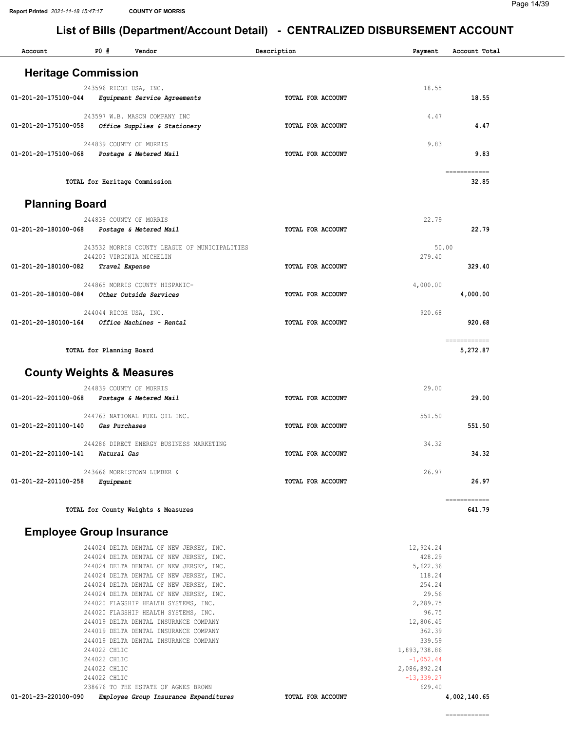# List of Bills (Department/Account Detail) - CENTRALIZED DISBURSEMENT ACCOUNT

Report Printed 2021-11-18 15:47:17 COUNTY OF MORRIS

| Account | PO # | Vendor | Description | Payment | Account Total |
|---|---|---|---|---|---|

## Heritage Commission

| Account | PO # | Vendor | Description | Payment | Account Total |
|---|---|---|---|---|---|
| | 243596 | RICOH USA, INC. | | 18.55 | |
| 01-201-20-175100-044 | | *Equipment Service Agreements* | TOTAL FOR ACCOUNT | | 18.55 |
| | 243597 | W.B. MASON COMPANY INC | | 4.47 | |
| 01-201-20-175100-058 | | *Office Supplies & Stationery* | TOTAL FOR ACCOUNT | | 4.47 |
| | 244839 | COUNTY OF MORRIS | | 9.83 | |
| 01-201-20-175100-068 | | *Postage & Metered Mail* | TOTAL FOR ACCOUNT | | 9.83 |
| | | TOTAL for Heritage Commission | | | 32.85 |

## Planning Board

| Account | PO # | Vendor | Description | Payment | Account Total |
|---|---|---|---|---|---|
| | 244839 | COUNTY OF MORRIS | | 22.79 | |
| 01-201-20-180100-068 | | *Postage & Metered Mail* | TOTAL FOR ACCOUNT | | 22.79 |
| | 243532 | MORRIS COUNTY LEAGUE OF MUNICIPALITIES | | 50.00 | |
| | 244203 | VIRGINIA MICHELIN | | 279.40 | |
| 01-201-20-180100-082 | | *Travel Expense* | TOTAL FOR ACCOUNT | | 329.40 |
| | 244865 | MORRIS COUNTY HISPANIC- | | 4,000.00 | |
| 01-201-20-180100-084 | | *Other Outside Services* | TOTAL FOR ACCOUNT | | 4,000.00 |
| | 244044 | RICOH USA, INC. | | 920.68 | |
| 01-201-20-180100-164 | | *Office Machines - Rental* | TOTAL FOR ACCOUNT | | 920.68 |
| | | TOTAL for Planning Board | | | 5,272.87 |

## County Weights & Measures

| Account | PO # | Vendor | Description | Payment | Account Total |
|---|---|---|---|---|---|
| | 244839 | COUNTY OF MORRIS | | 29.00 | |
| 01-201-22-201100-068 | | *Postage & Metered Mail* | TOTAL FOR ACCOUNT | | 29.00 |
| | 244763 | NATIONAL FUEL OIL INC. | | 551.50 | |
| 01-201-22-201100-140 | | *Gas Purchases* | TOTAL FOR ACCOUNT | | 551.50 |
| | 244286 | DIRECT ENERGY BUSINESS MARKETING | | 34.32 | |
| 01-201-22-201100-141 | | *Natural Gas* | TOTAL FOR ACCOUNT | | 34.32 |
| | 243666 | MORRISTOWN LUMBER & | | 26.97 | |
| 01-201-22-201100-258 | | *Equipment* | TOTAL FOR ACCOUNT | | 26.97 |
| | | TOTAL for County Weights & Measures | | | 641.79 |

## Employee Group Insurance

| Account | PO # | Vendor | Description | Payment | Account Total |
|---|---|---|---|---|---|
| | 244024 | DELTA DENTAL OF NEW JERSEY, INC. | | 12,924.24 | |
| | 244024 | DELTA DENTAL OF NEW JERSEY, INC. | | 428.29 | |
| | 244024 | DELTA DENTAL OF NEW JERSEY, INC. | | 5,622.36 | |
| | 244024 | DELTA DENTAL OF NEW JERSEY, INC. | | 118.24 | |
| | 244024 | DELTA DENTAL OF NEW JERSEY, INC. | | 254.24 | |
| | 244024 | DELTA DENTAL OF NEW JERSEY, INC. | | 29.56 | |
| | 244020 | FLAGSHIP HEALTH SYSTEMS, INC. | | 2,289.75 | |
| | 244020 | FLAGSHIP HEALTH SYSTEMS, INC. | | 96.75 | |
| | 244019 | DELTA DENTAL INSURANCE COMPANY | | 12,806.45 | |
| | 244019 | DELTA DENTAL INSURANCE COMPANY | | 362.39 | |
| | 244019 | DELTA DENTAL INSURANCE COMPANY | | 339.59 | |
| | 244022 | CHLIC | | 1,893,738.86 | |
| | 244022 | CHLIC | | -1,052.44 | |
| | 244022 | CHLIC | | 2,086,892.24 | |
| | 244022 | CHLIC | | -13,339.27 | |
| | 238676 | TO THE ESTATE OF AGNES BROWN | | 629.40 | |
| 01-201-23-220100-090 | | *Employee Group Insurance Expenditures* | TOTAL FOR ACCOUNT | | 4,002,140.65 |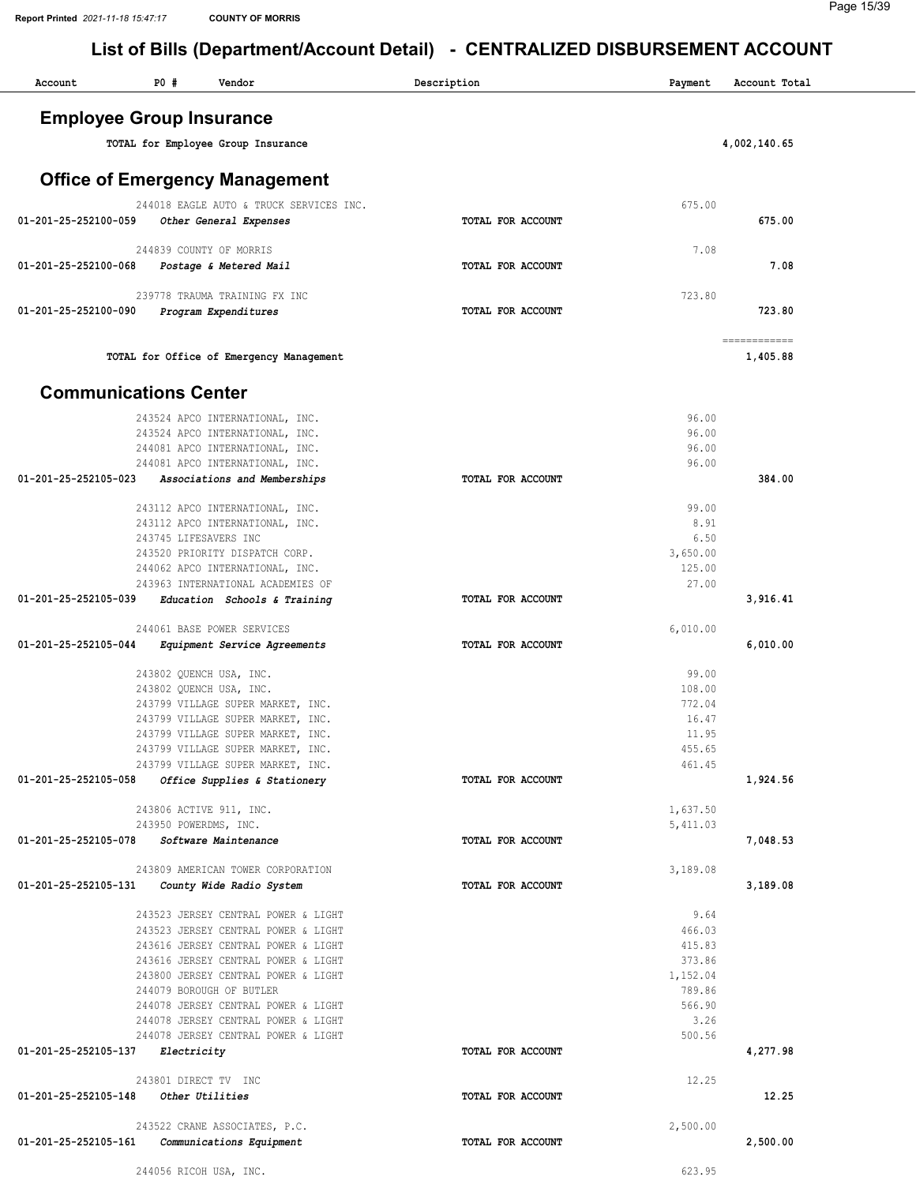# List of Bills (Department/Account Detail) - CENTRALIZED DISBURSEMENT ACCOUNT

| Account | PO # | Vendor | Description | Payment | Account Total |
|---|---|---|---|---|---|

## Employee Group Insurance

| | | | | | |
|---|---|---|---|---|---|
| TOTAL for Employee Group Insurance | | | | | 4,002,140.65 |

## Office of Emergency Management

| Account | PO # | Vendor | Description | Payment | Account Total |
|---|---|---|---|---|---|
| | 244018 | EAGLE AUTO & TRUCK SERVICES INC. | | 675.00 | |
| 01-201-25-252100-059 | | *Other General Expenses* | **TOTAL FOR ACCOUNT** | | **675.00** |
| | 244839 | COUNTY OF MORRIS | | 7.08 | |
| 01-201-25-252100-068 | | *Postage & Metered Mail* | **TOTAL FOR ACCOUNT** | | **7.08** |
| | 239778 | TRAUMA TRAINING FX INC | | 723.80 | |
| 01-201-25-252100-090 | | *Program Expenditures* | **TOTAL FOR ACCOUNT** | | **723.80** |
| | | | | | ============ |
| TOTAL for Office of Emergency Management | | | | | 1,405.88 |

## Communications Center

| Account | PO # | Vendor | Description | Payment | Account Total |
|---|---|---|---|---|---|
| | 243524 | APCO INTERNATIONAL, INC. | | 96.00 | |
| | 243524 | APCO INTERNATIONAL, INC. | | 96.00 | |
| | 244081 | APCO INTERNATIONAL, INC. | | 96.00 | |
| | 244081 | APCO INTERNATIONAL, INC. | | 96.00 | |
| 01-201-25-252105-023 | | *Associations and Memberships* | **TOTAL FOR ACCOUNT** | | **384.00** |
| | 243112 | APCO INTERNATIONAL, INC. | | 99.00 | |
| | 243112 | APCO INTERNATIONAL, INC. | | 8.91 | |
| | 243745 | LIFESAVERS INC | | 6.50 | |
| | 243520 | PRIORITY DISPATCH CORP. | | 3,650.00 | |
| | 244062 | APCO INTERNATIONAL, INC. | | 125.00 | |
| | 243963 | INTERNATIONAL ACADEMIES OF | | 27.00 | |
| 01-201-25-252105-039 | | *Education Schools & Training* | **TOTAL FOR ACCOUNT** | | **3,916.41** |
| | 244061 | BASE POWER SERVICES | | 6,010.00 | |
| 01-201-25-252105-044 | | *Equipment Service Agreements* | **TOTAL FOR ACCOUNT** | | **6,010.00** |
| | 243802 | QUENCH USA, INC. | | 99.00 | |
| | 243802 | QUENCH USA, INC. | | 108.00 | |
| | 243799 | VILLAGE SUPER MARKET, INC. | | 772.04 | |
| | 243799 | VILLAGE SUPER MARKET, INC. | | 16.47 | |
| | 243799 | VILLAGE SUPER MARKET, INC. | | 11.95 | |
| | 243799 | VILLAGE SUPER MARKET, INC. | | 455.65 | |
| | 243799 | VILLAGE SUPER MARKET, INC. | | 461.45 | |
| 01-201-25-252105-058 | | *Office Supplies & Stationery* | **TOTAL FOR ACCOUNT** | | **1,924.56** |
| | 243806 | ACTIVE 911, INC. | | 1,637.50 | |
| | 243950 | POWERDMS, INC. | | 5,411.03 | |
| 01-201-25-252105-078 | | *Software Maintenance* | **TOTAL FOR ACCOUNT** | | **7,048.53** |
| | 243809 | AMERICAN TOWER CORPORATION | | 3,189.08 | |
| 01-201-25-252105-131 | | *County Wide Radio System* | **TOTAL FOR ACCOUNT** | | **3,189.08** |
| | 243523 | JERSEY CENTRAL POWER & LIGHT | | 9.64 | |
| | 243523 | JERSEY CENTRAL POWER & LIGHT | | 466.03 | |
| | 243616 | JERSEY CENTRAL POWER & LIGHT | | 415.83 | |
| | 243616 | JERSEY CENTRAL POWER & LIGHT | | 373.86 | |
| | 243800 | JERSEY CENTRAL POWER & LIGHT | | 1,152.04 | |
| | 244079 | BOROUGH OF BUTLER | | 789.86 | |
| | 244078 | JERSEY CENTRAL POWER & LIGHT | | 566.90 | |
| | 244078 | JERSEY CENTRAL POWER & LIGHT | | 3.26 | |
| | 244078 | JERSEY CENTRAL POWER & LIGHT | | 500.56 | |
| 01-201-25-252105-137 | | *Electricity* | **TOTAL FOR ACCOUNT** | | **4,277.98** |
| | 243801 | DIRECT TV INC | | 12.25 | |
| 01-201-25-252105-148 | | *Other Utilities* | **TOTAL FOR ACCOUNT** | | **12.25** |
| | 243522 | CRANE ASSOCIATES, P.C. | | 2,500.00 | |
| 01-201-25-252105-161 | | *Communications Equipment* | **TOTAL FOR ACCOUNT** | | **2,500.00** |
| | 244056 | RICOH USA, INC. | | 623.95 | |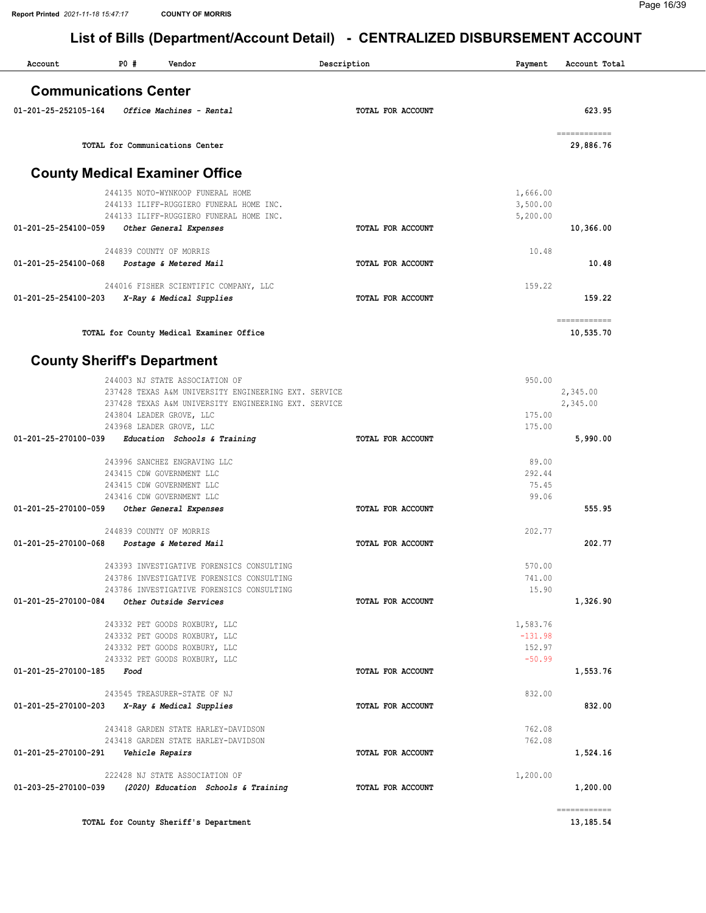# List of Bills (Department/Account Detail) - CENTRALIZED DISBURSEMENT ACCOUNT

| Account | PO # | Vendor | Description | Payment | Account Total |
|---|---|---|---|---|---|

## Communications Center

| Account | PO # | Vendor | Description | Payment | Account Total |
|---|---|---|---|---|---|
| 01-201-25-252105-164 | | *Office Machines - Rental* | TOTAL FOR ACCOUNT | | 623.95 |
| | | | | | ============ |
| | | **TOTAL for Communications Center** | | | 29,886.76 |

## County Medical Examiner Office

| Account | PO # | Vendor | Description | Payment | Account Total |
|---|---|---|---|---|---|
| | 244135 | NOTO-WYNKOOP FUNERAL HOME | | 1,666.00 | |
| | 244133 | ILIFF-RUGGIERO FUNERAL HOME INC. | | 3,500.00 | |
| | 244133 | ILIFF-RUGGIERO FUNERAL HOME INC. | | 5,200.00 | |
| 01-201-25-254100-059 | | *Other General Expenses* | TOTAL FOR ACCOUNT | | 10,366.00 |
| | 244839 | COUNTY OF MORRIS | | 10.48 | |
| 01-201-25-254100-068 | | *Postage & Metered Mail* | TOTAL FOR ACCOUNT | | 10.48 |
| | 244016 | FISHER SCIENTIFIC COMPANY, LLC | | 159.22 | |
| 01-201-25-254100-203 | | *X-Ray & Medical Supplies* | TOTAL FOR ACCOUNT | | 159.22 |
| | | | | | ============ |
| | | **TOTAL for County Medical Examiner Office** | | | 10,535.70 |

## County Sheriff's Department

| Account | PO # | Vendor | Description | Payment | Account Total |
|---|---|---|---|---|---|
| | 244003 | NJ STATE ASSOCIATION OF | | 950.00 | |
| | 237428 | TEXAS A&M UNIVERSITY ENGINEERING EXT. SERVICE | | | 2,345.00 |
| | 237428 | TEXAS A&M UNIVERSITY ENGINEERING EXT. SERVICE | | | 2,345.00 |
| | 243804 | LEADER GROVE, LLC | | 175.00 | |
| | 243968 | LEADER GROVE, LLC | | 175.00 | |
| 01-201-25-270100-039 | | *Education Schools & Training* | TOTAL FOR ACCOUNT | | 5,990.00 |
| | 243996 | SANCHEZ ENGRAVING LLC | | 89.00 | |
| | 243415 | CDW GOVERNMENT LLC | | 292.44 | |
| | 243415 | CDW GOVERNMENT LLC | | 75.45 | |
| | 243416 | CDW GOVERNMENT LLC | | 99.06 | |
| 01-201-25-270100-059 | | *Other General Expenses* | TOTAL FOR ACCOUNT | | 555.95 |
| | 244839 | COUNTY OF MORRIS | | 202.77 | |
| 01-201-25-270100-068 | | *Postage & Metered Mail* | TOTAL FOR ACCOUNT | | 202.77 |
| | 243393 | INVESTIGATIVE FORENSICS CONSULTING | | 570.00 | |
| | 243786 | INVESTIGATIVE FORENSICS CONSULTING | | 741.00 | |
| | 243786 | INVESTIGATIVE FORENSICS CONSULTING | | 15.90 | |
| 01-201-25-270100-084 | | *Other Outside Services* | TOTAL FOR ACCOUNT | | 1,326.90 |
| | 243332 | PET GOODS ROXBURY, LLC | | 1,583.76 | |
| | 243332 | PET GOODS ROXBURY, LLC | | -131.98 | |
| | 243332 | PET GOODS ROXBURY, LLC | | 152.97 | |
| | 243332 | PET GOODS ROXBURY, LLC | | -50.99 | |
| 01-201-25-270100-185 | | *Food* | TOTAL FOR ACCOUNT | | 1,553.76 |
| | 243545 | TREASURER-STATE OF NJ | | 832.00 | |
| 01-201-25-270100-203 | | *X-Ray & Medical Supplies* | TOTAL FOR ACCOUNT | | 832.00 |
| | 243418 | GARDEN STATE HARLEY-DAVIDSON | | 762.08 | |
| | 243418 | GARDEN STATE HARLEY-DAVIDSON | | 762.08 | |
| 01-201-25-270100-291 | | *Vehicle Repairs* | TOTAL FOR ACCOUNT | | 1,524.16 |
| | 222428 | NJ STATE ASSOCIATION OF | | 1,200.00 | |
| 01-203-25-270100-039 | | *(2020) Education Schools & Training* | TOTAL FOR ACCOUNT | | 1,200.00 |
| | | | | | ============ |
| | | **TOTAL for County Sheriff's Department** | | | 13,185.54 |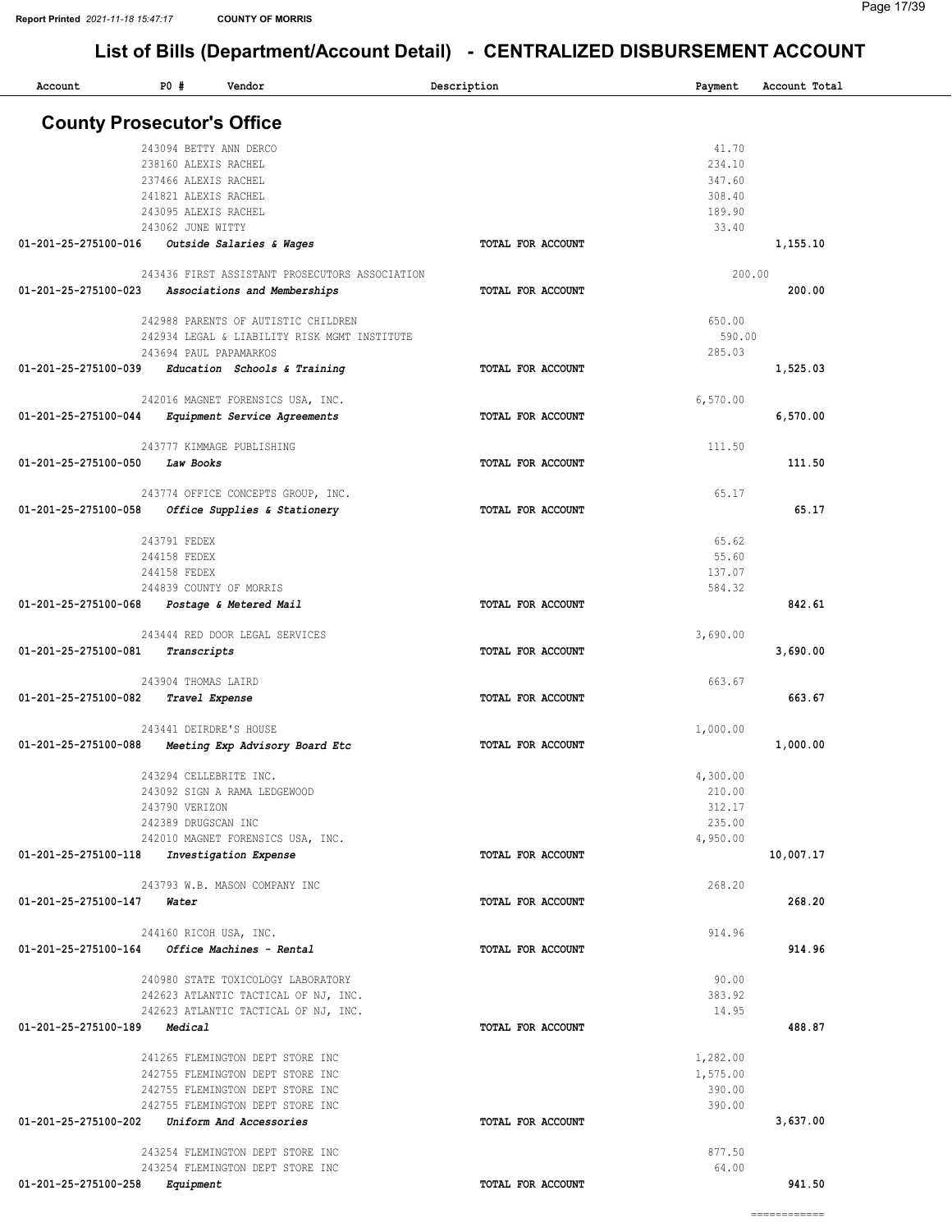# List of Bills (Department/Account Detail) - CENTRALIZED DISBURSEMENT ACCOUNT

Report Printed 2021-11-18 15:47:17 COUNTY OF MORRIS

## County Prosecutor's Office

| Account | PO # | Vendor | Description | Payment | Account Total |
|---|---|---|---|---|---|
| | 243094 | BETTY ANN DERCO | | 41.70 | |
| | 238160 | ALEXIS RACHEL | | 234.10 | |
| | 237466 | ALEXIS RACHEL | | 347.60 | |
| | 241821 | ALEXIS RACHEL | | 308.40 | |
| | 243095 | ALEXIS RACHEL | | 189.90 | |
| | 243062 | JUNE WITTY | | 33.40 | |
| 01-201-25-275100-016 | | *Outside Salaries & Wages* | TOTAL FOR ACCOUNT | | 1,155.10 |
| | 243436 | FIRST ASSISTANT PROSECUTORS ASSOCIATION | | 200.00 | |
| 01-201-25-275100-023 | | *Associations and Memberships* | TOTAL FOR ACCOUNT | | 200.00 |
| | 242988 | PARENTS OF AUTISTIC CHILDREN | | 650.00 | |
| | 242934 | LEGAL & LIABILITY RISK MGMT INSTITUTE | | 590.00 | |
| | 243694 | PAUL PAPAMARKOS | | 285.03 | |
| 01-201-25-275100-039 | | *Education Schools & Training* | TOTAL FOR ACCOUNT | | 1,525.03 |
| | 242016 | MAGNET FORENSICS USA, INC. | | 6,570.00 | |
| 01-201-25-275100-044 | | *Equipment Service Agreements* | TOTAL FOR ACCOUNT | | 6,570.00 |
| | 243777 | KIMMAGE PUBLISHING | | 111.50 | |
| 01-201-25-275100-050 | | *Law Books* | TOTAL FOR ACCOUNT | | 111.50 |
| | 243774 | OFFICE CONCEPTS GROUP, INC. | | 65.17 | |
| 01-201-25-275100-058 | | *Office Supplies & Stationery* | TOTAL FOR ACCOUNT | | 65.17 |
| | 243791 | FEDEX | | 65.62 | |
| | 244158 | FEDEX | | 55.60 | |
| | 244158 | FEDEX | | 137.07 | |
| | 244839 | COUNTY OF MORRIS | | 584.32 | |
| 01-201-25-275100-068 | | *Postage & Metered Mail* | TOTAL FOR ACCOUNT | | 842.61 |
| | 243444 | RED DOOR LEGAL SERVICES | | 3,690.00 | |
| 01-201-25-275100-081 | | *Transcripts* | TOTAL FOR ACCOUNT | | 3,690.00 |
| | 243904 | THOMAS LAIRD | | 663.67 | |
| 01-201-25-275100-082 | | *Travel Expense* | TOTAL FOR ACCOUNT | | 663.67 |
| | 243441 | DEIRDRE'S HOUSE | | 1,000.00 | |
| 01-201-25-275100-088 | | *Meeting Exp Advisory Board Etc* | TOTAL FOR ACCOUNT | | 1,000.00 |
| | 243294 | CELLEBRITE INC. | | 4,300.00 | |
| | 243092 | SIGN A RAMA LEDGEWOOD | | 210.00 | |
| | 243790 | VERIZON | | 312.17 | |
| | 242389 | DRUGSCAN INC | | 235.00 | |
| | 242010 | MAGNET FORENSICS USA, INC. | | 4,950.00 | |
| 01-201-25-275100-118 | | *Investigation Expense* | TOTAL FOR ACCOUNT | | 10,007.17 |
| | 243793 | W.B. MASON COMPANY INC | | 268.20 | |
| 01-201-25-275100-147 | | *Water* | TOTAL FOR ACCOUNT | | 268.20 |
| | 244160 | RICOH USA, INC. | | 914.96 | |
| 01-201-25-275100-164 | | *Office Machines - Rental* | TOTAL FOR ACCOUNT | | 914.96 |
| | 240980 | STATE TOXICOLOGY LABORATORY | | 90.00 | |
| | 242623 | ATLANTIC TACTICAL OF NJ, INC. | | 383.92 | |
| | 242623 | ATLANTIC TACTICAL OF NJ, INC. | | 14.95 | |
| 01-201-25-275100-189 | | *Medical* | TOTAL FOR ACCOUNT | | 488.87 |
| | 241265 | FLEMINGTON DEPT STORE INC | | 1,282.00 | |
| | 242755 | FLEMINGTON DEPT STORE INC | | 1,575.00 | |
| | 242755 | FLEMINGTON DEPT STORE INC | | 390.00 | |
| | 242755 | FLEMINGTON DEPT STORE INC | | 390.00 | |
| 01-201-25-275100-202 | | *Uniform And Accessories* | TOTAL FOR ACCOUNT | | 3,637.00 |
| | 243254 | FLEMINGTON DEPT STORE INC | | 877.50 | |
| | 243254 | FLEMINGTON DEPT STORE INC | | 64.00 | |
| 01-201-25-275100-258 | | *Equipment* | TOTAL FOR ACCOUNT | | 941.50 |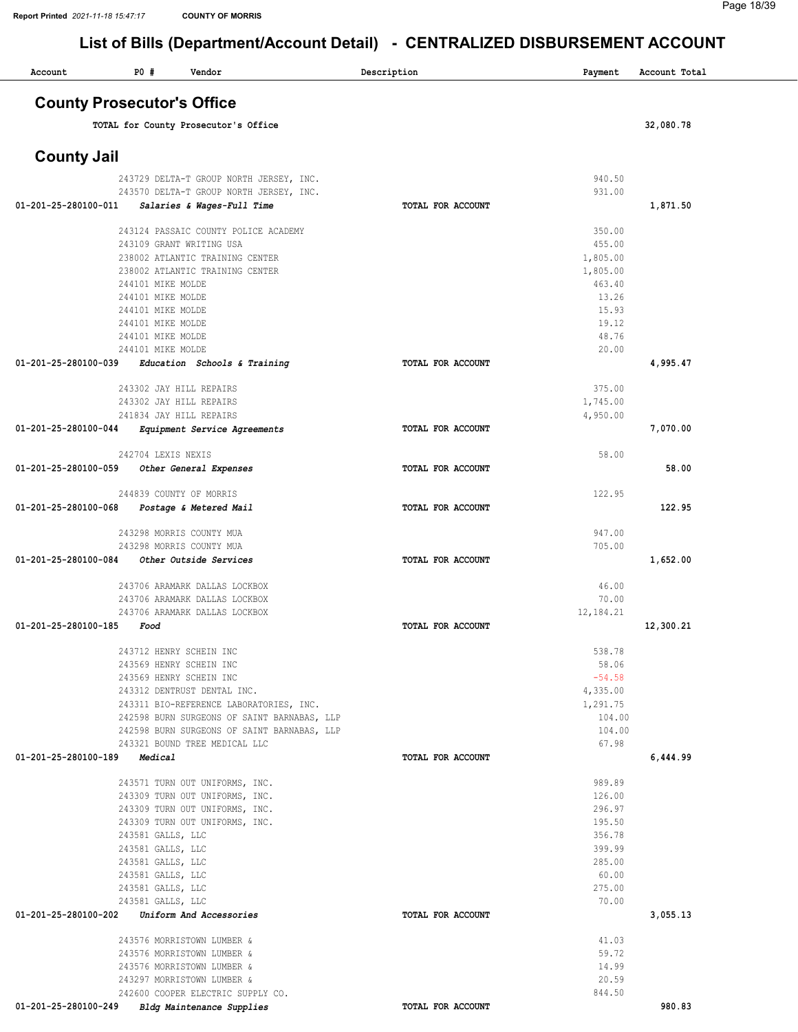# List of Bills (Department/Account Detail) - CENTRALIZED DISBURSEMENT ACCOUNT

| Account | PO # | Vendor | Description | Payment | Account Total |
|---|---|---|---|---|---|

## County Prosecutor's Office

| | | | | | |
|---|---|---|---|---|---|
| | | **TOTAL for County Prosecutor's Office** | | | **32,080.78** |

## County Jail

| Account | PO # | Vendor | Description | Payment | Account Total |
|---|---|---|---|---|---|
| | 243729 | DELTA-T GROUP NORTH JERSEY, INC. | | 940.50 | |
| | 243570 | DELTA-T GROUP NORTH JERSEY, INC. | | 931.00 | |
| **01-201-25-280100-011** | | ***Salaries & Wages-Full Time*** | **TOTAL FOR ACCOUNT** | | **1,871.50** |
| | 243124 | PASSAIC COUNTY POLICE ACADEMY | | 350.00 | |
| | 243109 | GRANT WRITING USA | | 455.00 | |
| | 238002 | ATLANTIC TRAINING CENTER | | 1,805.00 | |
| | 238002 | ATLANTIC TRAINING CENTER | | 1,805.00 | |
| | 244101 | MIKE MOLDE | | 463.40 | |
| | 244101 | MIKE MOLDE | | 13.26 | |
| | 244101 | MIKE MOLDE | | 15.93 | |
| | 244101 | MIKE MOLDE | | 19.12 | |
| | 244101 | MIKE MOLDE | | 48.76 | |
| | 244101 | MIKE MOLDE | | 20.00 | |
| **01-201-25-280100-039** | | ***Education Schools & Training*** | **TOTAL FOR ACCOUNT** | | **4,995.47** |
| | 243302 | JAY HILL REPAIRS | | 375.00 | |
| | 243302 | JAY HILL REPAIRS | | 1,745.00 | |
| | 241834 | JAY HILL REPAIRS | | 4,950.00 | |
| **01-201-25-280100-044** | | ***Equipment Service Agreements*** | **TOTAL FOR ACCOUNT** | | **7,070.00** |
| | 242704 | LEXIS NEXIS | | 58.00 | |
| **01-201-25-280100-059** | | ***Other General Expenses*** | **TOTAL FOR ACCOUNT** | | **58.00** |
| | 244839 | COUNTY OF MORRIS | | 122.95 | |
| **01-201-25-280100-068** | | ***Postage & Metered Mail*** | **TOTAL FOR ACCOUNT** | | **122.95** |
| | 243298 | MORRIS COUNTY MUA | | 947.00 | |
| | 243298 | MORRIS COUNTY MUA | | 705.00 | |
| **01-201-25-280100-084** | | ***Other Outside Services*** | **TOTAL FOR ACCOUNT** | | **1,652.00** |
| | 243706 | ARAMARK DALLAS LOCKBOX | | 46.00 | |
| | 243706 | ARAMARK DALLAS LOCKBOX | | 70.00 | |
| | 243706 | ARAMARK DALLAS LOCKBOX | | 12,184.21 | |
| **01-201-25-280100-185** | | ***Food*** | **TOTAL FOR ACCOUNT** | | **12,300.21** |
| | 243712 | HENRY SCHEIN INC | | 538.78 | |
| | 243569 | HENRY SCHEIN INC | | 58.06 | |
| | 243569 | HENRY SCHEIN INC | | -54.58 | |
| | 243312 | DENTRUST DENTAL INC. | | 4,335.00 | |
| | 243311 | BIO-REFERENCE LABORATORIES, INC. | | 1,291.75 | |
| | 242598 | BURN SURGEONS OF SAINT BARNABAS, LLP | | 104.00 | |
| | 242598 | BURN SURGEONS OF SAINT BARNABAS, LLP | | 104.00 | |
| | 243321 | BOUND TREE MEDICAL LLC | | 67.98 | |
| **01-201-25-280100-189** | | ***Medical*** | **TOTAL FOR ACCOUNT** | | **6,444.99** |
| | 243571 | TURN OUT UNIFORMS, INC. | | 989.89 | |
| | 243309 | TURN OUT UNIFORMS, INC. | | 126.00 | |
| | 243309 | TURN OUT UNIFORMS, INC. | | 296.97 | |
| | 243309 | TURN OUT UNIFORMS, INC. | | 195.50 | |
| | 243581 | GALLS, LLC | | 356.78 | |
| | 243581 | GALLS, LLC | | 399.99 | |
| | 243581 | GALLS, LLC | | 285.00 | |
| | 243581 | GALLS, LLC | | 60.00 | |
| | 243581 | GALLS, LLC | | 275.00 | |
| | 243581 | GALLS, LLC | | 70.00 | |
| **01-201-25-280100-202** | | ***Uniform And Accessories*** | **TOTAL FOR ACCOUNT** | | **3,055.13** |
| | 243576 | MORRISTOWN LUMBER & | | 41.03 | |
| | 243576 | MORRISTOWN LUMBER & | | 59.72 | |
| | 243576 | MORRISTOWN LUMBER & | | 14.99 | |
| | 243297 | MORRISTOWN LUMBER & | | 20.59 | |
| | 242600 | COOPER ELECTRIC SUPPLY CO. | | 844.50 | |
| **01-201-25-280100-249** | | ***Bldg Maintenance Supplies*** | **TOTAL FOR ACCOUNT** | | **980.83** |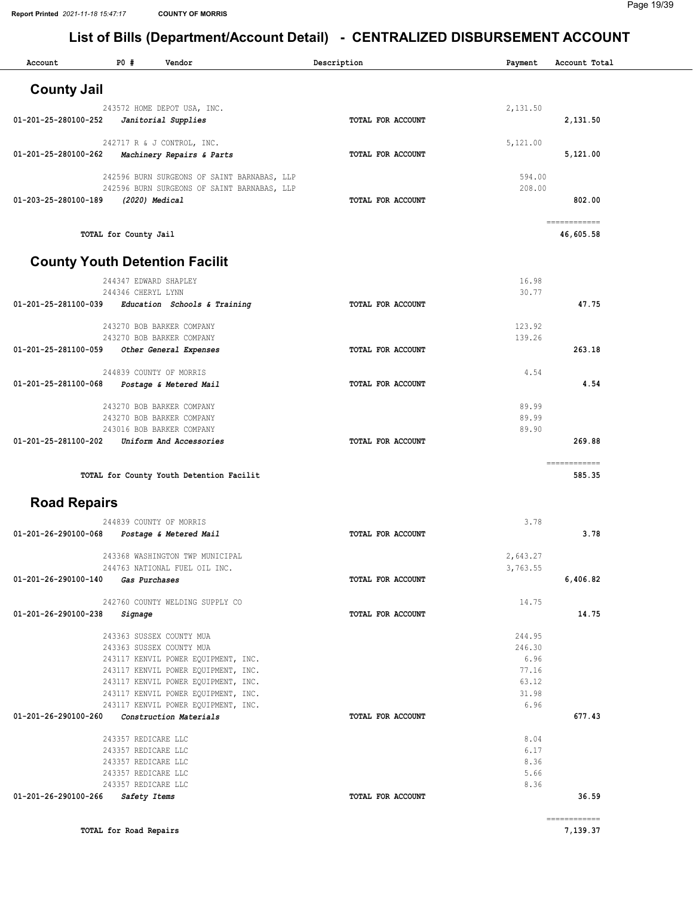# List of Bills (Department/Account Detail) - CENTRALIZED DISBURSEMENT ACCOUNT

| Account | PO # | Vendor | Description | Payment | Account Total |
|---|---|---|---|---|---|

## County Jail

| Account | PO # | Vendor | Description | Payment | Account Total |
|---|---|---|---|---|---|
| | 243572 | HOME DEPOT USA, INC. | | 2,131.50 | |
| 01-201-25-280100-252 | | *Janitorial Supplies* | TOTAL FOR ACCOUNT | | 2,131.50 |
| | 242717 | R & J CONTROL, INC. | | 5,121.00 | |
| 01-201-25-280100-262 | | *Machinery Repairs & Parts* | TOTAL FOR ACCOUNT | | 5,121.00 |
| | 242596 | BURN SURGEONS OF SAINT BARNABAS, LLP | | 594.00 | |
| | 242596 | BURN SURGEONS OF SAINT BARNABAS, LLP | | 208.00 | |
| 01-203-25-280100-189 | | *(2020) Medical* | TOTAL FOR ACCOUNT | | 802.00 |
| | | TOTAL for County Jail | | | 46,605.58 |

## County Youth Detention Facilit

| Account | PO # | Vendor | Description | Payment | Account Total |
|---|---|---|---|---|---|
| | 244347 | EDWARD SHAPLEY | | 16.98 | |
| | 244346 | CHERYL LYNN | | 30.77 | |
| 01-201-25-281100-039 | | *Education Schools & Training* | TOTAL FOR ACCOUNT | | 47.75 |
| | 243270 | BOB BARKER COMPANY | | 123.92 | |
| | 243270 | BOB BARKER COMPANY | | 139.26 | |
| 01-201-25-281100-059 | | *Other General Expenses* | TOTAL FOR ACCOUNT | | 263.18 |
| | 244839 | COUNTY OF MORRIS | | 4.54 | |
| 01-201-25-281100-068 | | *Postage & Metered Mail* | TOTAL FOR ACCOUNT | | 4.54 |
| | 243270 | BOB BARKER COMPANY | | 89.99 | |
| | 243270 | BOB BARKER COMPANY | | 89.99 | |
| | 243016 | BOB BARKER COMPANY | | 89.90 | |
| 01-201-25-281100-202 | | *Uniform And Accessories* | TOTAL FOR ACCOUNT | | 269.88 |
| | | TOTAL for County Youth Detention Facilit | | | 585.35 |

## Road Repairs

| Account | PO # | Vendor | Description | Payment | Account Total |
|---|---|---|---|---|---|
| | 244839 | COUNTY OF MORRIS | | 3.78 | |
| 01-201-26-290100-068 | | *Postage & Metered Mail* | TOTAL FOR ACCOUNT | | 3.78 |
| | 243368 | WASHINGTON TWP MUNICIPAL | | 2,643.27 | |
| | 244763 | NATIONAL FUEL OIL INC. | | 3,763.55 | |
| 01-201-26-290100-140 | | *Gas Purchases* | TOTAL FOR ACCOUNT | | 6,406.82 |
| | 242760 | COUNTY WELDING SUPPLY CO | | 14.75 | |
| 01-201-26-290100-238 | | *Signage* | TOTAL FOR ACCOUNT | | 14.75 |
| | 243363 | SUSSEX COUNTY MUA | | 244.95 | |
| | 243363 | SUSSEX COUNTY MUA | | 246.30 | |
| | 243117 | KENVIL POWER EQUIPMENT, INC. | | 6.96 | |
| | 243117 | KENVIL POWER EQUIPMENT, INC. | | 77.16 | |
| | 243117 | KENVIL POWER EQUIPMENT, INC. | | 63.12 | |
| | 243117 | KENVIL POWER EQUIPMENT, INC. | | 31.98 | |
| | 243117 | KENVIL POWER EQUIPMENT, INC. | | 6.96 | |
| 01-201-26-290100-260 | | *Construction Materials* | TOTAL FOR ACCOUNT | | 677.43 |
| | 243357 | REDICARE LLC | | 8.04 | |
| | 243357 | REDICARE LLC | | 6.17 | |
| | 243357 | REDICARE LLC | | 8.36 | |
| | 243357 | REDICARE LLC | | 5.66 | |
| | 243357 | REDICARE LLC | | 8.36 | |
| 01-201-26-290100-266 | | *Safety Items* | TOTAL FOR ACCOUNT | | 36.59 |
| | | TOTAL for Road Repairs | | | 7,139.37 |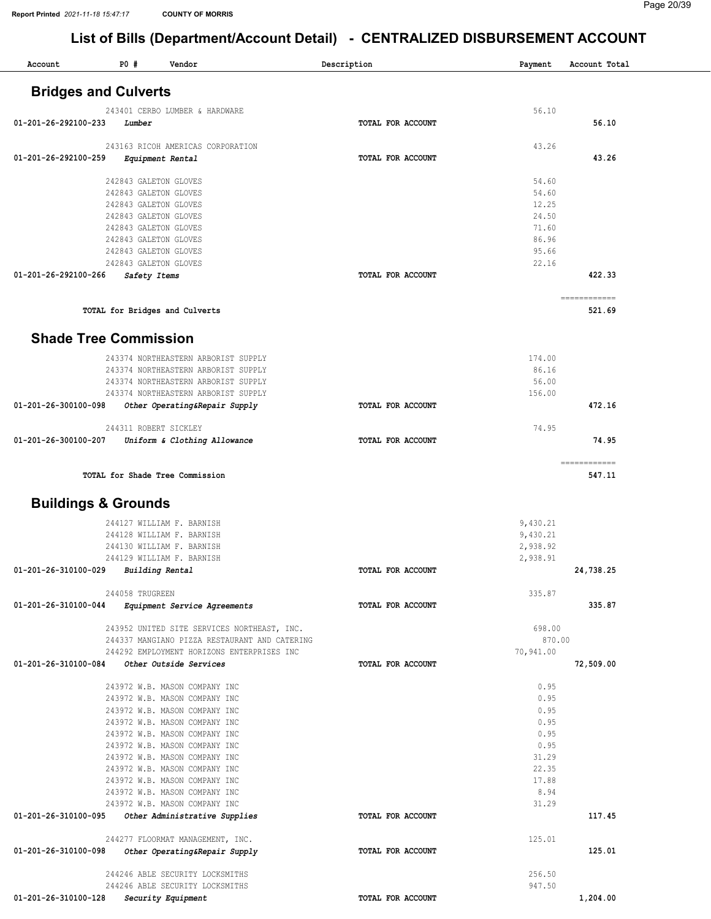# List of Bills (Department/Account Detail) - CENTRALIZED DISBURSEMENT ACCOUNT

| Account | PO # Vendor | Description | Payment | Account Total |
|---|---|---|---|---|

## Bridges and Culverts

| Account | PO # Vendor | Description | Payment | Account Total |
|---|---|---|---|---|
| | 243401 CERBO LUMBER & HARDWARE | | 56.10 | |
| 01-201-26-292100-233 | *Lumber* | TOTAL FOR ACCOUNT | | 56.10 |
| | 243163 RICOH AMERICAS CORPORATION | | 43.26 | |
| 01-201-26-292100-259 | *Equipment Rental* | TOTAL FOR ACCOUNT | | 43.26 |
| | 242843 GALETON GLOVES | | 54.60 | |
| | 242843 GALETON GLOVES | | 54.60 | |
| | 242843 GALETON GLOVES | | 12.25 | |
| | 242843 GALETON GLOVES | | 24.50 | |
| | 242843 GALETON GLOVES | | 71.60 | |
| | 242843 GALETON GLOVES | | 86.96 | |
| | 242843 GALETON GLOVES | | 95.66 | |
| | 242843 GALETON GLOVES | | 22.16 | |
| 01-201-26-292100-266 | *Safety Items* | TOTAL FOR ACCOUNT | | 422.33 |
| | TOTAL for Bridges and Culverts | | | 521.69 |

## Shade Tree Commission

| Account | PO # Vendor | Description | Payment | Account Total |
|---|---|---|---|---|
| | 243374 NORTHEASTERN ARBORIST SUPPLY | | 174.00 | |
| | 243374 NORTHEASTERN ARBORIST SUPPLY | | 86.16 | |
| | 243374 NORTHEASTERN ARBORIST SUPPLY | | 56.00 | |
| | 243374 NORTHEASTERN ARBORIST SUPPLY | | 156.00 | |
| 01-201-26-300100-098 | *Other Operating&Repair Supply* | TOTAL FOR ACCOUNT | | 472.16 |
| | 244311 ROBERT SICKLEY | | 74.95 | |
| 01-201-26-300100-207 | *Uniform & Clothing Allowance* | TOTAL FOR ACCOUNT | | 74.95 |
| | TOTAL for Shade Tree Commission | | | 547.11 |

## Buildings & Grounds

| Account | PO # Vendor | Description | Payment | Account Total |
|---|---|---|---|---|
| | 244127 WILLIAM F. BARNISH | | 9,430.21 | |
| | 244128 WILLIAM F. BARNISH | | 9,430.21 | |
| | 244130 WILLIAM F. BARNISH | | 2,938.92 | |
| | 244129 WILLIAM F. BARNISH | | 2,938.91 | |
| 01-201-26-310100-029 | *Building Rental* | TOTAL FOR ACCOUNT | | 24,738.25 |
| | 244058 TRUGREEN | | 335.87 | |
| 01-201-26-310100-044 | *Equipment Service Agreements* | TOTAL FOR ACCOUNT | | 335.87 |
| | 243952 UNITED SITE SERVICES NORTHEAST, INC. | | 698.00 | |
| | 244337 MANGIANO PIZZA RESTAURANT AND CATERING | | 870.00 | |
| | 244292 EMPLOYMENT HORIZONS ENTERPRISES INC | | 70,941.00 | |
| 01-201-26-310100-084 | *Other Outside Services* | TOTAL FOR ACCOUNT | | 72,509.00 |
| | 243972 W.B. MASON COMPANY INC | | 0.95 | |
| | 243972 W.B. MASON COMPANY INC | | 0.95 | |
| | 243972 W.B. MASON COMPANY INC | | 0.95 | |
| | 243972 W.B. MASON COMPANY INC | | 0.95 | |
| | 243972 W.B. MASON COMPANY INC | | 0.95 | |
| | 243972 W.B. MASON COMPANY INC | | 0.95 | |
| | 243972 W.B. MASON COMPANY INC | | 31.29 | |
| | 243972 W.B. MASON COMPANY INC | | 22.35 | |
| | 243972 W.B. MASON COMPANY INC | | 17.88 | |
| | 243972 W.B. MASON COMPANY INC | | 8.94 | |
| | 243972 W.B. MASON COMPANY INC | | 31.29 | |
| 01-201-26-310100-095 | *Other Administrative Supplies* | TOTAL FOR ACCOUNT | | 117.45 |
| | 244277 FLOORMAT MANAGEMENT, INC. | | 125.01 | |
| 01-201-26-310100-098 | *Other Operating&Repair Supply* | TOTAL FOR ACCOUNT | | 125.01 |
| | 244246 ABLE SECURITY LOCKSMITHS | | 256.50 | |
| | 244246 ABLE SECURITY LOCKSMITHS | | 947.50 | |
| 01-201-26-310100-128 | *Security Equipment* | TOTAL FOR ACCOUNT | | 1,204.00 |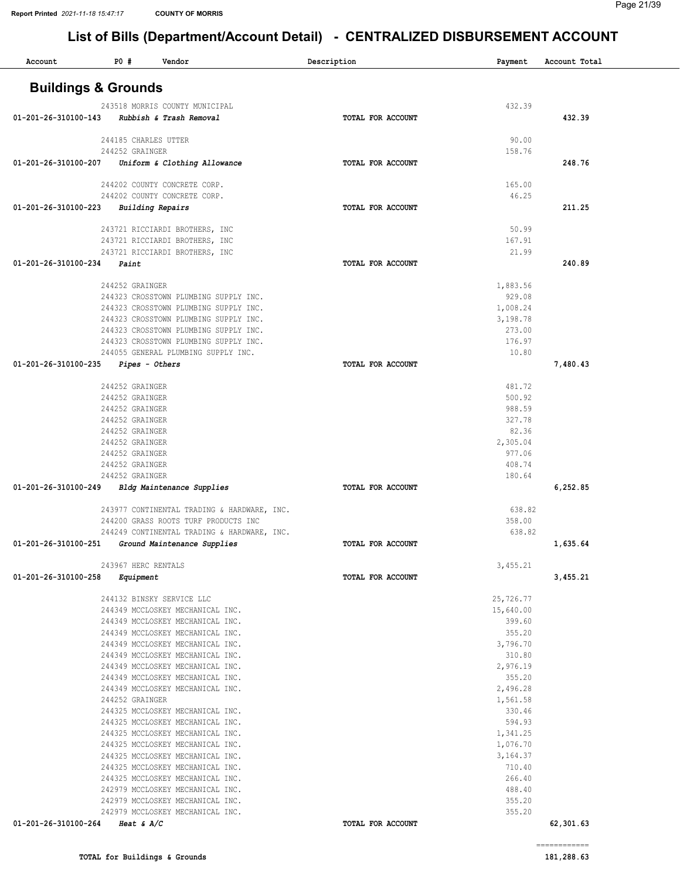Report Printed 2021-11-18 15:47:17 COUNTY OF MORRIS

# List of Bills (Department/Account Detail) - CENTRALIZED DISBURSEMENT ACCOUNT

| Account | PO # | Vendor | Description | Payment | Account Total |
|---|---|---|---|---|---|

## Buildings & Grounds

| Account | PO # | Vendor | Description | Payment | Account Total |
|---|---|---|---|---|---|
| | 243518 | MORRIS COUNTY MUNICIPAL | | 432.39 | |
| 01-201-26-310100-143 | | *Rubbish & Trash Removal* | **TOTAL FOR ACCOUNT** | | **432.39** |
| | 244185 | CHARLES UTTER | | 90.00 | |
| | 244252 | GRAINGER | | 158.76 | |
| 01-201-26-310100-207 | | *Uniform & Clothing Allowance* | **TOTAL FOR ACCOUNT** | | **248.76** |
| | 244202 | COUNTY CONCRETE CORP. | | 165.00 | |
| | 244202 | COUNTY CONCRETE CORP. | | 46.25 | |
| 01-201-26-310100-223 | | *Building Repairs* | **TOTAL FOR ACCOUNT** | | **211.25** |
| | 243721 | RICCIARDI BROTHERS, INC | | 50.99 | |
| | 243721 | RICCIARDI BROTHERS, INC | | 167.91 | |
| | 243721 | RICCIARDI BROTHERS, INC | | 21.99 | |
| 01-201-26-310100-234 | | *Paint* | **TOTAL FOR ACCOUNT** | | **240.89** |
| | 244252 | GRAINGER | | 1,883.56 | |
| | 244323 | CROSSTOWN PLUMBING SUPPLY INC. | | 929.08 | |
| | 244323 | CROSSTOWN PLUMBING SUPPLY INC. | | 1,008.24 | |
| | 244323 | CROSSTOWN PLUMBING SUPPLY INC. | | 3,198.78 | |
| | 244323 | CROSSTOWN PLUMBING SUPPLY INC. | | 273.00 | |
| | 244323 | CROSSTOWN PLUMBING SUPPLY INC. | | 176.97 | |
| | 244055 | GENERAL PLUMBING SUPPLY INC. | | 10.80 | |
| 01-201-26-310100-235 | | *Pipes - Others* | **TOTAL FOR ACCOUNT** | | **7,480.43** |
| | 244252 | GRAINGER | | 481.72 | |
| | 244252 | GRAINGER | | 500.92 | |
| | 244252 | GRAINGER | | 988.59 | |
| | 244252 | GRAINGER | | 327.78 | |
| | 244252 | GRAINGER | | 82.36 | |
| | 244252 | GRAINGER | | 2,305.04 | |
| | 244252 | GRAINGER | | 977.06 | |
| | 244252 | GRAINGER | | 408.74 | |
| | 244252 | GRAINGER | | 180.64 | |
| 01-201-26-310100-249 | | *Bldg Maintenance Supplies* | **TOTAL FOR ACCOUNT** | | **6,252.85** |
| | 243977 | CONTINENTAL TRADING & HARDWARE, INC. | | 638.82 | |
| | 244200 | GRASS ROOTS TURF PRODUCTS INC | | 358.00 | |
| | 244249 | CONTINENTAL TRADING & HARDWARE, INC. | | 638.82 | |
| 01-201-26-310100-251 | | *Ground Maintenance Supplies* | **TOTAL FOR ACCOUNT** | | **1,635.64** |
| | 243967 | HERC RENTALS | | 3,455.21 | |
| 01-201-26-310100-258 | | *Equipment* | **TOTAL FOR ACCOUNT** | | **3,455.21** |
| | 244132 | BINSKY SERVICE LLC | | 25,726.77 | |
| | 244349 | MCCLOSKEY MECHANICAL INC. | | 15,640.00 | |
| | 244349 | MCCLOSKEY MECHANICAL INC. | | 399.60 | |
| | 244349 | MCCLOSKEY MECHANICAL INC. | | 355.20 | |
| | 244349 | MCCLOSKEY MECHANICAL INC. | | 3,796.70 | |
| | 244349 | MCCLOSKEY MECHANICAL INC. | | 310.80 | |
| | 244349 | MCCLOSKEY MECHANICAL INC. | | 2,976.19 | |
| | 244349 | MCCLOSKEY MECHANICAL INC. | | 355.20 | |
| | 244349 | MCCLOSKEY MECHANICAL INC. | | 2,496.28 | |
| | 244252 | GRAINGER | | 1,561.58 | |
| | 244325 | MCCLOSKEY MECHANICAL INC. | | 330.46 | |
| | 244325 | MCCLOSKEY MECHANICAL INC. | | 594.93 | |
| | 244325 | MCCLOSKEY MECHANICAL INC. | | 1,341.25 | |
| | 244325 | MCCLOSKEY MECHANICAL INC. | | 1,076.70 | |
| | 244325 | MCCLOSKEY MECHANICAL INC. | | 3,164.37 | |
| | 244325 | MCCLOSKEY MECHANICAL INC. | | 710.40 | |
| | 244325 | MCCLOSKEY MECHANICAL INC. | | 266.40 | |
| | 242979 | MCCLOSKEY MECHANICAL INC. | | 488.40 | |
| | 242979 | MCCLOSKEY MECHANICAL INC. | | 355.20 | |
| | 242979 | MCCLOSKEY MECHANICAL INC. | | 355.20 | |
| 01-201-26-310100-264 | | *Heat & A/C* | **TOTAL FOR ACCOUNT** | | **62,301.63** |

**TOTAL for Buildings & Grounds** **181,288.63**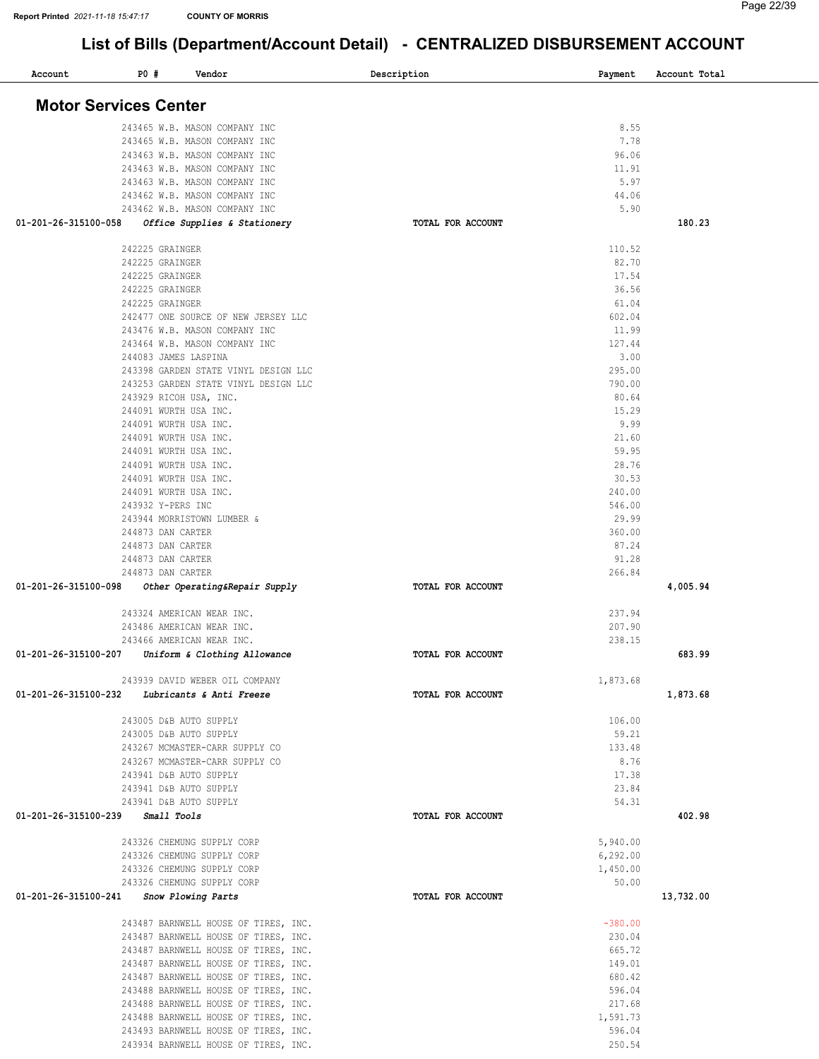## List of Bills (Department/Account Detail) - CENTRALIZED DISBURSEMENT ACCOUNT

### Motor Services Center

| Account | PO # | Vendor | Description | Payment | Account Total |
|---|---|---|---|---|---|
| | 243465 | W.B. MASON COMPANY INC | | 8.55 | |
| | 243465 | W.B. MASON COMPANY INC | | 7.78 | |
| | 243463 | W.B. MASON COMPANY INC | | 96.06 | |
| | 243463 | W.B. MASON COMPANY INC | | 11.91 | |
| | 243463 | W.B. MASON COMPANY INC | | 5.97 | |
| | 243462 | W.B. MASON COMPANY INC | | 44.06 | |
| | 243462 | W.B. MASON COMPANY INC | | 5.90 | |
| **01-201-26-315100-058** | | ***Office Supplies & Stationery*** | **TOTAL FOR ACCOUNT** | | **180.23** |
| | 242225 | GRAINGER | | 110.52 | |
| | 242225 | GRAINGER | | 82.70 | |
| | 242225 | GRAINGER | | 17.54 | |
| | 242225 | GRAINGER | | 36.56 | |
| | 242225 | GRAINGER | | 61.04 | |
| | 242477 | ONE SOURCE OF NEW JERSEY LLC | | 602.04 | |
| | 243476 | W.B. MASON COMPANY INC | | 11.99 | |
| | 243464 | W.B. MASON COMPANY INC | | 127.44 | |
| | 244083 | JAMES LASPINA | | 3.00 | |
| | 243398 | GARDEN STATE VINYL DESIGN LLC | | 295.00 | |
| | 243253 | GARDEN STATE VINYL DESIGN LLC | | 790.00 | |
| | 243929 | RICOH USA, INC. | | 80.64 | |
| | 244091 | WURTH USA INC. | | 15.29 | |
| | 244091 | WURTH USA INC. | | 9.99 | |
| | 244091 | WURTH USA INC. | | 21.60 | |
| | 244091 | WURTH USA INC. | | 59.95 | |
| | 244091 | WURTH USA INC. | | 28.76 | |
| | 244091 | WURTH USA INC. | | 30.53 | |
| | 244091 | WURTH USA INC. | | 240.00 | |
| | 243932 | Y-PERS INC | | 546.00 | |
| | 243944 | MORRISTOWN LUMBER & | | 29.99 | |
| | 244873 | DAN CARTER | | 360.00 | |
| | 244873 | DAN CARTER | | 87.24 | |
| | 244873 | DAN CARTER | | 91.28 | |
| | 244873 | DAN CARTER | | 266.84 | |
| **01-201-26-315100-098** | | ***Other Operating&Repair Supply*** | **TOTAL FOR ACCOUNT** | | **4,005.94** |
| | 243324 | AMERICAN WEAR INC. | | 237.94 | |
| | 243486 | AMERICAN WEAR INC. | | 207.90 | |
| | 243466 | AMERICAN WEAR INC. | | 238.15 | |
| **01-201-26-315100-207** | | ***Uniform & Clothing Allowance*** | **TOTAL FOR ACCOUNT** | | **683.99** |
| | 243939 | DAVID WEBER OIL COMPANY | | 1,873.68 | |
| **01-201-26-315100-232** | | ***Lubricants & Anti Freeze*** | **TOTAL FOR ACCOUNT** | | **1,873.68** |
| | 243005 | D&B AUTO SUPPLY | | 106.00 | |
| | 243005 | D&B AUTO SUPPLY | | 59.21 | |
| | 243267 | MCMASTER-CARR SUPPLY CO | | 133.48 | |
| | 243267 | MCMASTER-CARR SUPPLY CO | | 8.76 | |
| | 243941 | D&B AUTO SUPPLY | | 17.38 | |
| | 243941 | D&B AUTO SUPPLY | | 23.84 | |
| | 243941 | D&B AUTO SUPPLY | | 54.31 | |
| **01-201-26-315100-239** | | ***Small Tools*** | **TOTAL FOR ACCOUNT** | | **402.98** |
| | 243326 | CHEMUNG SUPPLY CORP | | 5,940.00 | |
| | 243326 | CHEMUNG SUPPLY CORP | | 6,292.00 | |
| | 243326 | CHEMUNG SUPPLY CORP | | 1,450.00 | |
| | 243326 | CHEMUNG SUPPLY CORP | | 50.00 | |
| **01-201-26-315100-241** | | ***Snow Plowing Parts*** | **TOTAL FOR ACCOUNT** | | **13,732.00** |
| | 243487 | BARNWELL HOUSE OF TIRES, INC. | | -380.00 | |
| | 243487 | BARNWELL HOUSE OF TIRES, INC. | | 230.04 | |
| | 243487 | BARNWELL HOUSE OF TIRES, INC. | | 665.72 | |
| | 243487 | BARNWELL HOUSE OF TIRES, INC. | | 149.01 | |
| | 243487 | BARNWELL HOUSE OF TIRES, INC. | | 680.42 | |
| | 243488 | BARNWELL HOUSE OF TIRES, INC. | | 596.04 | |
| | 243488 | BARNWELL HOUSE OF TIRES, INC. | | 217.68 | |
| | 243488 | BARNWELL HOUSE OF TIRES, INC. | | 1,591.73 | |
| | 243493 | BARNWELL HOUSE OF TIRES, INC. | | 596.04 | |
| | 243934 | BARNWELL HOUSE OF TIRES, INC. | | 250.54 | |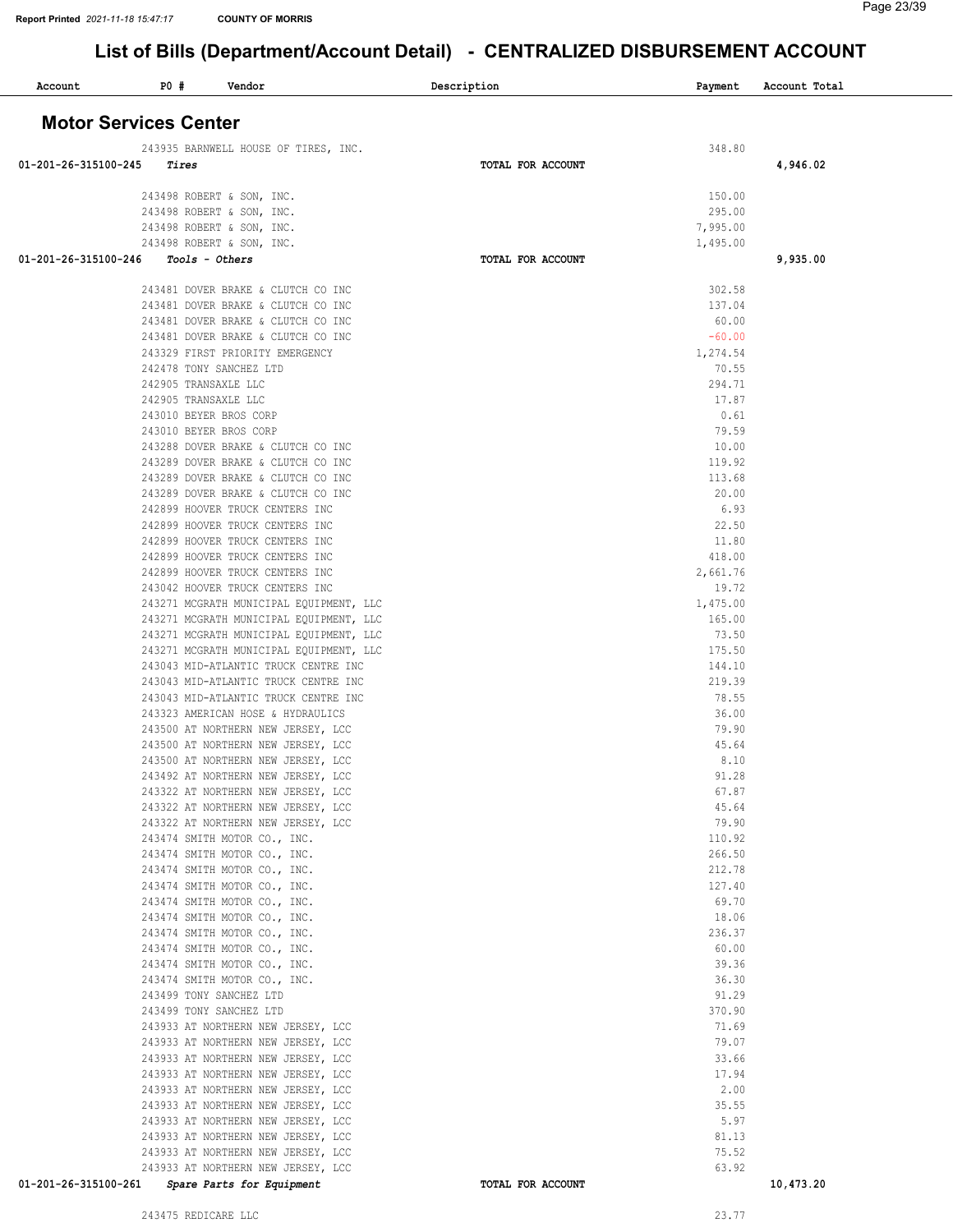# List of Bills (Department/Account Detail) - CENTRALIZED DISBURSEMENT ACCOUNT

## Motor Services Center

| Account | PO # | Vendor | Description | Payment | Account Total |
|---|---|---|---|---|---|
| | 243935 | BARNWELL HOUSE OF TIRES, INC. | | 348.80 | |
| 01-201-26-315100-245 | | *Tires* | **TOTAL FOR ACCOUNT** | | **4,946.02** |
| | 243498 | ROBERT & SON, INC. | | 150.00 | |
| | 243498 | ROBERT & SON, INC. | | 295.00 | |
| | 243498 | ROBERT & SON, INC. | | 7,995.00 | |
| | 243498 | ROBERT & SON, INC. | | 1,495.00 | |
| 01-201-26-315100-246 | | *Tools - Others* | **TOTAL FOR ACCOUNT** | | **9,935.00** |
| | 243481 | DOVER BRAKE & CLUTCH CO INC | | 302.58 | |
| | 243481 | DOVER BRAKE & CLUTCH CO INC | | 137.04 | |
| | 243481 | DOVER BRAKE & CLUTCH CO INC | | 60.00 | |
| | 243481 | DOVER BRAKE & CLUTCH CO INC | | -60.00 | |
| | 243329 | FIRST PRIORITY EMERGENCY | | 1,274.54 | |
| | 242478 | TONY SANCHEZ LTD | | 70.55 | |
| | 242905 | TRANSAXLE LLC | | 294.71 | |
| | 242905 | TRANSAXLE LLC | | 17.87 | |
| | 243010 | BEYER BROS CORP | | 0.61 | |
| | 243010 | BEYER BROS CORP | | 79.59 | |
| | 243288 | DOVER BRAKE & CLUTCH CO INC | | 10.00 | |
| | 243289 | DOVER BRAKE & CLUTCH CO INC | | 119.92 | |
| | 243289 | DOVER BRAKE & CLUTCH CO INC | | 113.68 | |
| | 243289 | DOVER BRAKE & CLUTCH CO INC | | 20.00 | |
| | 242899 | HOOVER TRUCK CENTERS INC | | 6.93 | |
| | 242899 | HOOVER TRUCK CENTERS INC | | 22.50 | |
| | 242899 | HOOVER TRUCK CENTERS INC | | 11.80 | |
| | 242899 | HOOVER TRUCK CENTERS INC | | 418.00 | |
| | 242899 | HOOVER TRUCK CENTERS INC | | 2,661.76 | |
| | 243042 | HOOVER TRUCK CENTERS INC | | 19.72 | |
| | 243271 | MCGRATH MUNICIPAL EQUIPMENT, LLC | | 1,475.00 | |
| | 243271 | MCGRATH MUNICIPAL EQUIPMENT, LLC | | 165.00 | |
| | 243271 | MCGRATH MUNICIPAL EQUIPMENT, LLC | | 73.50 | |
| | 243271 | MCGRATH MUNICIPAL EQUIPMENT, LLC | | 175.50 | |
| | 243043 | MID-ATLANTIC TRUCK CENTRE INC | | 144.10 | |
| | 243043 | MID-ATLANTIC TRUCK CENTRE INC | | 219.39 | |
| | 243043 | MID-ATLANTIC TRUCK CENTRE INC | | 78.55 | |
| | 243323 | AMERICAN HOSE & HYDRAULICS | | 36.00 | |
| | 243500 | AT NORTHERN NEW JERSEY, LCC | | 79.90 | |
| | 243500 | AT NORTHERN NEW JERSEY, LCC | | 45.64 | |
| | 243500 | AT NORTHERN NEW JERSEY, LCC | | 8.10 | |
| | 243492 | AT NORTHERN NEW JERSEY, LCC | | 91.28 | |
| | 243322 | AT NORTHERN NEW JERSEY, LCC | | 67.87 | |
| | 243322 | AT NORTHERN NEW JERSEY, LCC | | 45.64 | |
| | 243322 | AT NORTHERN NEW JERSEY, LCC | | 79.90 | |
| | 243474 | SMITH MOTOR CO., INC. | | 110.92 | |
| | 243474 | SMITH MOTOR CO., INC. | | 266.50 | |
| | 243474 | SMITH MOTOR CO., INC. | | 212.78 | |
| | 243474 | SMITH MOTOR CO., INC. | | 127.40 | |
| | 243474 | SMITH MOTOR CO., INC. | | 69.70 | |
| | 243474 | SMITH MOTOR CO., INC. | | 18.06 | |
| | 243474 | SMITH MOTOR CO., INC. | | 236.37 | |
| | 243474 | SMITH MOTOR CO., INC. | | 60.00 | |
| | 243474 | SMITH MOTOR CO., INC. | | 39.36 | |
| | 243474 | SMITH MOTOR CO., INC. | | 36.30 | |
| | 243499 | TONY SANCHEZ LTD | | 91.29 | |
| | 243499 | TONY SANCHEZ LTD | | 370.90 | |
| | 243933 | AT NORTHERN NEW JERSEY, LCC | | 71.69 | |
| | 243933 | AT NORTHERN NEW JERSEY, LCC | | 79.07 | |
| | 243933 | AT NORTHERN NEW JERSEY, LCC | | 33.66 | |
| | 243933 | AT NORTHERN NEW JERSEY, LCC | | 17.94 | |
| | 243933 | AT NORTHERN NEW JERSEY, LCC | | 2.00 | |
| | 243933 | AT NORTHERN NEW JERSEY, LCC | | 35.55 | |
| | 243933 | AT NORTHERN NEW JERSEY, LCC | | 5.97 | |
| | 243933 | AT NORTHERN NEW JERSEY, LCC | | 81.13 | |
| | 243933 | AT NORTHERN NEW JERSEY, LCC | | 75.52 | |
| | 243933 | AT NORTHERN NEW JERSEY, LCC | | 63.92 | |
| 01-201-26-315100-261 | | *Spare Parts for Equipment* | **TOTAL FOR ACCOUNT** | | **10,473.20** |
| | 243475 | REDICARE LLC | | 23.77 | |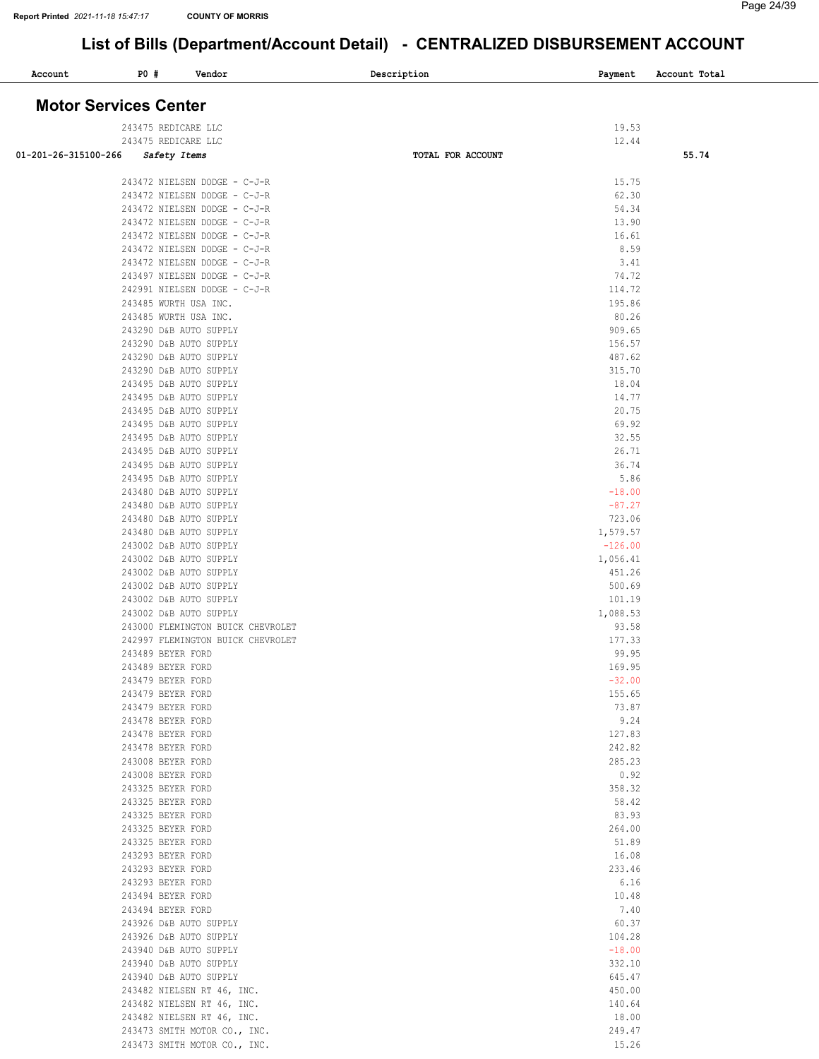# List of Bills (Department/Account Detail) - CENTRALIZED DISBURSEMENT ACCOUNT

## Motor Services Center

| Account | PO # | Vendor | Description | Payment | Account Total |
|---|---|---|---|---|---|
| | 243475 | REDICARE LLC | | 19.53 | |
| | 243475 | REDICARE LLC | | 12.44 | |
| 01-201-26-315100-266 | | *Safety Items* | TOTAL FOR ACCOUNT | | 55.74 |
| | 243472 | NIELSEN DODGE - C-J-R | | 15.75 | |
| | 243472 | NIELSEN DODGE - C-J-R | | 62.30 | |
| | 243472 | NIELSEN DODGE - C-J-R | | 54.34 | |
| | 243472 | NIELSEN DODGE - C-J-R | | 13.90 | |
| | 243472 | NIELSEN DODGE - C-J-R | | 16.61 | |
| | 243472 | NIELSEN DODGE - C-J-R | | 8.59 | |
| | 243472 | NIELSEN DODGE - C-J-R | | 3.41 | |
| | 243497 | NIELSEN DODGE - C-J-R | | 74.72 | |
| | 242991 | NIELSEN DODGE - C-J-R | | 114.72 | |
| | 243485 | WURTH USA INC. | | 195.86 | |
| | 243485 | WURTH USA INC. | | 80.26 | |
| | 243290 | D&B AUTO SUPPLY | | 909.65 | |
| | 243290 | D&B AUTO SUPPLY | | 156.57 | |
| | 243290 | D&B AUTO SUPPLY | | 487.62 | |
| | 243290 | D&B AUTO SUPPLY | | 315.70 | |
| | 243495 | D&B AUTO SUPPLY | | 18.04 | |
| | 243495 | D&B AUTO SUPPLY | | 14.77 | |
| | 243495 | D&B AUTO SUPPLY | | 20.75 | |
| | 243495 | D&B AUTO SUPPLY | | 69.92 | |
| | 243495 | D&B AUTO SUPPLY | | 32.55 | |
| | 243495 | D&B AUTO SUPPLY | | 26.71 | |
| | 243495 | D&B AUTO SUPPLY | | 36.74 | |
| | 243495 | D&B AUTO SUPPLY | | 5.86 | |
| | 243480 | D&B AUTO SUPPLY | | -18.00 | |
| | 243480 | D&B AUTO SUPPLY | | -87.27 | |
| | 243480 | D&B AUTO SUPPLY | | 723.06 | |
| | 243480 | D&B AUTO SUPPLY | | 1,579.57 | |
| | 243002 | D&B AUTO SUPPLY | | -126.00 | |
| | 243002 | D&B AUTO SUPPLY | | 1,056.41 | |
| | 243002 | D&B AUTO SUPPLY | | 451.26 | |
| | 243002 | D&B AUTO SUPPLY | | 500.69 | |
| | 243002 | D&B AUTO SUPPLY | | 101.19 | |
| | 243002 | D&B AUTO SUPPLY | | 1,088.53 | |
| | 243000 | FLEMINGTON BUICK CHEVROLET | | 93.58 | |
| | 242997 | FLEMINGTON BUICK CHEVROLET | | 177.33 | |
| | 243489 | BEYER FORD | | 99.95 | |
| | 243489 | BEYER FORD | | 169.95 | |
| | 243479 | BEYER FORD | | -32.00 | |
| | 243479 | BEYER FORD | | 155.65 | |
| | 243479 | BEYER FORD | | 73.87 | |
| | 243478 | BEYER FORD | | 9.24 | |
| | 243478 | BEYER FORD | | 127.83 | |
| | 243478 | BEYER FORD | | 242.82 | |
| | 243008 | BEYER FORD | | 285.23 | |
| | 243008 | BEYER FORD | | 0.92 | |
| | 243325 | BEYER FORD | | 358.32 | |
| | 243325 | BEYER FORD | | 58.42 | |
| | 243325 | BEYER FORD | | 83.93 | |
| | 243325 | BEYER FORD | | 264.00 | |
| | 243325 | BEYER FORD | | 51.89 | |
| | 243293 | BEYER FORD | | 16.08 | |
| | 243293 | BEYER FORD | | 233.46 | |
| | 243293 | BEYER FORD | | 6.16 | |
| | 243494 | BEYER FORD | | 10.48 | |
| | 243494 | BEYER FORD | | 7.40 | |
| | 243926 | D&B AUTO SUPPLY | | 60.37 | |
| | 243926 | D&B AUTO SUPPLY | | 104.28 | |
| | 243940 | D&B AUTO SUPPLY | | -18.00 | |
| | 243940 | D&B AUTO SUPPLY | | 332.10 | |
| | 243940 | D&B AUTO SUPPLY | | 645.47 | |
| | 243482 | NIELSEN RT 46, INC. | | 450.00 | |
| | 243482 | NIELSEN RT 46, INC. | | 140.64 | |
| | 243482 | NIELSEN RT 46, INC. | | 18.00 | |
| | 243473 | SMITH MOTOR CO., INC. | | 249.47 | |
| | 243473 | SMITH MOTOR CO., INC. | | 15.26 | |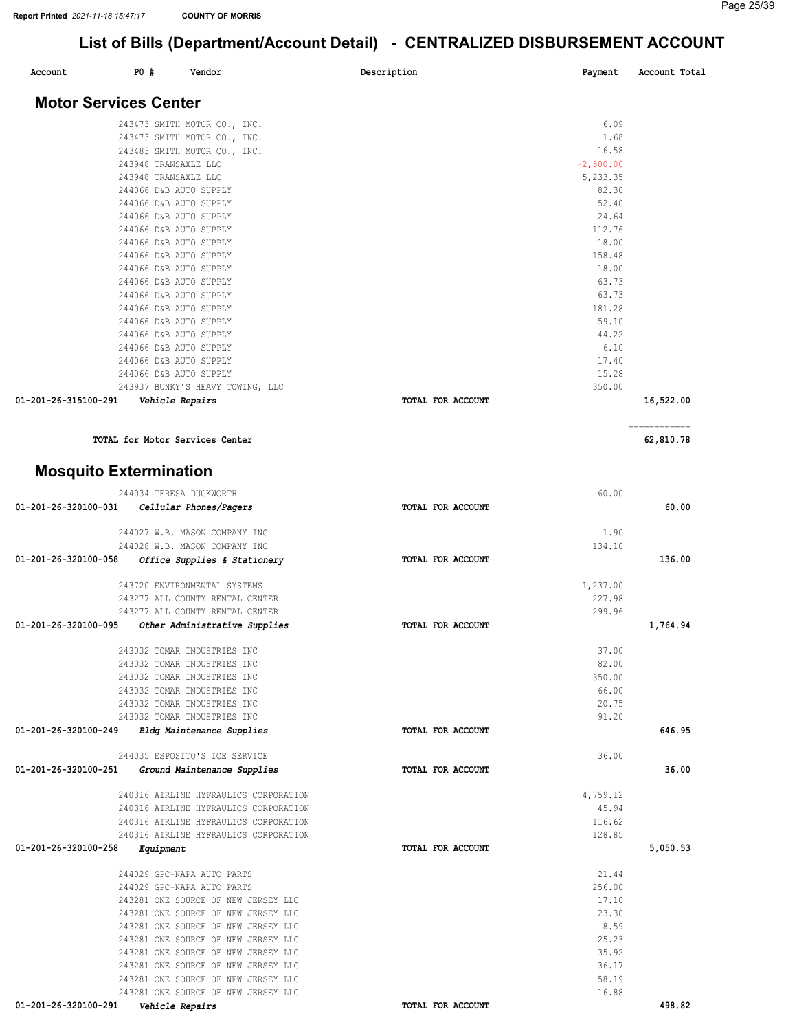# List of Bills (Department/Account Detail) - CENTRALIZED DISBURSEMENT ACCOUNT

## Motor Services Center

| Account | PO # | Vendor | Description | Payment | Account Total |
|---|---|---|---|---|---|
| | 243473 | SMITH MOTOR CO., INC. | | 6.09 | |
| | 243473 | SMITH MOTOR CO., INC. | | 1.68 | |
| | 243483 | SMITH MOTOR CO., INC. | | 16.58 | |
| | 243948 | TRANSAXLE LLC | | -2,500.00 | |
| | 243948 | TRANSAXLE LLC | | 5,233.35 | |
| | 244066 | D&B AUTO SUPPLY | | 82.30 | |
| | 244066 | D&B AUTO SUPPLY | | 52.40 | |
| | 244066 | D&B AUTO SUPPLY | | 24.64 | |
| | 244066 | D&B AUTO SUPPLY | | 112.76 | |
| | 244066 | D&B AUTO SUPPLY | | 18.00 | |
| | 244066 | D&B AUTO SUPPLY | | 158.48 | |
| | 244066 | D&B AUTO SUPPLY | | 18.00 | |
| | 244066 | D&B AUTO SUPPLY | | 63.73 | |
| | 244066 | D&B AUTO SUPPLY | | 63.73 | |
| | 244066 | D&B AUTO SUPPLY | | 181.28 | |
| | 244066 | D&B AUTO SUPPLY | | 59.10 | |
| | 244066 | D&B AUTO SUPPLY | | 44.22 | |
| | 244066 | D&B AUTO SUPPLY | | 6.10 | |
| | 244066 | D&B AUTO SUPPLY | | 17.40 | |
| | 244066 | D&B AUTO SUPPLY | | 15.28 | |
| | 243937 | BUNKY'S HEAVY TOWING, LLC | | 350.00 | |
| 01-201-26-315100-291 | *Vehicle Repairs* | | TOTAL FOR ACCOUNT | | 16,522.00 |

**TOTAL for Motor Services Center** ============ 62,810.78

## Mosquito Extermination

| Account | PO # | Vendor | Description | Payment | Account Total |
|---|---|---|---|---|---|
| | 244034 | TERESA DUCKWORTH | | 60.00 | |
| 01-201-26-320100-031 | *Cellular Phones/Pagers* | | TOTAL FOR ACCOUNT | | 60.00 |
| | 244027 | W.B. MASON COMPANY INC | | 1.90 | |
| | 244028 | W.B. MASON COMPANY INC | | 134.10 | |
| 01-201-26-320100-058 | *Office Supplies & Stationery* | | TOTAL FOR ACCOUNT | | 136.00 |
| | 243720 | ENVIRONMENTAL SYSTEMS | | 1,237.00 | |
| | 243277 | ALL COUNTY RENTAL CENTER | | 227.98 | |
| | 243277 | ALL COUNTY RENTAL CENTER | | 299.96 | |
| 01-201-26-320100-095 | *Other Administrative Supplies* | | TOTAL FOR ACCOUNT | | 1,764.94 |
| | 243032 | TOMAR INDUSTRIES INC | | 37.00 | |
| | 243032 | TOMAR INDUSTRIES INC | | 82.00 | |
| | 243032 | TOMAR INDUSTRIES INC | | 350.00 | |
| | 243032 | TOMAR INDUSTRIES INC | | 66.00 | |
| | 243032 | TOMAR INDUSTRIES INC | | 20.75 | |
| | 243032 | TOMAR INDUSTRIES INC | | 91.20 | |
| 01-201-26-320100-249 | *Bldg Maintenance Supplies* | | TOTAL FOR ACCOUNT | | 646.95 |
| | 244035 | ESPOSITO'S ICE SERVICE | | 36.00 | |
| 01-201-26-320100-251 | *Ground Maintenance Supplies* | | TOTAL FOR ACCOUNT | | 36.00 |
| | 240316 | AIRLINE HYFRAULICS CORPORATION | | 4,759.12 | |
| | 240316 | AIRLINE HYFRAULICS CORPORATION | | 45.94 | |
| | 240316 | AIRLINE HYFRAULICS CORPORATION | | 116.62 | |
| | 240316 | AIRLINE HYFRAULICS CORPORATION | | 128.85 | |
| 01-201-26-320100-258 | *Equipment* | | TOTAL FOR ACCOUNT | | 5,050.53 |
| | 244029 | GPC-NAPA AUTO PARTS | | 21.44 | |
| | 244029 | GPC-NAPA AUTO PARTS | | 256.00 | |
| | 243281 | ONE SOURCE OF NEW JERSEY LLC | | 17.10 | |
| | 243281 | ONE SOURCE OF NEW JERSEY LLC | | 23.30 | |
| | 243281 | ONE SOURCE OF NEW JERSEY LLC | | 8.59 | |
| | 243281 | ONE SOURCE OF NEW JERSEY LLC | | 25.23 | |
| | 243281 | ONE SOURCE OF NEW JERSEY LLC | | 35.92 | |
| | 243281 | ONE SOURCE OF NEW JERSEY LLC | | 36.17 | |
| | 243281 | ONE SOURCE OF NEW JERSEY LLC | | 58.19 | |
| | 243281 | ONE SOURCE OF NEW JERSEY LLC | | 16.88 | |
| 01-201-26-320100-291 | *Vehicle Repairs* | | TOTAL FOR ACCOUNT | | 498.82 |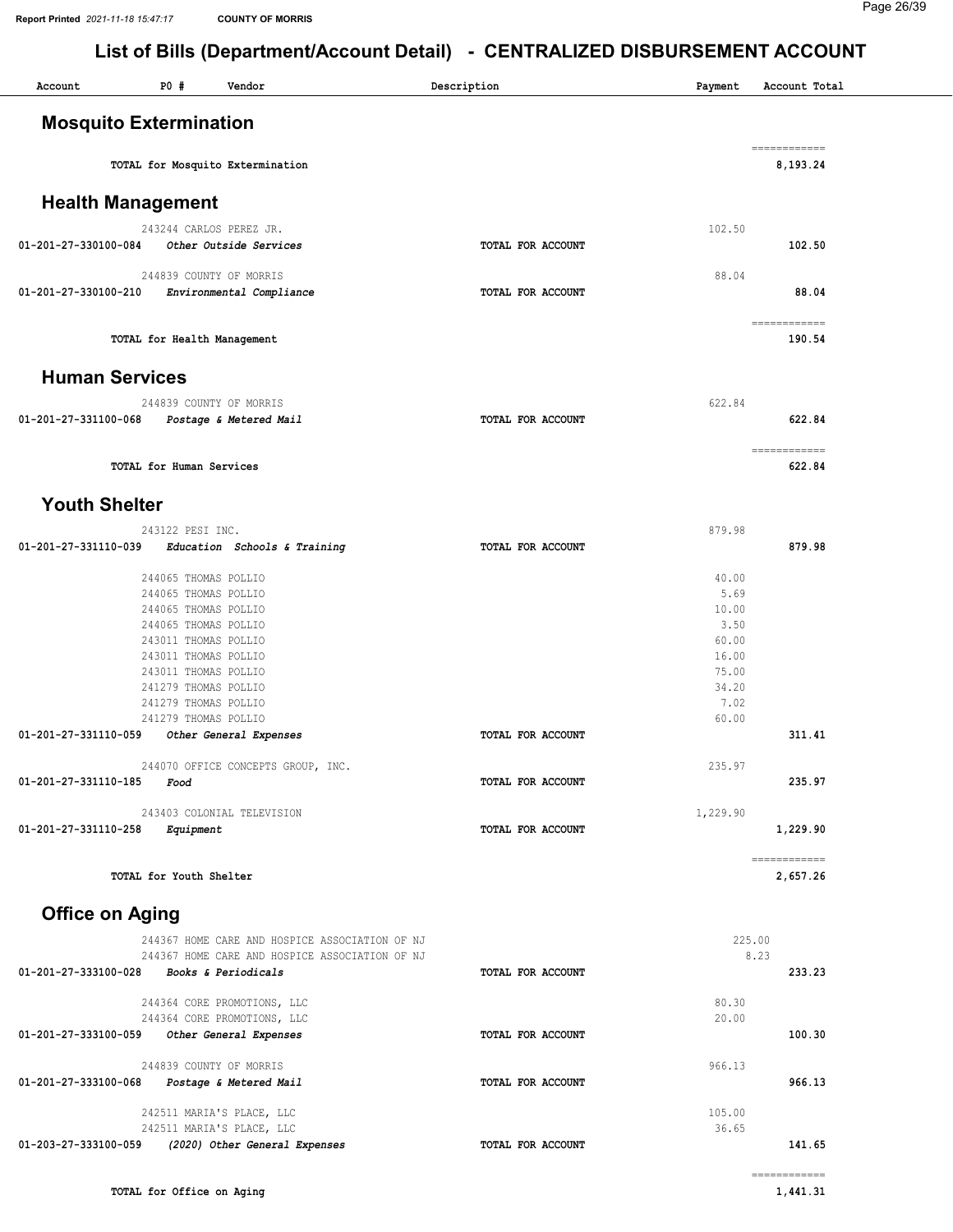## List of Bills (Department/Account Detail) - CENTRALIZED DISBURSEMENT ACCOUNT

| Account | PO # | Vendor | Description | Payment | Account Total |
|---|---|---|---|---|---|

### Mosquito Extermination

| Account | PO # | Vendor | Description | Payment | Account Total |
|---|---|---|---|---|---|
| | | TOTAL for Mosquito Extermination | | | 8,193.24 |

### Health Management

| Account | PO # | Vendor | Description | Payment | Account Total |
|---|---|---|---|---|---|
| | 243244 | CARLOS PEREZ JR. | | 102.50 | |
| 01-201-27-330100-084 | | *Other Outside Services* | TOTAL FOR ACCOUNT | | 102.50 |
| | 244839 | COUNTY OF MORRIS | | 88.04 | |
| 01-201-27-330100-210 | | *Environmental Compliance* | TOTAL FOR ACCOUNT | | 88.04 |
| | | TOTAL for Health Management | | | 190.54 |

### Human Services

| Account | PO # | Vendor | Description | Payment | Account Total |
|---|---|---|---|---|---|
| | 244839 | COUNTY OF MORRIS | | 622.84 | |
| 01-201-27-331100-068 | | *Postage & Metered Mail* | TOTAL FOR ACCOUNT | | 622.84 |
| | | TOTAL for Human Services | | | 622.84 |

### Youth Shelter

| Account | PO # | Vendor | Description | Payment | Account Total |
|---|---|---|---|---|---|
| | 243122 | PESI INC. | | 879.98 | |
| 01-201-27-331110-039 | | *Education Schools & Training* | TOTAL FOR ACCOUNT | | 879.98 |
| | 244065 | THOMAS POLLIO | | 40.00 | |
| | 244065 | THOMAS POLLIO | | 5.69 | |
| | 244065 | THOMAS POLLIO | | 10.00 | |
| | 244065 | THOMAS POLLIO | | 3.50 | |
| | 243011 | THOMAS POLLIO | | 60.00 | |
| | 243011 | THOMAS POLLIO | | 16.00 | |
| | 243011 | THOMAS POLLIO | | 75.00 | |
| | 241279 | THOMAS POLLIO | | 34.20 | |
| | 241279 | THOMAS POLLIO | | 7.02 | |
| | 241279 | THOMAS POLLIO | | 60.00 | |
| 01-201-27-331110-059 | | *Other General Expenses* | TOTAL FOR ACCOUNT | | 311.41 |
| | 244070 | OFFICE CONCEPTS GROUP, INC. | | 235.97 | |
| 01-201-27-331110-185 | | *Food* | TOTAL FOR ACCOUNT | | 235.97 |
| | 243403 | COLONIAL TELEVISION | | 1,229.90 | |
| 01-201-27-331110-258 | | *Equipment* | TOTAL FOR ACCOUNT | | 1,229.90 |
| | | TOTAL for Youth Shelter | | | 2,657.26 |

### Office on Aging

| Account | PO # | Vendor | Description | Payment | Account Total |
|---|---|---|---|---|---|
| | 244367 | HOME CARE AND HOSPICE ASSOCIATION OF NJ | | 225.00 | |
| | 244367 | HOME CARE AND HOSPICE ASSOCIATION OF NJ | | 8.23 | |
| 01-201-27-333100-028 | | *Books & Periodicals* | TOTAL FOR ACCOUNT | | 233.23 |
| | 244364 | CORE PROMOTIONS, LLC | | 80.30 | |
| | 244364 | CORE PROMOTIONS, LLC | | 20.00 | |
| 01-201-27-333100-059 | | *Other General Expenses* | TOTAL FOR ACCOUNT | | 100.30 |
| | 244839 | COUNTY OF MORRIS | | 966.13 | |
| 01-201-27-333100-068 | | *Postage & Metered Mail* | TOTAL FOR ACCOUNT | | 966.13 |
| | 242511 | MARIA'S PLACE, LLC | | 105.00 | |
| | 242511 | MARIA'S PLACE, LLC | | 36.65 | |
| 01-203-27-333100-059 | | *(2020) Other General Expenses* | TOTAL FOR ACCOUNT | | 141.65 |
| | | TOTAL for Office on Aging | | | 1,441.31 |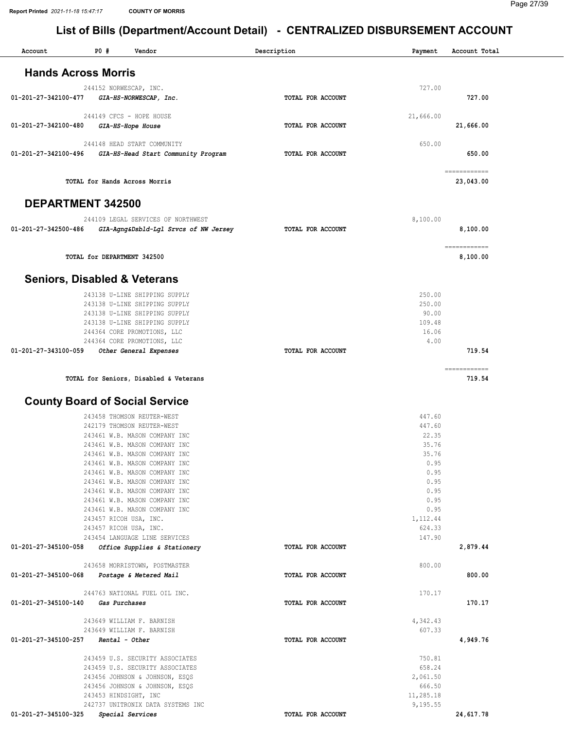# List of Bills (Department/Account Detail) - CENTRALIZED DISBURSEMENT ACCOUNT

| Account | PO # | Vendor | Description | Payment | Account Total |
|---|---|---|---|---|---|

## Hands Across Morris

| Account | PO # | Vendor | Description | Payment | Account Total |
|---|---|---|---|---|---|
| | 244152 | NORWESCAP, INC. | | 727.00 | |
| 01-201-27-342100-477 | | *GIA-HS-NORWESCAP, Inc.* | TOTAL FOR ACCOUNT | | 727.00 |
| | 244149 | CFCS - HOPE HOUSE | | 21,666.00 | |
| 01-201-27-342100-480 | | *GIA-HS-Hope House* | TOTAL FOR ACCOUNT | | 21,666.00 |
| | 244148 | HEAD START COMMUNITY | | 650.00 | |
| 01-201-27-342100-496 | | *GIA-HS-Head Start Community Program* | TOTAL FOR ACCOUNT | | 650.00 |
| | | TOTAL for Hands Across Morris | | | 23,043.00 |

## DEPARTMENT 342500

| Account | PO # | Vendor | Description | Payment | Account Total |
|---|---|---|---|---|---|
| | 244109 | LEGAL SERVICES OF NORTHWEST | | 8,100.00 | |
| 01-201-27-342500-486 | | *GIA-Agng&Dsbld-Lgl Srvcs of NW Jersey* | TOTAL FOR ACCOUNT | | 8,100.00 |
| | | TOTAL for DEPARTMENT 342500 | | | 8,100.00 |

## Seniors, Disabled & Veterans

| Account | PO # | Vendor | Description | Payment | Account Total |
|---|---|---|---|---|---|
| | 243138 | U-LINE SHIPPING SUPPLY | | 250.00 | |
| | 243138 | U-LINE SHIPPING SUPPLY | | 250.00 | |
| | 243138 | U-LINE SHIPPING SUPPLY | | 90.00 | |
| | 243138 | U-LINE SHIPPING SUPPLY | | 109.48 | |
| | 244364 | CORE PROMOTIONS, LLC | | 16.06 | |
| | 244364 | CORE PROMOTIONS, LLC | | 4.00 | |
| 01-201-27-343100-059 | | *Other General Expenses* | TOTAL FOR ACCOUNT | | 719.54 |
| | | TOTAL for Seniors, Disabled & Veterans | | | 719.54 |

## County Board of Social Service

| Account | PO # | Vendor | Description | Payment | Account Total |
|---|---|---|---|---|---|
| | 243458 | THOMSON REUTER-WEST | | 447.60 | |
| | 242179 | THOMSON REUTER-WEST | | 447.60 | |
| | 243461 | W.B. MASON COMPANY INC | | 22.35 | |
| | 243461 | W.B. MASON COMPANY INC | | 35.76 | |
| | 243461 | W.B. MASON COMPANY INC | | 35.76 | |
| | 243461 | W.B. MASON COMPANY INC | | 0.95 | |
| | 243461 | W.B. MASON COMPANY INC | | 0.95 | |
| | 243461 | W.B. MASON COMPANY INC | | 0.95 | |
| | 243461 | W.B. MASON COMPANY INC | | 0.95 | |
| | 243461 | W.B. MASON COMPANY INC | | 0.95 | |
| | 243461 | W.B. MASON COMPANY INC | | 0.95 | |
| | 243457 | RICOH USA, INC. | | 1,112.44 | |
| | 243457 | RICOH USA, INC. | | 624.33 | |
| | 243454 | LANGUAGE LINE SERVICES | | 147.90 | |
| 01-201-27-345100-058 | | *Office Supplies & Stationery* | TOTAL FOR ACCOUNT | | 2,879.44 |
| | 243658 | MORRISTOWN, POSTMASTER | | 800.00 | |
| 01-201-27-345100-068 | | *Postage & Metered Mail* | TOTAL FOR ACCOUNT | | 800.00 |
| | 244763 | NATIONAL FUEL OIL INC. | | 170.17 | |
| 01-201-27-345100-140 | | *Gas Purchases* | TOTAL FOR ACCOUNT | | 170.17 |
| | 243649 | WILLIAM F. BARNISH | | 4,342.43 | |
| | 243649 | WILLIAM F. BARNISH | | 607.33 | |
| 01-201-27-345100-257 | | *Rental - Other* | TOTAL FOR ACCOUNT | | 4,949.76 |
| | 243459 | U.S. SECURITY ASSOCIATES | | 750.81 | |
| | 243459 | U.S. SECURITY ASSOCIATES | | 658.24 | |
| | 243456 | JOHNSON & JOHNSON, ESQS | | 2,061.50 | |
| | 243456 | JOHNSON & JOHNSON, ESQS | | 666.50 | |
| | 243453 | HINDSIGHT, INC | | 11,285.18 | |
| | 242737 | UNITRONIX DATA SYSTEMS INC | | 9,195.55 | |
| 01-201-27-345100-325 | | *Special Services* | TOTAL FOR ACCOUNT | | 24,617.78 |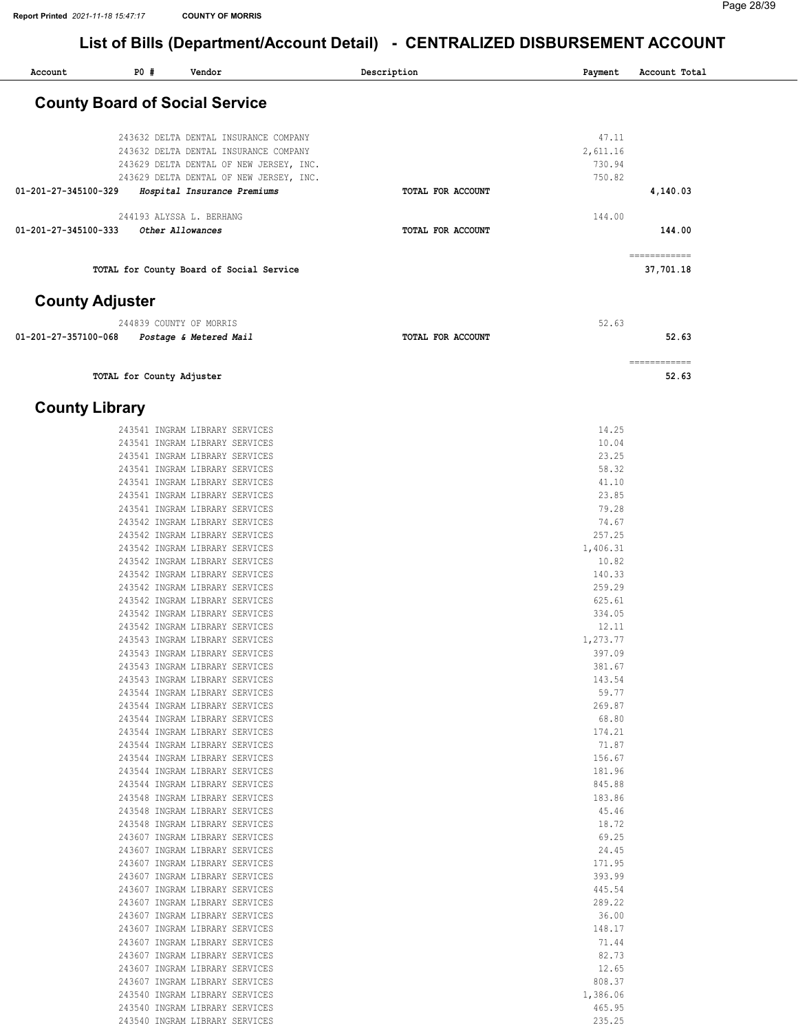## List of Bills (Department/Account Detail) - CENTRALIZED DISBURSEMENT ACCOUNT

| Account | PO # | Vendor | Description | Payment | Account Total |
|---|---|---|---|---|---|

### County Board of Social Service

| Account | PO # | Vendor | Description | Payment | Account Total |
|---|---|---|---|---|---|
| | 243632 | DELTA DENTAL INSURANCE COMPANY | | 47.11 | |
| | 243632 | DELTA DENTAL INSURANCE COMPANY | | 2,611.16 | |
| | 243629 | DELTA DENTAL OF NEW JERSEY, INC. | | 730.94 | |
| | 243629 | DELTA DENTAL OF NEW JERSEY, INC. | | 750.82 | |
| 01-201-27-345100-329 | | *Hospital Insurance Premiums* | TOTAL FOR ACCOUNT | | 4,140.03 |
| | 244193 | ALYSSA L. BERHANG | | 144.00 | |
| 01-201-27-345100-333 | | *Other Allowances* | TOTAL FOR ACCOUNT | | 144.00 |
| | | TOTAL for County Board of Social Service | | | 37,701.18 |

### County Adjuster

| Account | PO # | Vendor | Description | Payment | Account Total |
|---|---|---|---|---|---|
| | 244839 | COUNTY OF MORRIS | | 52.63 | |
| 01-201-27-357100-068 | | *Postage & Metered Mail* | TOTAL FOR ACCOUNT | | 52.63 |
| | | TOTAL for County Adjuster | | | 52.63 |

### County Library

| Account | PO # | Vendor | Description | Payment | Account Total |
|---|---|---|---|---|---|
| | 243541 | INGRAM LIBRARY SERVICES | | 14.25 | |
| | 243541 | INGRAM LIBRARY SERVICES | | 10.04 | |
| | 243541 | INGRAM LIBRARY SERVICES | | 23.25 | |
| | 243541 | INGRAM LIBRARY SERVICES | | 58.32 | |
| | 243541 | INGRAM LIBRARY SERVICES | | 41.10 | |
| | 243541 | INGRAM LIBRARY SERVICES | | 23.85 | |
| | 243541 | INGRAM LIBRARY SERVICES | | 79.28 | |
| | 243542 | INGRAM LIBRARY SERVICES | | 74.67 | |
| | 243542 | INGRAM LIBRARY SERVICES | | 257.25 | |
| | 243542 | INGRAM LIBRARY SERVICES | | 1,406.31 | |
| | 243542 | INGRAM LIBRARY SERVICES | | 10.82 | |
| | 243542 | INGRAM LIBRARY SERVICES | | 140.33 | |
| | 243542 | INGRAM LIBRARY SERVICES | | 259.29 | |
| | 243542 | INGRAM LIBRARY SERVICES | | 625.61 | |
| | 243542 | INGRAM LIBRARY SERVICES | | 334.05 | |
| | 243542 | INGRAM LIBRARY SERVICES | | 12.11 | |
| | 243543 | INGRAM LIBRARY SERVICES | | 1,273.77 | |
| | 243543 | INGRAM LIBRARY SERVICES | | 397.09 | |
| | 243543 | INGRAM LIBRARY SERVICES | | 381.67 | |
| | 243543 | INGRAM LIBRARY SERVICES | | 143.54 | |
| | 243544 | INGRAM LIBRARY SERVICES | | 59.77 | |
| | 243544 | INGRAM LIBRARY SERVICES | | 269.87 | |
| | 243544 | INGRAM LIBRARY SERVICES | | 68.80 | |
| | 243544 | INGRAM LIBRARY SERVICES | | 174.21 | |
| | 243544 | INGRAM LIBRARY SERVICES | | 71.87 | |
| | 243544 | INGRAM LIBRARY SERVICES | | 156.67 | |
| | 243544 | INGRAM LIBRARY SERVICES | | 181.96 | |
| | 243544 | INGRAM LIBRARY SERVICES | | 845.88 | |
| | 243548 | INGRAM LIBRARY SERVICES | | 183.86 | |
| | 243548 | INGRAM LIBRARY SERVICES | | 45.46 | |
| | 243548 | INGRAM LIBRARY SERVICES | | 18.72 | |
| | 243607 | INGRAM LIBRARY SERVICES | | 69.25 | |
| | 243607 | INGRAM LIBRARY SERVICES | | 24.45 | |
| | 243607 | INGRAM LIBRARY SERVICES | | 171.95 | |
| | 243607 | INGRAM LIBRARY SERVICES | | 393.99 | |
| | 243607 | INGRAM LIBRARY SERVICES | | 445.54 | |
| | 243607 | INGRAM LIBRARY SERVICES | | 289.22 | |
| | 243607 | INGRAM LIBRARY SERVICES | | 36.00 | |
| | 243607 | INGRAM LIBRARY SERVICES | | 148.17 | |
| | 243607 | INGRAM LIBRARY SERVICES | | 71.44 | |
| | 243607 | INGRAM LIBRARY SERVICES | | 82.73 | |
| | 243607 | INGRAM LIBRARY SERVICES | | 12.65 | |
| | 243607 | INGRAM LIBRARY SERVICES | | 808.37 | |
| | 243540 | INGRAM LIBRARY SERVICES | | 1,386.06 | |
| | 243540 | INGRAM LIBRARY SERVICES | | 465.95 | |
| | 243540 | INGRAM LIBRARY SERVICES | | 235.25 | |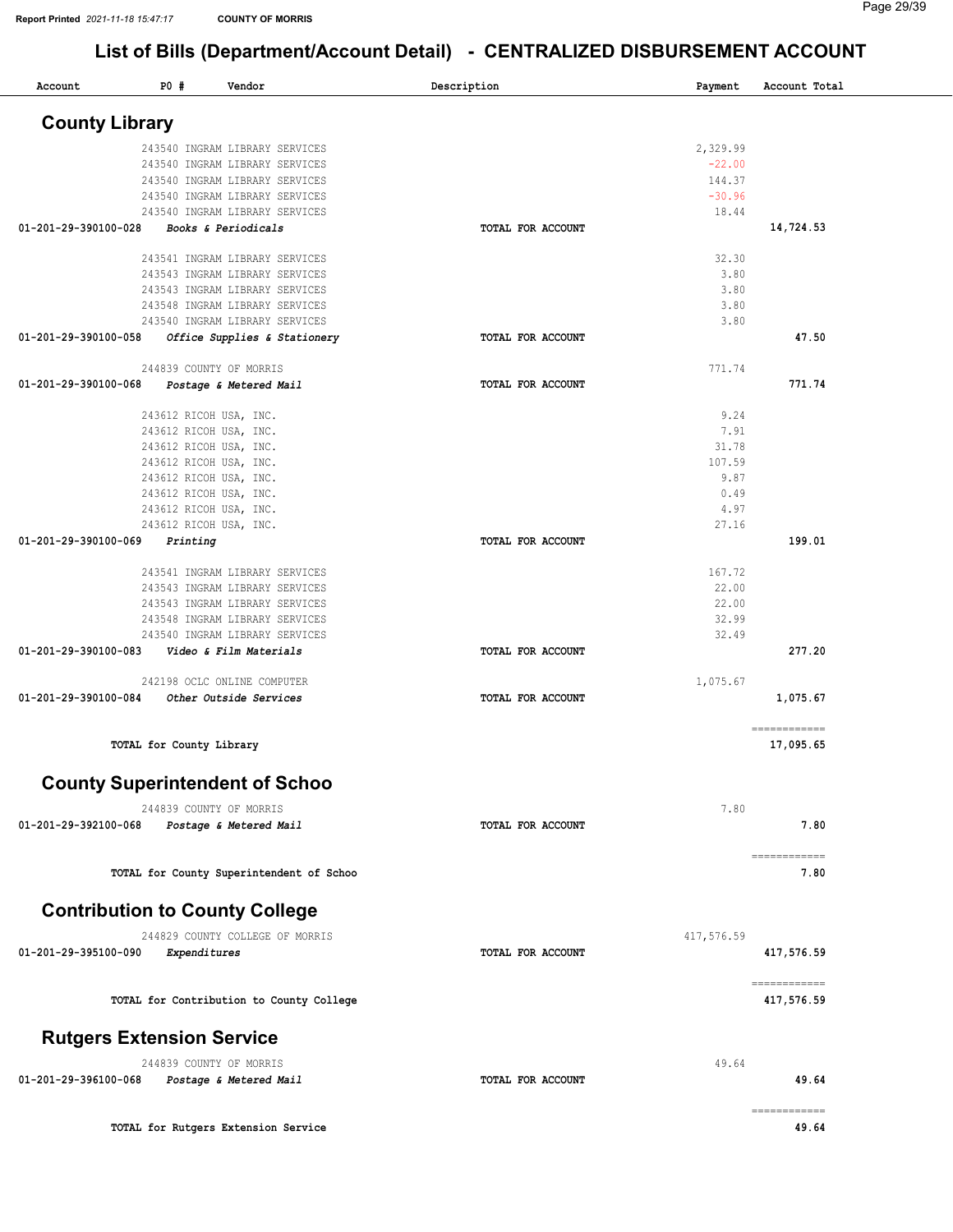# List of Bills (Department/Account Detail) - CENTRALIZED DISBURSEMENT ACCOUNT

| Account | PO # | Vendor | Description | Payment | Account Total |
|---|---|---|---|---|---|

## County Library

| Account | PO # | Vendor | Description | Payment | Account Total |
|---|---|---|---|---|---|
| | 243540 | INGRAM LIBRARY SERVICES | | 2,329.99 | |
| | 243540 | INGRAM LIBRARY SERVICES | | -22.00 | |
| | 243540 | INGRAM LIBRARY SERVICES | | 144.37 | |
| | 243540 | INGRAM LIBRARY SERVICES | | -30.96 | |
| | 243540 | INGRAM LIBRARY SERVICES | | 18.44 | |
| 01-201-29-390100-028 | *Books & Periodicals* | | TOTAL FOR ACCOUNT | | 14,724.53 |
| | 243541 | INGRAM LIBRARY SERVICES | | 32.30 | |
| | 243543 | INGRAM LIBRARY SERVICES | | 3.80 | |
| | 243543 | INGRAM LIBRARY SERVICES | | 3.80 | |
| | 243548 | INGRAM LIBRARY SERVICES | | 3.80 | |
| | 243540 | INGRAM LIBRARY SERVICES | | 3.80 | |
| 01-201-29-390100-058 | *Office Supplies & Stationery* | | TOTAL FOR ACCOUNT | | 47.50 |
| | 244839 | COUNTY OF MORRIS | | 771.74 | |
| 01-201-29-390100-068 | *Postage & Metered Mail* | | TOTAL FOR ACCOUNT | | 771.74 |
| | 243612 | RICOH USA, INC. | | 9.24 | |
| | 243612 | RICOH USA, INC. | | 7.91 | |
| | 243612 | RICOH USA, INC. | | 31.78 | |
| | 243612 | RICOH USA, INC. | | 107.59 | |
| | 243612 | RICOH USA, INC. | | 9.87 | |
| | 243612 | RICOH USA, INC. | | 0.49 | |
| | 243612 | RICOH USA, INC. | | 4.97 | |
| | 243612 | RICOH USA, INC. | | 27.16 | |
| 01-201-29-390100-069 | *Printing* | | TOTAL FOR ACCOUNT | | 199.01 |
| | 243541 | INGRAM LIBRARY SERVICES | | 167.72 | |
| | 243543 | INGRAM LIBRARY SERVICES | | 22.00 | |
| | 243543 | INGRAM LIBRARY SERVICES | | 22.00 | |
| | 243548 | INGRAM LIBRARY SERVICES | | 32.99 | |
| | 243540 | INGRAM LIBRARY SERVICES | | 32.49 | |
| 01-201-29-390100-083 | *Video & Film Materials* | | TOTAL FOR ACCOUNT | | 277.20 |
| | 242198 | OCLC ONLINE COMPUTER | | 1,075.67 | |
| 01-201-29-390100-084 | *Other Outside Services* | | TOTAL FOR ACCOUNT | | 1,075.67 |
| | TOTAL for County Library | | | | 17,095.65 |

## County Superintendent of Schoo

| Account | PO # | Vendor | Description | Payment | Account Total |
|---|---|---|---|---|---|
| | 244839 | COUNTY OF MORRIS | | 7.80 | |
| 01-201-29-392100-068 | *Postage & Metered Mail* | | TOTAL FOR ACCOUNT | | 7.80 |
| | TOTAL for County Superintendent of Schoo | | | | 7.80 |

## Contribution to County College

| Account | PO # | Vendor | Description | Payment | Account Total |
|---|---|---|---|---|---|
| | 244829 | COUNTY COLLEGE OF MORRIS | | 417,576.59 | |
| 01-201-29-395100-090 | *Expenditures* | | TOTAL FOR ACCOUNT | | 417,576.59 |
| | TOTAL for Contribution to County College | | | | 417,576.59 |

## Rutgers Extension Service

| Account | PO # | Vendor | Description | Payment | Account Total |
|---|---|---|---|---|---|
| | 244839 | COUNTY OF MORRIS | | 49.64 | |
| 01-201-29-396100-068 | *Postage & Metered Mail* | | TOTAL FOR ACCOUNT | | 49.64 |
| | TOTAL for Rutgers Extension Service | | | | 49.64 |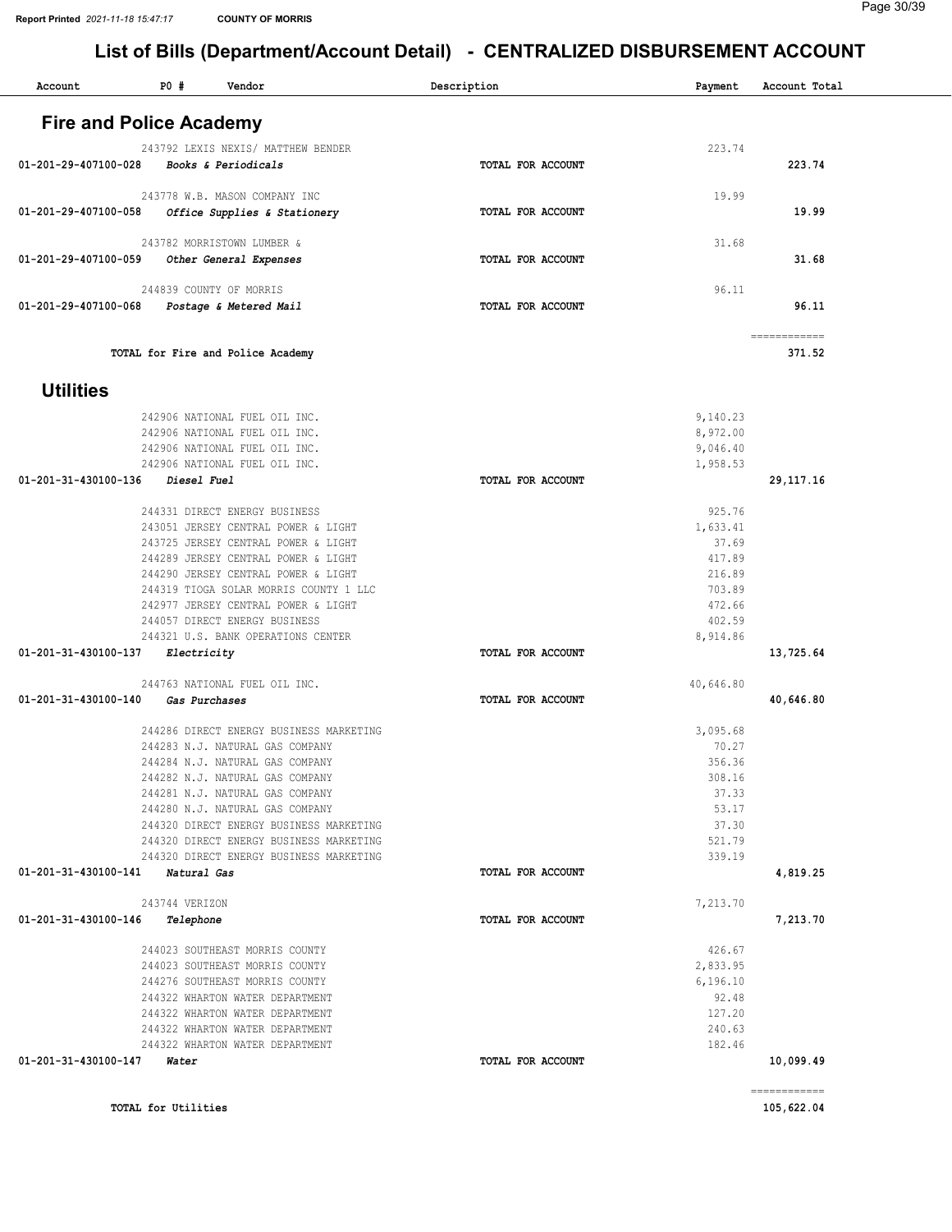# List of Bills (Department/Account Detail) - CENTRALIZED DISBURSEMENT ACCOUNT

| Account | PO # | Vendor | Description | Payment | Account Total |
|---|---|---|---|---|---|

## Fire and Police Academy

| Account | PO # | Vendor | Description | Payment | Account Total |
|---|---|---|---|---|---|
| | 243792 | LEXIS NEXIS/ MATTHEW BENDER | | 223.74 | |
| 01-201-29-407100-028 | | ***Books & Periodicals*** | **TOTAL FOR ACCOUNT** | | **223.74** |
| | 243778 | W.B. MASON COMPANY INC | | 19.99 | |
| 01-201-29-407100-058 | | ***Office Supplies & Stationery*** | **TOTAL FOR ACCOUNT** | | **19.99** |
| | 243782 | MORRISTOWN LUMBER & | | 31.68 | |
| 01-201-29-407100-059 | | ***Other General Expenses*** | **TOTAL FOR ACCOUNT** | | **31.68** |
| | 244839 | COUNTY OF MORRIS | | 96.11 | |
| 01-201-29-407100-068 | | ***Postage & Metered Mail*** | **TOTAL FOR ACCOUNT** | | **96.11** |
| | | | | | ============ |
| | | **TOTAL for Fire and Police Academy** | | | **371.52** |

## Utilities

| Account | PO # | Vendor | Description | Payment | Account Total |
|---|---|---|---|---|---|
| | 242906 | NATIONAL FUEL OIL INC. | | 9,140.23 | |
| | 242906 | NATIONAL FUEL OIL INC. | | 8,972.00 | |
| | 242906 | NATIONAL FUEL OIL INC. | | 9,046.40 | |
| | 242906 | NATIONAL FUEL OIL INC. | | 1,958.53 | |
| 01-201-31-430100-136 | | ***Diesel Fuel*** | **TOTAL FOR ACCOUNT** | | **29,117.16** |
| | 244331 | DIRECT ENERGY BUSINESS | | 925.76 | |
| | 243051 | JERSEY CENTRAL POWER & LIGHT | | 1,633.41 | |
| | 243725 | JERSEY CENTRAL POWER & LIGHT | | 37.69 | |
| | 244289 | JERSEY CENTRAL POWER & LIGHT | | 417.89 | |
| | 244290 | JERSEY CENTRAL POWER & LIGHT | | 216.89 | |
| | 244319 | TIOGA SOLAR MORRIS COUNTY 1 LLC | | 703.89 | |
| | 242977 | JERSEY CENTRAL POWER & LIGHT | | 472.66 | |
| | 244057 | DIRECT ENERGY BUSINESS | | 402.59 | |
| | 244321 | U.S. BANK OPERATIONS CENTER | | 8,914.86 | |
| 01-201-31-430100-137 | | ***Electricity*** | **TOTAL FOR ACCOUNT** | | **13,725.64** |
| | 244763 | NATIONAL FUEL OIL INC. | | 40,646.80 | |
| 01-201-31-430100-140 | | ***Gas Purchases*** | **TOTAL FOR ACCOUNT** | | **40,646.80** |
| | 244286 | DIRECT ENERGY BUSINESS MARKETING | | 3,095.68 | |
| | 244283 | N.J. NATURAL GAS COMPANY | | 70.27 | |
| | 244284 | N.J. NATURAL GAS COMPANY | | 356.36 | |
| | 244282 | N.J. NATURAL GAS COMPANY | | 308.16 | |
| | 244281 | N.J. NATURAL GAS COMPANY | | 37.33 | |
| | 244280 | N.J. NATURAL GAS COMPANY | | 53.17 | |
| | 244320 | DIRECT ENERGY BUSINESS MARKETING | | 37.30 | |
| | 244320 | DIRECT ENERGY BUSINESS MARKETING | | 521.79 | |
| | 244320 | DIRECT ENERGY BUSINESS MARKETING | | 339.19 | |
| 01-201-31-430100-141 | | ***Natural Gas*** | **TOTAL FOR ACCOUNT** | | **4,819.25** |
| | 243744 | VERIZON | | 7,213.70 | |
| 01-201-31-430100-146 | | ***Telephone*** | **TOTAL FOR ACCOUNT** | | **7,213.70** |
| | 244023 | SOUTHEAST MORRIS COUNTY | | 426.67 | |
| | 244023 | SOUTHEAST MORRIS COUNTY | | 2,833.95 | |
| | 244276 | SOUTHEAST MORRIS COUNTY | | 6,196.10 | |
| | 244322 | WHARTON WATER DEPARTMENT | | 92.48 | |
| | 244322 | WHARTON WATER DEPARTMENT | | 127.20 | |
| | 244322 | WHARTON WATER DEPARTMENT | | 240.63 | |
| | 244322 | WHARTON WATER DEPARTMENT | | 182.46 | |
| 01-201-31-430100-147 | | ***Water*** | **TOTAL FOR ACCOUNT** | | **10,099.49** |
| | | | | | ============ |
| | | **TOTAL for Utilities** | | | **105,622.04** |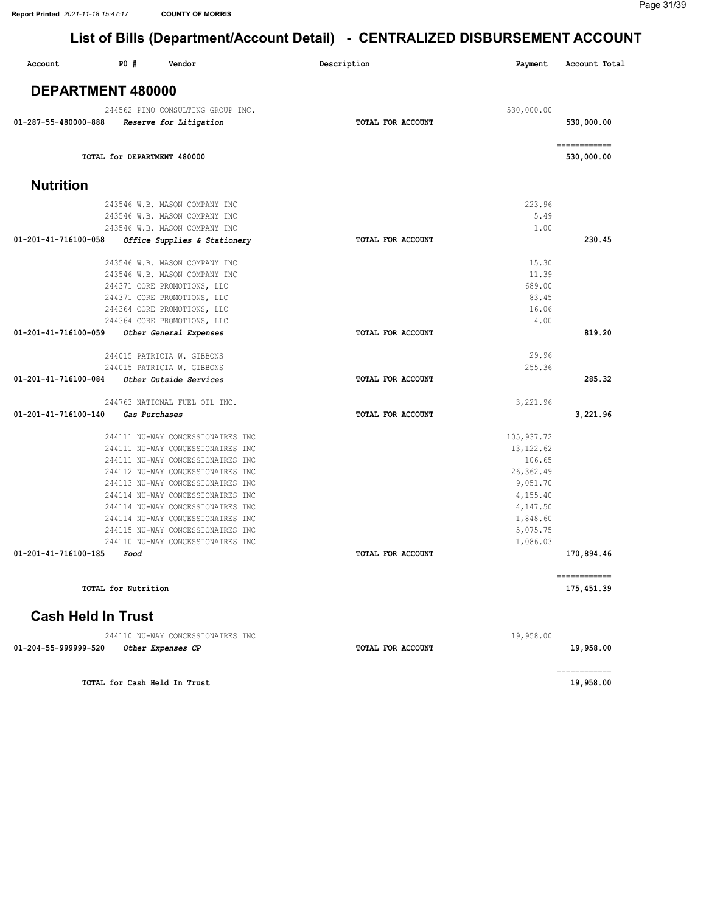# List of Bills (Department/Account Detail) - CENTRALIZED DISBURSEMENT ACCOUNT

| Account | PO # | Vendor | Description | Payment | Account Total |
|---|---|---|---|---|---|

## DEPARTMENT 480000

| Account | PO # | Vendor | Description | Payment | Account Total |
|---|---|---|---|---|---|
| | 244562 | PINO CONSULTING GROUP INC. | | 530,000.00 | |
| 01-287-55-480000-888 | | *Reserve for Litigation* | TOTAL FOR ACCOUNT | | 530,000.00 |
| | | | | | ============ |
| | | TOTAL for DEPARTMENT 480000 | | | 530,000.00 |

## Nutrition

| Account | PO # | Vendor | Description | Payment | Account Total |
|---|---|---|---|---|---|
| | 243546 | W.B. MASON COMPANY INC | | 223.96 | |
| | 243546 | W.B. MASON COMPANY INC | | 5.49 | |
| | 243546 | W.B. MASON COMPANY INC | | 1.00 | |
| 01-201-41-716100-058 | | *Office Supplies & Stationery* | TOTAL FOR ACCOUNT | | 230.45 |
| | 243546 | W.B. MASON COMPANY INC | | 15.30 | |
| | 243546 | W.B. MASON COMPANY INC | | 11.39 | |
| | 244371 | CORE PROMOTIONS, LLC | | 689.00 | |
| | 244371 | CORE PROMOTIONS, LLC | | 83.45 | |
| | 244364 | CORE PROMOTIONS, LLC | | 16.06 | |
| | 244364 | CORE PROMOTIONS, LLC | | 4.00 | |
| 01-201-41-716100-059 | | *Other General Expenses* | TOTAL FOR ACCOUNT | | 819.20 |
| | 244015 | PATRICIA W. GIBBONS | | 29.96 | |
| | 244015 | PATRICIA W. GIBBONS | | 255.36 | |
| 01-201-41-716100-084 | | *Other Outside Services* | TOTAL FOR ACCOUNT | | 285.32 |
| | 244763 | NATIONAL FUEL OIL INC. | | 3,221.96 | |
| 01-201-41-716100-140 | | *Gas Purchases* | TOTAL FOR ACCOUNT | | 3,221.96 |
| | 244111 | NU-WAY CONCESSIONAIRES INC | | 105,937.72 | |
| | 244111 | NU-WAY CONCESSIONAIRES INC | | 13,122.62 | |
| | 244111 | NU-WAY CONCESSIONAIRES INC | | 106.65 | |
| | 244112 | NU-WAY CONCESSIONAIRES INC | | 26,362.49 | |
| | 244113 | NU-WAY CONCESSIONAIRES INC | | 9,051.70 | |
| | 244114 | NU-WAY CONCESSIONAIRES INC | | 4,155.40 | |
| | 244114 | NU-WAY CONCESSIONAIRES INC | | 4,147.50 | |
| | 244114 | NU-WAY CONCESSIONAIRES INC | | 1,848.60 | |
| | 244115 | NU-WAY CONCESSIONAIRES INC | | 5,075.75 | |
| | 244110 | NU-WAY CONCESSIONAIRES INC | | 1,086.03 | |
| 01-201-41-716100-185 | | *Food* | TOTAL FOR ACCOUNT | | 170,894.46 |
| | | | | | ============ |
| | | TOTAL for Nutrition | | | 175,451.39 |

## Cash Held In Trust

| Account | PO # | Vendor | Description | Payment | Account Total |
|---|---|---|---|---|---|
| | 244110 | NU-WAY CONCESSIONAIRES INC | | 19,958.00 | |
| 01-204-55-999999-520 | | *Other Expenses CP* | TOTAL FOR ACCOUNT | | 19,958.00 |
| | | | | | ============ |
| | | TOTAL for Cash Held In Trust | | | 19,958.00 |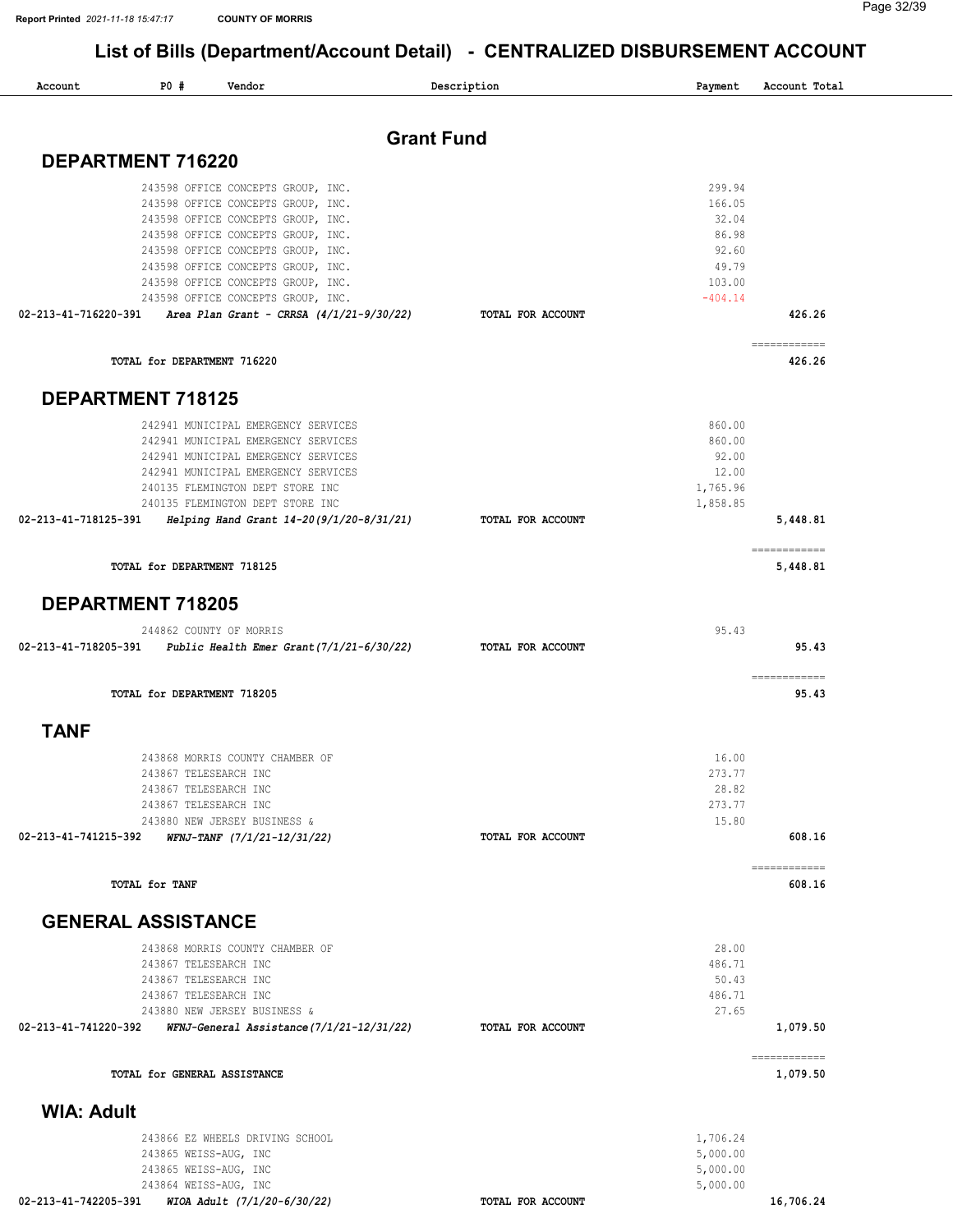# List of Bills (Department/Account Detail) - CENTRALIZED DISBURSEMENT ACCOUNT

## Grant Fund

### DEPARTMENT 716220

| Account | PO # | Vendor | Description | Payment | Account Total |
|---|---|---|---|---|---|
| | 243598 | OFFICE CONCEPTS GROUP, INC. | | 299.94 | |
| | 243598 | OFFICE CONCEPTS GROUP, INC. | | 166.05 | |
| | 243598 | OFFICE CONCEPTS GROUP, INC. | | 32.04 | |
| | 243598 | OFFICE CONCEPTS GROUP, INC. | | 86.98 | |
| | 243598 | OFFICE CONCEPTS GROUP, INC. | | 92.60 | |
| | 243598 | OFFICE CONCEPTS GROUP, INC. | | 49.79 | |
| | 243598 | OFFICE CONCEPTS GROUP, INC. | | 103.00 | |
| | 243598 | OFFICE CONCEPTS GROUP, INC. | | -404.14 | |
| 02-213-41-716220-391 | | *Area Plan Grant - CRRSA (4/1/21-9/30/22)* | TOTAL FOR ACCOUNT | | 426.26 |
| | | TOTAL for DEPARTMENT 716220 | | | 426.26 |

### DEPARTMENT 718125

| Account | PO # | Vendor | Description | Payment | Account Total |
|---|---|---|---|---|---|
| | 242941 | MUNICIPAL EMERGENCY SERVICES | | 860.00 | |
| | 242941 | MUNICIPAL EMERGENCY SERVICES | | 860.00 | |
| | 242941 | MUNICIPAL EMERGENCY SERVICES | | 92.00 | |
| | 242941 | MUNICIPAL EMERGENCY SERVICES | | 12.00 | |
| | 240135 | FLEMINGTON DEPT STORE INC | | 1,765.96 | |
| | 240135 | FLEMINGTON DEPT STORE INC | | 1,858.85 | |
| 02-213-41-718125-391 | | *Helping Hand Grant 14-20(9/1/20-8/31/21)* | TOTAL FOR ACCOUNT | | 5,448.81 |
| | | TOTAL for DEPARTMENT 718125 | | | 5,448.81 |

### DEPARTMENT 718205

| Account | PO # | Vendor | Description | Payment | Account Total |
|---|---|---|---|---|---|
| | 244862 | COUNTY OF MORRIS | | 95.43 | |
| 02-213-41-718205-391 | | *Public Health Emer Grant(7/1/21-6/30/22)* | TOTAL FOR ACCOUNT | | 95.43 |
| | | TOTAL for DEPARTMENT 718205 | | | 95.43 |

### TANF

| Account | PO # | Vendor | Description | Payment | Account Total |
|---|---|---|---|---|---|
| | 243868 | MORRIS COUNTY CHAMBER OF | | 16.00 | |
| | 243867 | TELESEARCH INC | | 273.77 | |
| | 243867 | TELESEARCH INC | | 28.82 | |
| | 243867 | TELESEARCH INC | | 273.77 | |
| | 243880 | NEW JERSEY BUSINESS & | | 15.80 | |
| 02-213-41-741215-392 | | *WFNJ-TANF (7/1/21-12/31/22)* | TOTAL FOR ACCOUNT | | 608.16 |
| | | TOTAL for TANF | | | 608.16 |

### GENERAL ASSISTANCE

| Account | PO # | Vendor | Description | Payment | Account Total |
|---|---|---|---|---|---|
| | 243868 | MORRIS COUNTY CHAMBER OF | | 28.00 | |
| | 243867 | TELESEARCH INC | | 486.71 | |
| | 243867 | TELESEARCH INC | | 50.43 | |
| | 243867 | TELESEARCH INC | | 486.71 | |
| | 243880 | NEW JERSEY BUSINESS & | | 27.65 | |
| 02-213-41-741220-392 | | *WFNJ-General Assistance(7/1/21-12/31/22)* | TOTAL FOR ACCOUNT | | 1,079.50 |
| | | TOTAL for GENERAL ASSISTANCE | | | 1,079.50 |

### WIA: Adult

| Account | PO # | Vendor | Description | Payment | Account Total |
|---|---|---|---|---|---|
| | 243866 | EZ WHEELS DRIVING SCHOOL | | 1,706.24 | |
| | 243865 | WEISS-AUG, INC | | 5,000.00 | |
| | 243865 | WEISS-AUG, INC | | 5,000.00 | |
| | 243864 | WEISS-AUG, INC | | 5,000.00 | |
| 02-213-41-742205-391 | | *WIOA Adult (7/1/20-6/30/22)* | TOTAL FOR ACCOUNT | | 16,706.24 |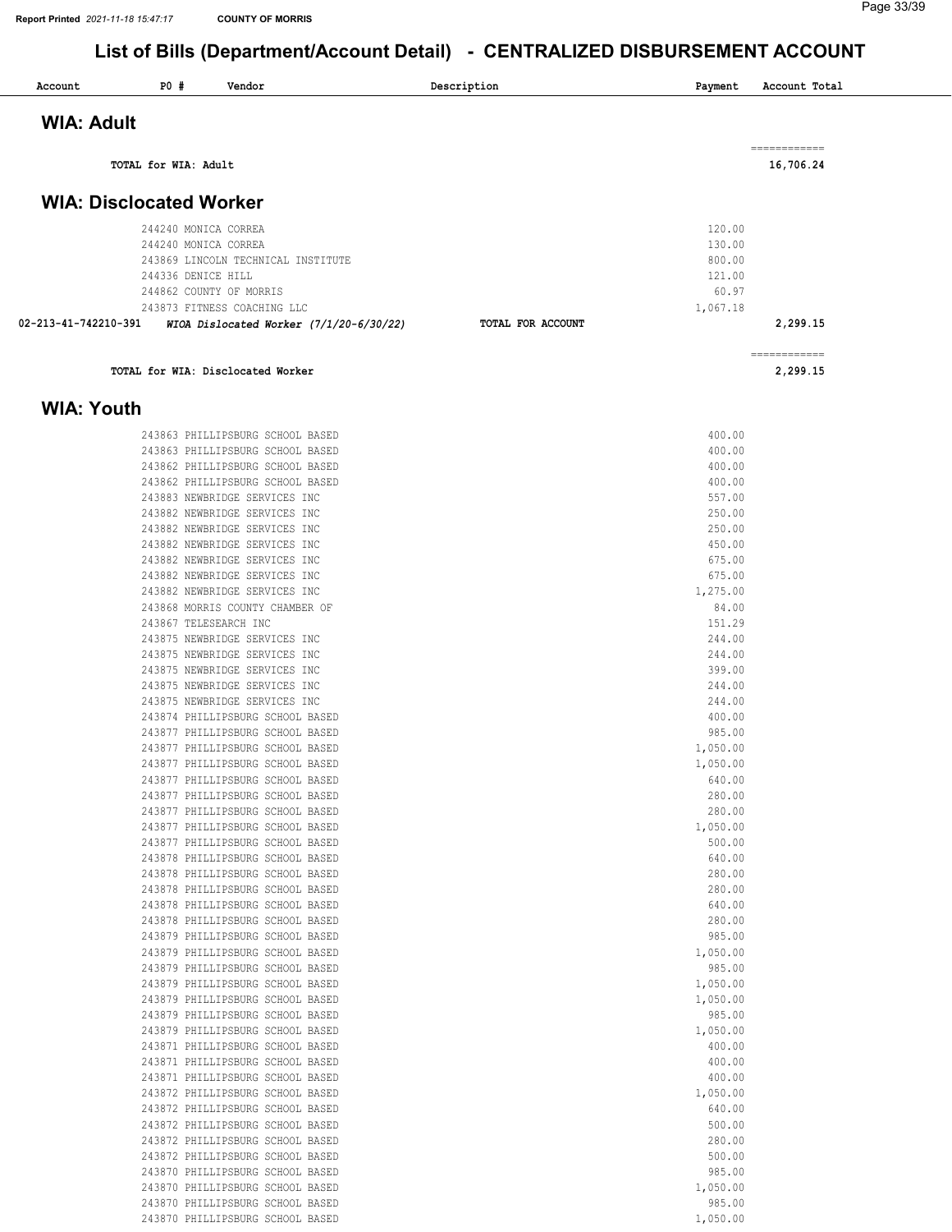# List of Bills (Department/Account Detail) - CENTRALIZED DISBURSEMENT ACCOUNT

| Account | PO # | Vendor | Description | Payment | Account Total |
|---|---|---|---|---|---|

## WIA: Adult

| | | | | | |
|---|---|---|---|---|---|
| | | TOTAL for WIA: Adult | | | 16,706.24 |

## WIA: Disclocated Worker

| Account | PO # | Vendor | Description | Payment | Account Total |
|---|---|---|---|---|---|
| | 244240 | MONICA CORREA | | 120.00 | |
| | 244240 | MONICA CORREA | | 130.00 | |
| | 243869 | LINCOLN TECHNICAL INSTITUTE | | 800.00 | |
| | 244336 | DENICE HILL | | 121.00 | |
| | 244862 | COUNTY OF MORRIS | | 60.97 | |
| | 243873 | FITNESS COACHING LLC | | 1,067.18 | |
| 02-213-41-742210-391 | | *WIOA Dislocated Worker (7/1/20-6/30/22)* | TOTAL FOR ACCOUNT | | 2,299.15 |
| | | TOTAL for WIA: Disclocated Worker | | | 2,299.15 |

## WIA: Youth

| Account | PO # | Vendor | Description | Payment | Account Total |
|---|---|---|---|---|---|
| | 243863 | PHILLIPSBURG SCHOOL BASED | | 400.00 | |
| | 243863 | PHILLIPSBURG SCHOOL BASED | | 400.00 | |
| | 243862 | PHILLIPSBURG SCHOOL BASED | | 400.00 | |
| | 243862 | PHILLIPSBURG SCHOOL BASED | | 400.00 | |
| | 243883 | NEWBRIDGE SERVICES INC | | 557.00 | |
| | 243882 | NEWBRIDGE SERVICES INC | | 250.00 | |
| | 243882 | NEWBRIDGE SERVICES INC | | 250.00 | |
| | 243882 | NEWBRIDGE SERVICES INC | | 450.00 | |
| | 243882 | NEWBRIDGE SERVICES INC | | 675.00 | |
| | 243882 | NEWBRIDGE SERVICES INC | | 675.00 | |
| | 243882 | NEWBRIDGE SERVICES INC | | 1,275.00 | |
| | 243868 | MORRIS COUNTY CHAMBER OF | | 84.00 | |
| | 243867 | TELESEARCH INC | | 151.29 | |
| | 243875 | NEWBRIDGE SERVICES INC | | 244.00 | |
| | 243875 | NEWBRIDGE SERVICES INC | | 244.00 | |
| | 243875 | NEWBRIDGE SERVICES INC | | 399.00 | |
| | 243875 | NEWBRIDGE SERVICES INC | | 244.00 | |
| | 243875 | NEWBRIDGE SERVICES INC | | 244.00 | |
| | 243874 | PHILLIPSBURG SCHOOL BASED | | 400.00 | |
| | 243877 | PHILLIPSBURG SCHOOL BASED | | 985.00 | |
| | 243877 | PHILLIPSBURG SCHOOL BASED | | 1,050.00 | |
| | 243877 | PHILLIPSBURG SCHOOL BASED | | 1,050.00 | |
| | 243877 | PHILLIPSBURG SCHOOL BASED | | 640.00 | |
| | 243877 | PHILLIPSBURG SCHOOL BASED | | 280.00 | |
| | 243877 | PHILLIPSBURG SCHOOL BASED | | 280.00 | |
| | 243877 | PHILLIPSBURG SCHOOL BASED | | 1,050.00 | |
| | 243877 | PHILLIPSBURG SCHOOL BASED | | 500.00 | |
| | 243878 | PHILLIPSBURG SCHOOL BASED | | 640.00 | |
| | 243878 | PHILLIPSBURG SCHOOL BASED | | 280.00 | |
| | 243878 | PHILLIPSBURG SCHOOL BASED | | 280.00 | |
| | 243878 | PHILLIPSBURG SCHOOL BASED | | 640.00 | |
| | 243878 | PHILLIPSBURG SCHOOL BASED | | 280.00 | |
| | 243879 | PHILLIPSBURG SCHOOL BASED | | 985.00 | |
| | 243879 | PHILLIPSBURG SCHOOL BASED | | 1,050.00 | |
| | 243879 | PHILLIPSBURG SCHOOL BASED | | 985.00 | |
| | 243879 | PHILLIPSBURG SCHOOL BASED | | 1,050.00 | |
| | 243879 | PHILLIPSBURG SCHOOL BASED | | 1,050.00 | |
| | 243879 | PHILLIPSBURG SCHOOL BASED | | 985.00 | |
| | 243879 | PHILLIPSBURG SCHOOL BASED | | 1,050.00 | |
| | 243871 | PHILLIPSBURG SCHOOL BASED | | 400.00 | |
| | 243871 | PHILLIPSBURG SCHOOL BASED | | 400.00 | |
| | 243871 | PHILLIPSBURG SCHOOL BASED | | 400.00 | |
| | 243872 | PHILLIPSBURG SCHOOL BASED | | 1,050.00 | |
| | 243872 | PHILLIPSBURG SCHOOL BASED | | 640.00 | |
| | 243872 | PHILLIPSBURG SCHOOL BASED | | 500.00 | |
| | 243872 | PHILLIPSBURG SCHOOL BASED | | 280.00 | |
| | 243872 | PHILLIPSBURG SCHOOL BASED | | 500.00 | |
| | 243870 | PHILLIPSBURG SCHOOL BASED | | 985.00 | |
| | 243870 | PHILLIPSBURG SCHOOL BASED | | 1,050.00 | |
| | 243870 | PHILLIPSBURG SCHOOL BASED | | 985.00 | |
| | 243870 | PHILLIPSBURG SCHOOL BASED | | 1,050.00 | |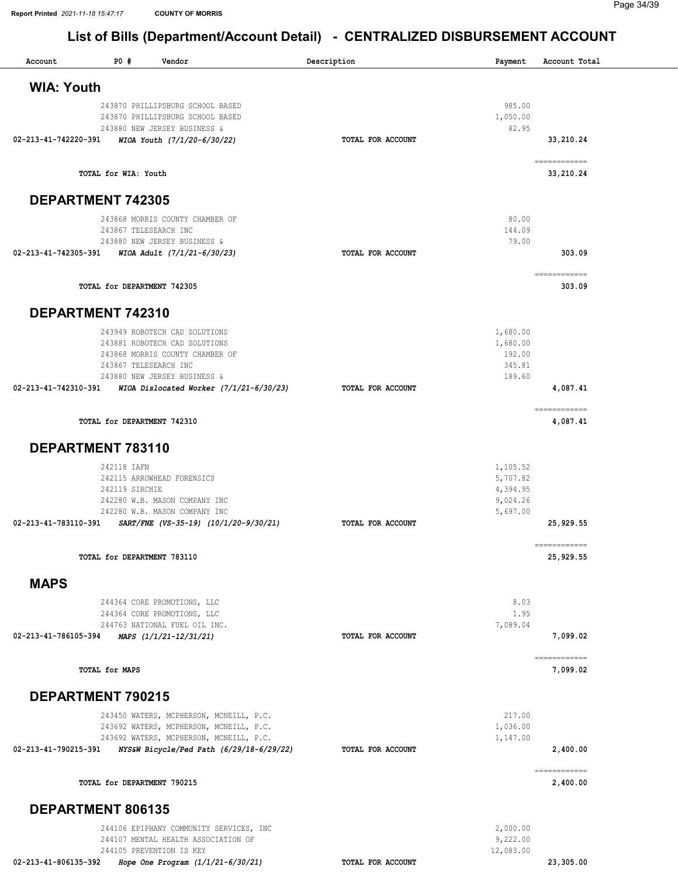## List of Bills (Department/Account Detail) - CENTRALIZED DISBURSEMENT ACCOUNT

| Account | PO # | Vendor | Description | Payment | Account Total |
|---|---|---|---|---|---|

### WIA: Youth

| Account | PO # | Vendor | Description | Payment | Account Total |
|---|---|---|---|---|---|
| | 243870 | PHILLIPSBURG SCHOOL BASED | | 985.00 | |
| | 243870 | PHILLIPSBURG SCHOOL BASED | | 1,050.00 | |
| | 243880 | NEW JERSEY BUSINESS & | | 82.95 | |
| **02-213-41-742220-391** | | ***WIOA Youth (7/1/20-6/30/22)*** | **TOTAL FOR ACCOUNT** | | **33,210.24** |
| | | **TOTAL for WIA: Youth** | | | **33,210.24** |

### DEPARTMENT 742305

| Account | PO # | Vendor | Description | Payment | Account Total |
|---|---|---|---|---|---|
| | 243868 | MORRIS COUNTY CHAMBER OF | | 80.00 | |
| | 243867 | TELESEARCH INC | | 144.09 | |
| | 243880 | NEW JERSEY BUSINESS & | | 79.00 | |
| **02-213-41-742305-391** | | ***WIOA Adult (7/1/21-6/30/23)*** | **TOTAL FOR ACCOUNT** | | **303.09** |
| | | **TOTAL for DEPARTMENT 742305** | | | **303.09** |

### DEPARTMENT 742310

| Account | PO # | Vendor | Description | Payment | Account Total |
|---|---|---|---|---|---|
| | 243949 | ROBOTECH CAD SOLUTIONS | | 1,680.00 | |
| | 243881 | ROBOTECH CAD SOLUTIONS | | 1,680.00 | |
| | 243868 | MORRIS COUNTY CHAMBER OF | | 192.00 | |
| | 243867 | TELESEARCH INC | | 345.81 | |
| | 243880 | NEW JERSEY BUSINESS & | | 189.60 | |
| **02-213-41-742310-391** | | ***WIOA Dislocated Worker (7/1/21-6/30/23)*** | **TOTAL FOR ACCOUNT** | | **4,087.41** |
| | | **TOTAL for DEPARTMENT 742310** | | | **4,087.41** |

### DEPARTMENT 783110

| Account | PO # | Vendor | Description | Payment | Account Total |
|---|---|---|---|---|---|
| | 242118 | IAFN | | 1,105.52 | |
| | 242115 | ARROWHEAD FORENSICS | | 5,707.82 | |
| | 242119 | SIRCHIE | | 4,394.95 | |
| | 242280 | W.B. MASON COMPANY INC | | 9,024.26 | |
| | 242280 | W.B. MASON COMPANY INC | | 5,697.00 | |
| **02-213-41-783110-391** | | ***SART/FNE (VS-35-19) (10/1/20-9/30/21)*** | **TOTAL FOR ACCOUNT** | | **25,929.55** |
| | | **TOTAL for DEPARTMENT 783110** | | | **25,929.55** |

### MAPS

| Account | PO # | Vendor | Description | Payment | Account Total |
|---|---|---|---|---|---|
| | 244364 | CORE PROMOTIONS, LLC | | 8.03 | |
| | 244364 | CORE PROMOTIONS, LLC | | 1.95 | |
| | 244763 | NATIONAL FUEL OIL INC. | | 7,089.04 | |
| **02-213-41-786105-394** | | ***MAPS (1/1/21-12/31/21)*** | **TOTAL FOR ACCOUNT** | | **7,099.02** |
| | | **TOTAL for MAPS** | | | **7,099.02** |

### DEPARTMENT 790215

| Account | PO # | Vendor | Description | Payment | Account Total |
|---|---|---|---|---|---|
| | 243450 | WATERS, MCPHERSON, MCNEILL, P.C. | | 217.00 | |
| | 243692 | WATERS, MCPHERSON, MCNEILL, P.C. | | 1,036.00 | |
| | 243692 | WATERS, MCPHERSON, MCNEILL, P.C. | | 1,147.00 | |
| **02-213-41-790215-391** | | ***NYS&W Bicycle/Ped Path (6/29/18-6/29/22)*** | **TOTAL FOR ACCOUNT** | | **2,400.00** |
| | | **TOTAL for DEPARTMENT 790215** | | | **2,400.00** |

### DEPARTMENT 806135

| Account | PO # | Vendor | Description | Payment | Account Total |
|---|---|---|---|---|---|
| | 244106 | EPIPHANY COMMUNITY SERVICES, INC | | 2,000.00 | |
| | 244107 | MENTAL HEALTH ASSOCIATION OF | | 9,222.00 | |
| | 244105 | PREVENTION IS KEY | | 12,083.00 | |
| **02-213-41-806135-392** | | ***Hope One Program (1/1/21-6/30/21)*** | **TOTAL FOR ACCOUNT** | | **23,305.00** |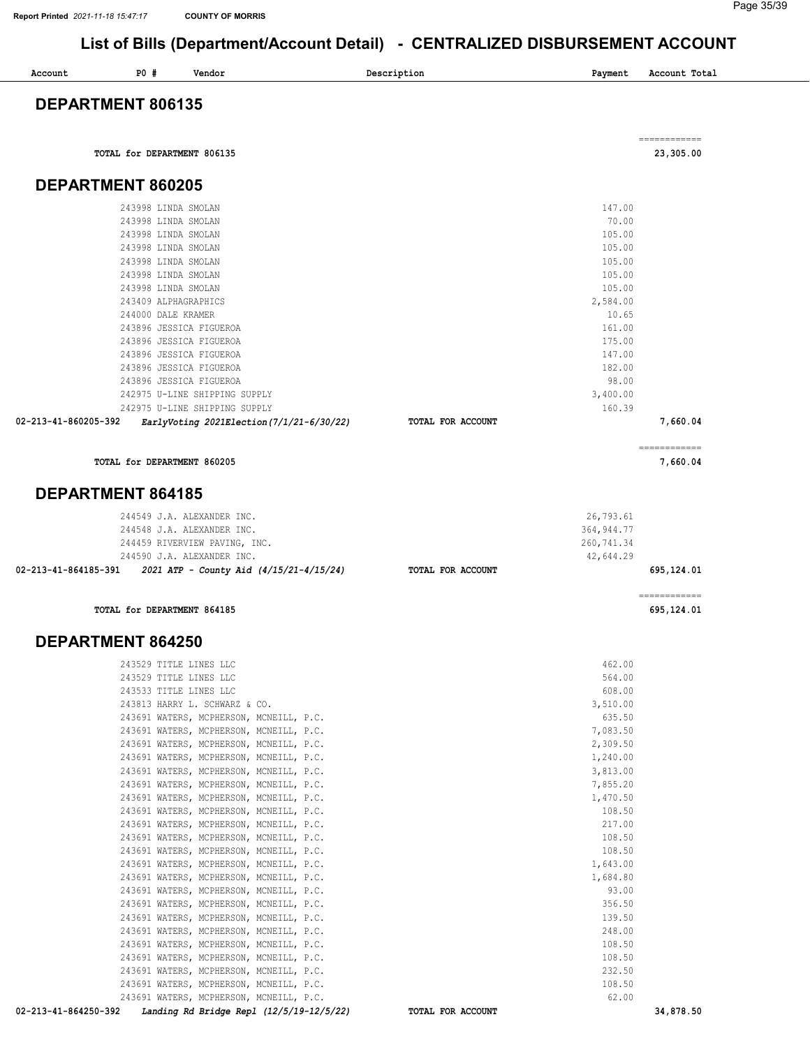# List of Bills (Department/Account Detail) - CENTRALIZED DISBURSEMENT ACCOUNT

| Account | PO # | Vendor | Description | Payment | Account Total |
|---|---|---|---|---|---|

## DEPARTMENT 806135

| | | | | | |
|---|---|---|---|---|---|
| | | TOTAL for DEPARTMENT 806135 | | | 23,305.00 |

## DEPARTMENT 860205

| Account | PO # | Vendor | Description | Payment | Account Total |
|---|---|---|---|---|---|
| | 243998 | LINDA SMOLAN | | 147.00 | |
| | 243998 | LINDA SMOLAN | | 70.00 | |
| | 243998 | LINDA SMOLAN | | 105.00 | |
| | 243998 | LINDA SMOLAN | | 105.00 | |
| | 243998 | LINDA SMOLAN | | 105.00 | |
| | 243998 | LINDA SMOLAN | | 105.00 | |
| | 243998 | LINDA SMOLAN | | 105.00 | |
| | 243409 | ALPHAGRAPHICS | | 2,584.00 | |
| | 244000 | DALE KRAMER | | 10.65 | |
| | 243896 | JESSICA FIGUEROA | | 161.00 | |
| | 243896 | JESSICA FIGUEROA | | 175.00 | |
| | 243896 | JESSICA FIGUEROA | | 147.00 | |
| | 243896 | JESSICA FIGUEROA | | 182.00 | |
| | 243896 | JESSICA FIGUEROA | | 98.00 | |
| | 242975 | U-LINE SHIPPING SUPPLY | | 3,400.00 | |
| | 242975 | U-LINE SHIPPING SUPPLY | | 160.39 | |
| 02-213-41-860205-392 | | *EarlyVoting 2021Election(7/1/21-6/30/22)* | TOTAL FOR ACCOUNT | | 7,660.04 |
| | | TOTAL for DEPARTMENT 860205 | | | 7,660.04 |

## DEPARTMENT 864185

| Account | PO # | Vendor | Description | Payment | Account Total |
|---|---|---|---|---|---|
| | 244549 | J.A. ALEXANDER INC. | | 26,793.61 | |
| | 244548 | J.A. ALEXANDER INC. | | 364,944.77 | |
| | 244459 | RIVERVIEW PAVING, INC. | | 260,741.34 | |
| | 244590 | J.A. ALEXANDER INC. | | 42,644.29 | |
| 02-213-41-864185-391 | | *2021 ATP - County Aid (4/15/21-4/15/24)* | TOTAL FOR ACCOUNT | | 695,124.01 |
| | | TOTAL for DEPARTMENT 864185 | | | 695,124.01 |

## DEPARTMENT 864250

| Account | PO # | Vendor | Description | Payment | Account Total |
|---|---|---|---|---|---|
| | 243529 | TITLE LINES LLC | | 462.00 | |
| | 243529 | TITLE LINES LLC | | 564.00 | |
| | 243533 | TITLE LINES LLC | | 608.00 | |
| | 243813 | HARRY L. SCHWARZ & CO. | | 3,510.00 | |
| | 243691 | WATERS, MCPHERSON, MCNEILL, P.C. | | 635.50 | |
| | 243691 | WATERS, MCPHERSON, MCNEILL, P.C. | | 7,083.50 | |
| | 243691 | WATERS, MCPHERSON, MCNEILL, P.C. | | 2,309.50 | |
| | 243691 | WATERS, MCPHERSON, MCNEILL, P.C. | | 1,240.00 | |
| | 243691 | WATERS, MCPHERSON, MCNEILL, P.C. | | 3,813.00 | |
| | 243691 | WATERS, MCPHERSON, MCNEILL, P.C. | | 7,855.20 | |
| | 243691 | WATERS, MCPHERSON, MCNEILL, P.C. | | 1,470.50 | |
| | 243691 | WATERS, MCPHERSON, MCNEILL, P.C. | | 108.50 | |
| | 243691 | WATERS, MCPHERSON, MCNEILL, P.C. | | 217.00 | |
| | 243691 | WATERS, MCPHERSON, MCNEILL, P.C. | | 108.50 | |
| | 243691 | WATERS, MCPHERSON, MCNEILL, P.C. | | 108.50 | |
| | 243691 | WATERS, MCPHERSON, MCNEILL, P.C. | | 1,643.00 | |
| | 243691 | WATERS, MCPHERSON, MCNEILL, P.C. | | 1,684.80 | |
| | 243691 | WATERS, MCPHERSON, MCNEILL, P.C. | | 93.00 | |
| | 243691 | WATERS, MCPHERSON, MCNEILL, P.C. | | 356.50 | |
| | 243691 | WATERS, MCPHERSON, MCNEILL, P.C. | | 139.50 | |
| | 243691 | WATERS, MCPHERSON, MCNEILL, P.C. | | 248.00 | |
| | 243691 | WATERS, MCPHERSON, MCNEILL, P.C. | | 108.50 | |
| | 243691 | WATERS, MCPHERSON, MCNEILL, P.C. | | 108.50 | |
| | 243691 | WATERS, MCPHERSON, MCNEILL, P.C. | | 232.50 | |
| | 243691 | WATERS, MCPHERSON, MCNEILL, P.C. | | 108.50 | |
| | 243691 | WATERS, MCPHERSON, MCNEILL, P.C. | | 62.00 | |
| 02-213-41-864250-392 | | *Landing Rd Bridge Repl (12/5/19-12/5/22)* | TOTAL FOR ACCOUNT | | 34,878.50 |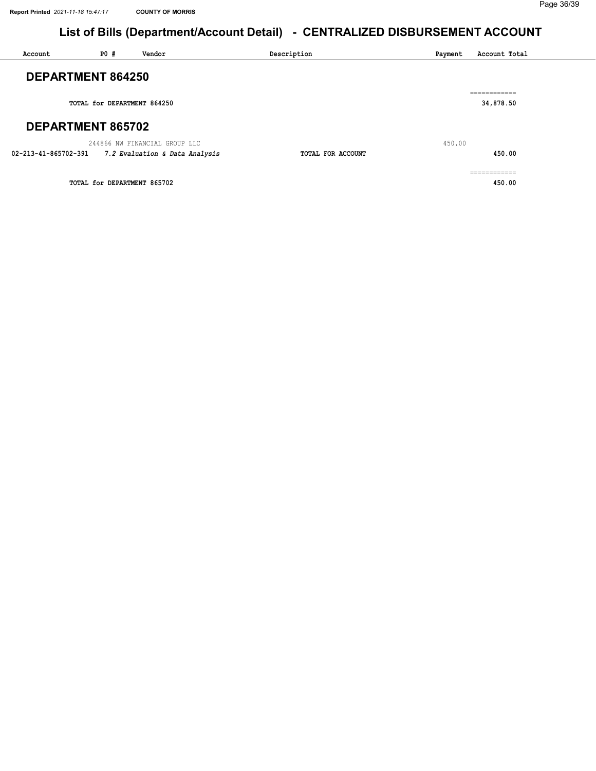# List of Bills (Department/Account Detail) - CENTRALIZED DISBURSEMENT ACCOUNT

| Account | PO # | Vendor | Description | Payment | Account Total |
|---|---|---|---|---|---|

## DEPARTMENT 864250

| | | | | | |
|---|---|---|---|---|---|
| | TOTAL for DEPARTMENT 864250 | | | | ============ 34,878.50 |

## DEPARTMENT 865702

| Account | PO # | Vendor | Description | Payment | Account Total |
|---|---|---|---|---|---|
| | 244866 | NW FINANCIAL GROUP LLC | | 450.00 | |
| 02-213-41-865702-391 | *7.2 Evaluation & Data Analysis* | | TOTAL FOR ACCOUNT | | 450.00 |
| | TOTAL for DEPARTMENT 865702 | | | | ============ 450.00 |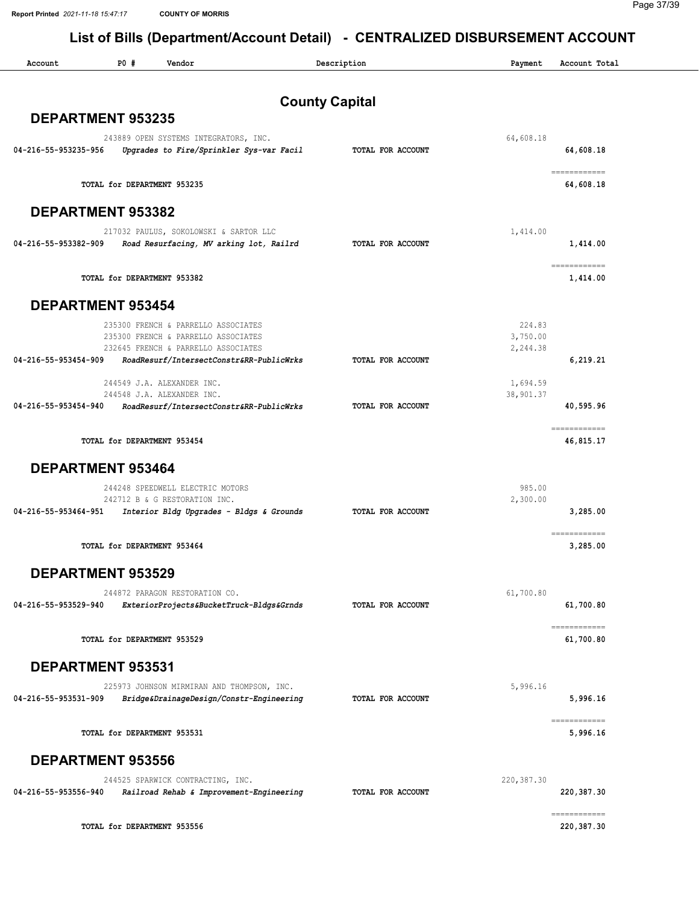# List of Bills (Department/Account Detail) - CENTRALIZED DISBURSEMENT ACCOUNT

| Account | PO # | Vendor | Description | Payment | Account Total |
|---|---|---|---|---|---|

## County Capital

### DEPARTMENT 953235

| Account | PO # | Vendor / Description | | Payment | Account Total |
|---|---|---|---|---|---|
| | 243889 | OPEN SYSTEMS INTEGRATORS, INC. | | 64,608.18 | |
| 04-216-55-953235-956 | | *Upgrades to Fire/Sprinkler Sys-var Facil* | TOTAL FOR ACCOUNT | | 64,608.18 |
| | | TOTAL for DEPARTMENT 953235 | | | 64,608.18 |

### DEPARTMENT 953382

| Account | PO # | Vendor / Description | | Payment | Account Total |
|---|---|---|---|---|---|
| | 217032 | PAULUS, SOKOLOWSKI & SARTOR LLC | | 1,414.00 | |
| 04-216-55-953382-909 | | *Road Resurfacing, MV arking lot, Railrd* | TOTAL FOR ACCOUNT | | 1,414.00 |
| | | TOTAL for DEPARTMENT 953382 | | | 1,414.00 |

### DEPARTMENT 953454

| Account | PO # | Vendor / Description | | Payment | Account Total |
|---|---|---|---|---|---|
| | 235300 | FRENCH & PARRELLO ASSOCIATES | | 224.83 | |
| | 235300 | FRENCH & PARRELLO ASSOCIATES | | 3,750.00 | |
| | 232645 | FRENCH & PARRELLO ASSOCIATES | | 2,244.38 | |
| 04-216-55-953454-909 | | *RoadResurf/IntersectConstr&RR-PublicWrks* | TOTAL FOR ACCOUNT | | 6,219.21 |
| | 244549 | J.A. ALEXANDER INC. | | 1,694.59 | |
| | 244548 | J.A. ALEXANDER INC. | | 38,901.37 | |
| 04-216-55-953454-940 | | *RoadResurf/IntersectConstr&RR-PublicWrks* | TOTAL FOR ACCOUNT | | 40,595.96 |
| | | TOTAL for DEPARTMENT 953454 | | | 46,815.17 |

### DEPARTMENT 953464

| Account | PO # | Vendor / Description | | Payment | Account Total |
|---|---|---|---|---|---|
| | 244248 | SPEEDWELL ELECTRIC MOTORS | | 985.00 | |
| | 242712 | B & G RESTORATION INC. | | 2,300.00 | |
| 04-216-55-953464-951 | | *Interior Bldg Upgrades - Bldgs & Grounds* | TOTAL FOR ACCOUNT | | 3,285.00 |
| | | TOTAL for DEPARTMENT 953464 | | | 3,285.00 |

### DEPARTMENT 953529

| Account | PO # | Vendor / Description | | Payment | Account Total |
|---|---|---|---|---|---|
| | 244872 | PARAGON RESTORATION CO. | | 61,700.80 | |
| 04-216-55-953529-940 | | *ExteriorProjects&BucketTruck-Bldgs&Grnds* | TOTAL FOR ACCOUNT | | 61,700.80 |
| | | TOTAL for DEPARTMENT 953529 | | | 61,700.80 |

### DEPARTMENT 953531

| Account | PO # | Vendor / Description | | Payment | Account Total |
|---|---|---|---|---|---|
| | 225973 | JOHNSON MIRMIRAN AND THOMPSON, INC. | | 5,996.16 | |
| 04-216-55-953531-909 | | *Bridge&DrainageDesign/Constr-Engineering* | TOTAL FOR ACCOUNT | | 5,996.16 |
| | | TOTAL for DEPARTMENT 953531 | | | 5,996.16 |

### DEPARTMENT 953556

| Account | PO # | Vendor / Description | | Payment | Account Total |
|---|---|---|---|---|---|
| | 244525 | SPARWICK CONTRACTING, INC. | | 220,387.30 | |
| 04-216-55-953556-940 | | *Railroad Rehab & Improvement-Engineering* | TOTAL FOR ACCOUNT | | 220,387.30 |
| | | TOTAL for DEPARTMENT 953556 | | | 220,387.30 |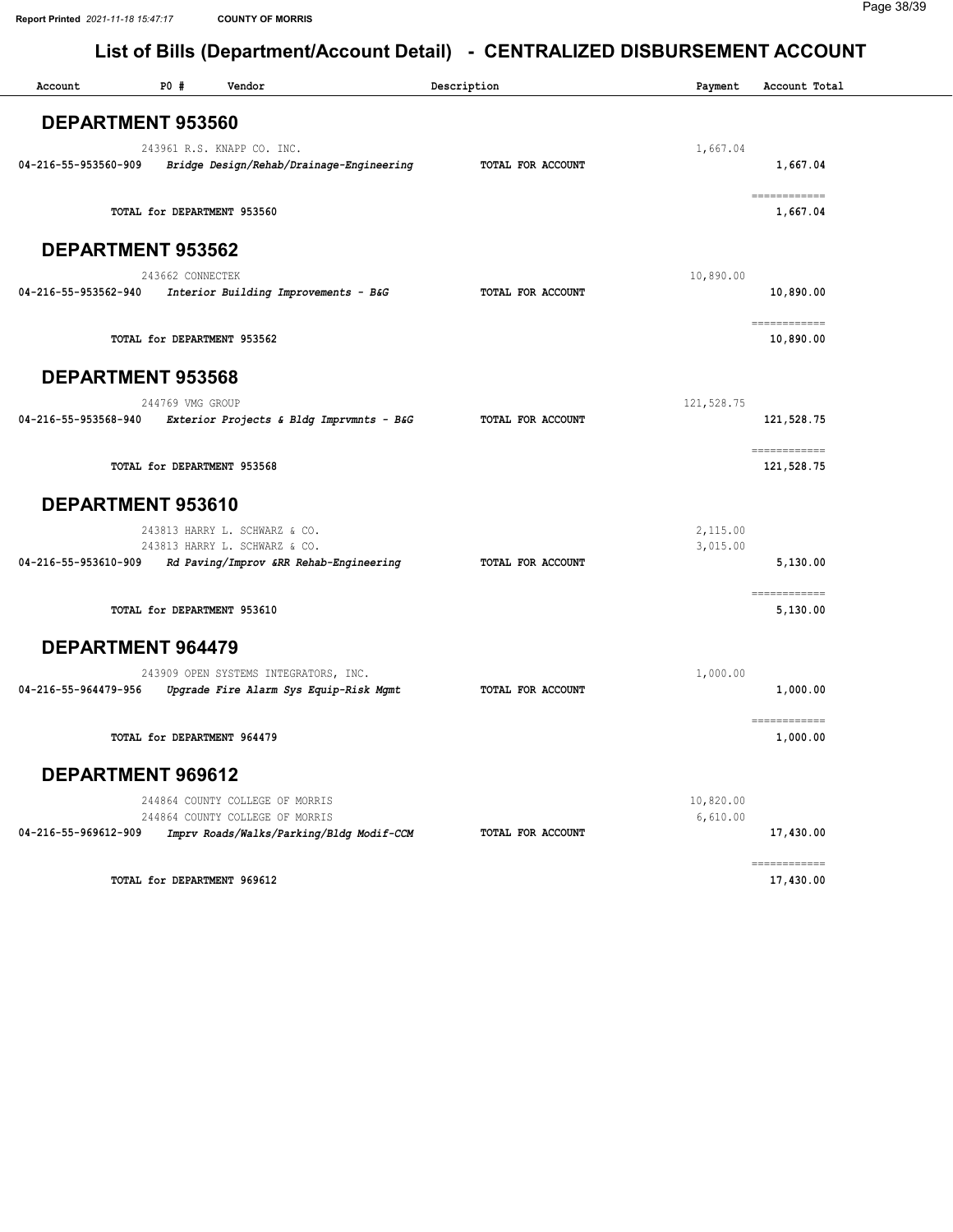# List of Bills (Department/Account Detail) - CENTRALIZED DISBURSEMENT ACCOUNT

| Account | PO # | Vendor | Description | Payment | Account Total |
|---|---|---|---|---|---|

## DEPARTMENT 953560

| Account | PO # | Vendor | Description | Payment | Account Total |
|---|---|---|---|---|---|
| | 243961 | R.S. KNAPP CO. INC. | | 1,667.04 | |
| 04-216-55-953560-909 | | *Bridge Design/Rehab/Drainage-Engineering* | TOTAL FOR ACCOUNT | | 1,667.04 |
| | | | | | ============ |
| | TOTAL for DEPARTMENT 953560 | | | | 1,667.04 |

## DEPARTMENT 953562

| Account | PO # | Vendor | Description | Payment | Account Total |
|---|---|---|---|---|---|
| | 243662 | CONNECTEK | | 10,890.00 | |
| 04-216-55-953562-940 | | *Interior Building Improvements - B&G* | TOTAL FOR ACCOUNT | | 10,890.00 |
| | | | | | ============ |
| | TOTAL for DEPARTMENT 953562 | | | | 10,890.00 |

## DEPARTMENT 953568

| Account | PO # | Vendor | Description | Payment | Account Total |
|---|---|---|---|---|---|
| | 244769 | VMG GROUP | | 121,528.75 | |
| 04-216-55-953568-940 | | *Exterior Projects & Bldg Imprvmnts - B&G* | TOTAL FOR ACCOUNT | | 121,528.75 |
| | | | | | ============ |
| | TOTAL for DEPARTMENT 953568 | | | | 121,528.75 |

## DEPARTMENT 953610

| Account | PO # | Vendor | Description | Payment | Account Total |
|---|---|---|---|---|---|
| | 243813 | HARRY L. SCHWARZ & CO. | | 2,115.00 | |
| | 243813 | HARRY L. SCHWARZ & CO. | | 3,015.00 | |
| 04-216-55-953610-909 | | *Rd Paving/Improv &RR Rehab-Engineering* | TOTAL FOR ACCOUNT | | 5,130.00 |
| | | | | | ============ |
| | TOTAL for DEPARTMENT 953610 | | | | 5,130.00 |

## DEPARTMENT 964479

| Account | PO # | Vendor | Description | Payment | Account Total |
|---|---|---|---|---|---|
| | 243909 | OPEN SYSTEMS INTEGRATORS, INC. | | 1,000.00 | |
| 04-216-55-964479-956 | | *Upgrade Fire Alarm Sys Equip-Risk Mgmt* | TOTAL FOR ACCOUNT | | 1,000.00 |
| | | | | | ============ |
| | TOTAL for DEPARTMENT 964479 | | | | 1,000.00 |

## DEPARTMENT 969612

| Account | PO # | Vendor | Description | Payment | Account Total |
|---|---|---|---|---|---|
| | 244864 | COUNTY COLLEGE OF MORRIS | | 10,820.00 | |
| | 244864 | COUNTY COLLEGE OF MORRIS | | 6,610.00 | |
| 04-216-55-969612-909 | | *Imprv Roads/Walks/Parking/Bldg Modif-CCM* | TOTAL FOR ACCOUNT | | 17,430.00 |
| | | | | | ============ |
| | TOTAL for DEPARTMENT 969612 | | | | 17,430.00 |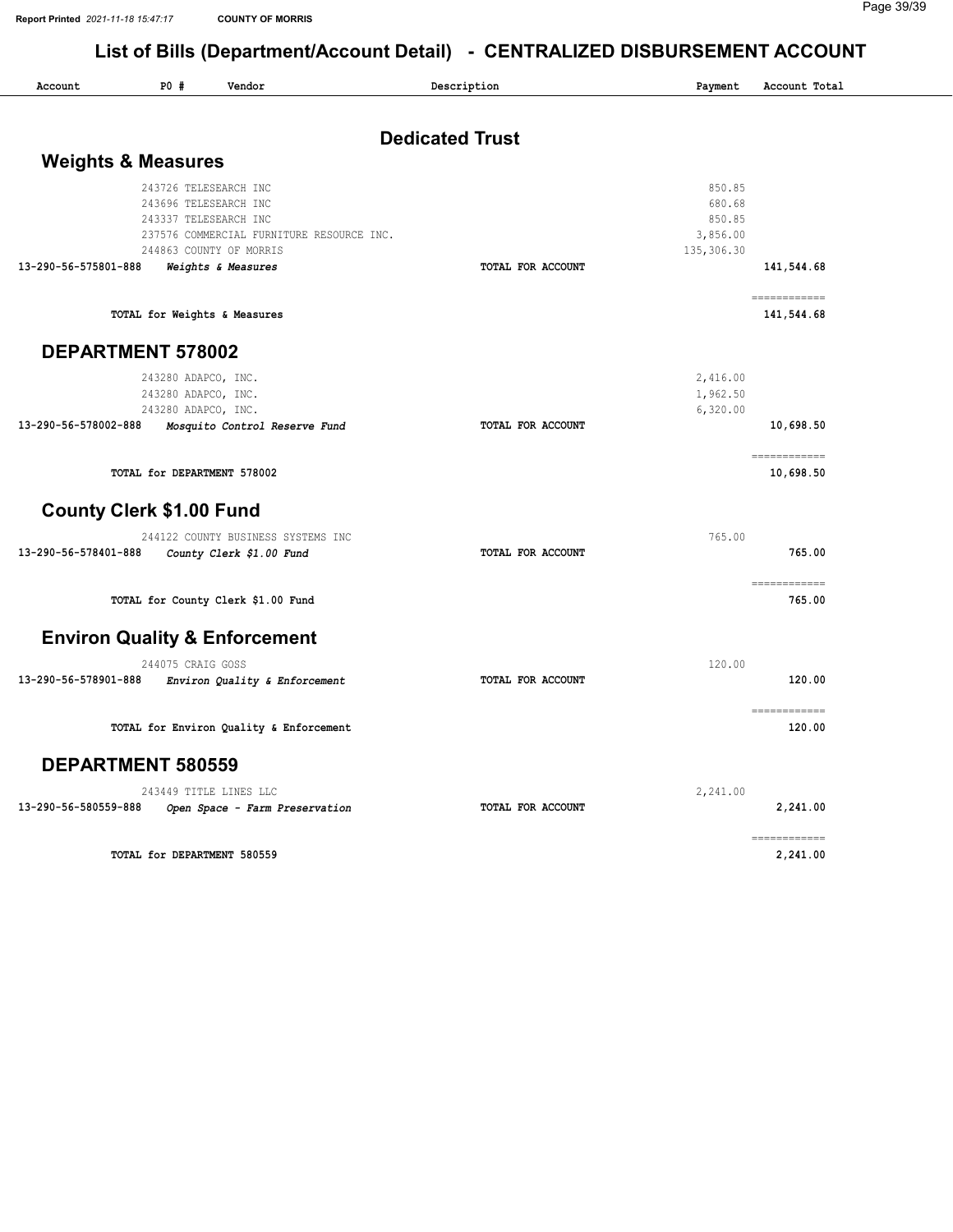# List of Bills (Department/Account Detail) - CENTRALIZED DISBURSEMENT ACCOUNT

| Account | PO # | Vendor | Description | Payment | Account Total |
|---|---|---|---|---|---|

## Dedicated Trust

### Weights & Measures

| Account | PO # | Vendor | Description | Payment | Account Total |
|---|---|---|---|---|---|
| | 243726 | TELESEARCH INC | | 850.85 | |
| | 243696 | TELESEARCH INC | | 680.68 | |
| | 243337 | TELESEARCH INC | | 850.85 | |
| | 237576 | COMMERCIAL FURNITURE RESOURCE INC. | | 3,856.00 | |
| | 244863 | COUNTY OF MORRIS | | 135,306.30 | |
| **13-290-56-575801-888** | | ***Weights & Measures*** | **TOTAL FOR ACCOUNT** | | **141,544.68** |
| | | **TOTAL for Weights & Measures** | | | **141,544.68** |

### DEPARTMENT 578002

| Account | PO # | Vendor | Description | Payment | Account Total |
|---|---|---|---|---|---|
| | 243280 | ADAPCO, INC. | | 2,416.00 | |
| | 243280 | ADAPCO, INC. | | 1,962.50 | |
| | 243280 | ADAPCO, INC. | | 6,320.00 | |
| **13-290-56-578002-888** | | ***Mosquito Control Reserve Fund*** | **TOTAL FOR ACCOUNT** | | **10,698.50** |
| | | **TOTAL for DEPARTMENT 578002** | | | **10,698.50** |

### County Clerk $1.00 Fund

| Account | PO # | Vendor | Description | Payment | Account Total |
|---|---|---|---|---|---|
| | 244122 | COUNTY BUSINESS SYSTEMS INC | | 765.00 | |
| **13-290-56-578401-888** | | ***County Clerk $1.00 Fund*** | **TOTAL FOR ACCOUNT** | | **765.00** |
| | | **TOTAL for County Clerk $1.00 Fund** | | | **765.00** |

### Environ Quality & Enforcement

| Account | PO # | Vendor | Description | Payment | Account Total |
|---|---|---|---|---|---|
| | 244075 | CRAIG GOSS | | 120.00 | |
| **13-290-56-578901-888** | | ***Environ Quality & Enforcement*** | **TOTAL FOR ACCOUNT** | | **120.00** |
| | | **TOTAL for Environ Quality & Enforcement** | | | **120.00** |

### DEPARTMENT 580559

| Account | PO # | Vendor | Description | Payment | Account Total |
|---|---|---|---|---|---|
| | 243449 | TITLE LINES LLC | | 2,241.00 | |
| **13-290-56-580559-888** | | ***Open Space - Farm Preservation*** | **TOTAL FOR ACCOUNT** | | **2,241.00** |
| | | **TOTAL for DEPARTMENT 580559** | | | **2,241.00** |